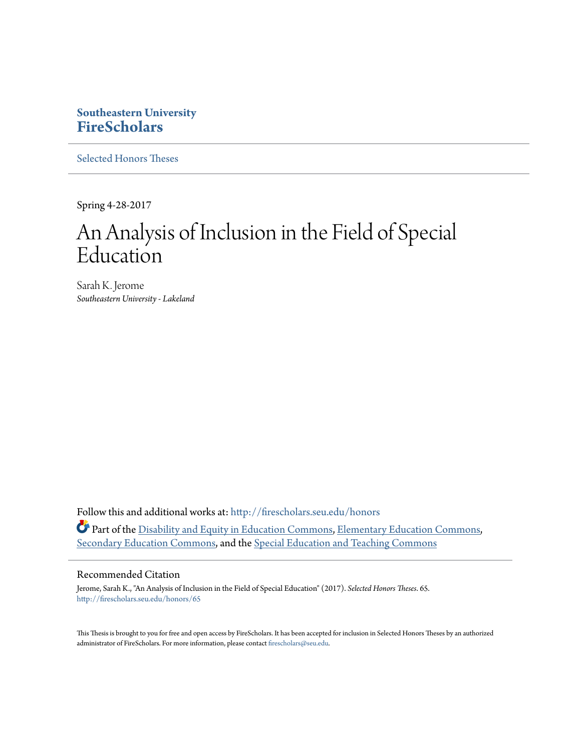**Southeastern University**
**FireScholars**

Selected Honors Theses

Spring 4-28-2017

# An Analysis of Inclusion in the Field of Special Education

Sarah K. Jerome
*Southeastern University - Lakeland*

Follow this and additional works at: http://firescholars.seu.edu/honors

Part of the Disability and Equity in Education Commons, Elementary Education Commons, Secondary Education Commons, and the Special Education and Teaching Commons

## Recommended Citation

Jerome, Sarah K., "An Analysis of Inclusion in the Field of Special Education" (2017). *Selected Honors Theses*. 65.
http://firescholars.seu.edu/honors/65

This Thesis is brought to you for free and open access by FireScholars. It has been accepted for inclusion in Selected Honors Theses by an authorized administrator of FireScholars. For more information, please contact firescholars@seu.edu.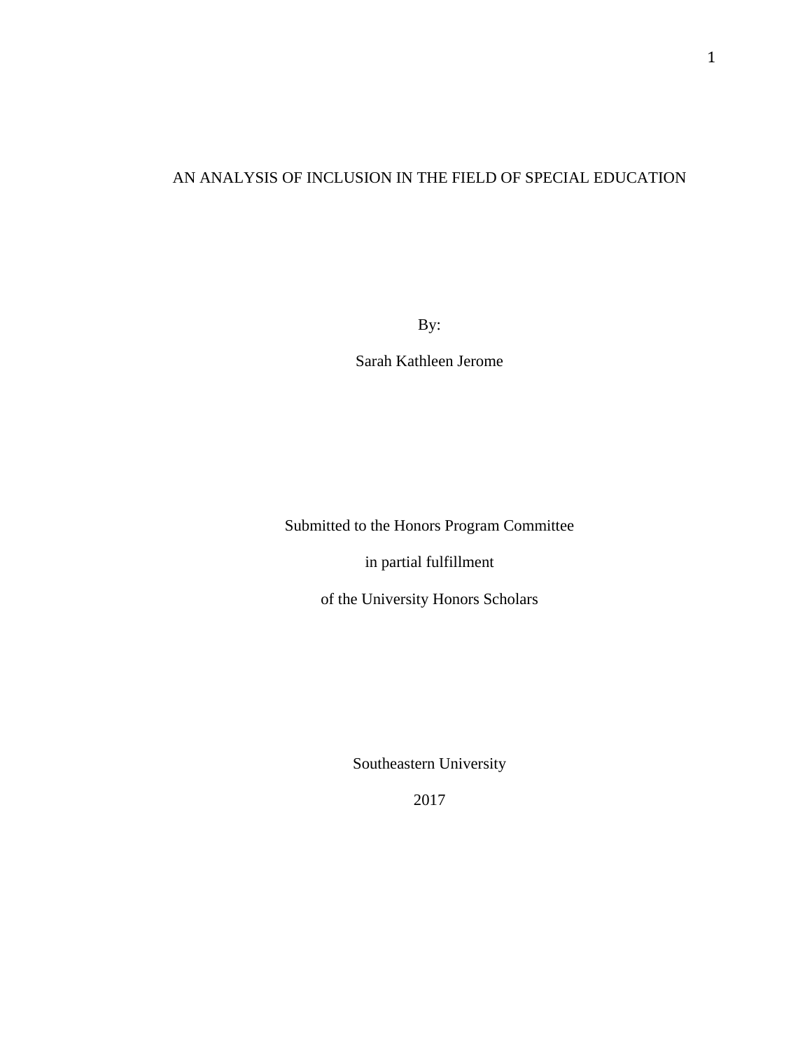# AN ANALYSIS OF INCLUSION IN THE FIELD OF SPECIAL EDUCATION

By:

Sarah Kathleen Jerome

Submitted to the Honors Program Committee

in partial fulfillment

of the University Honors Scholars

Southeastern University

2017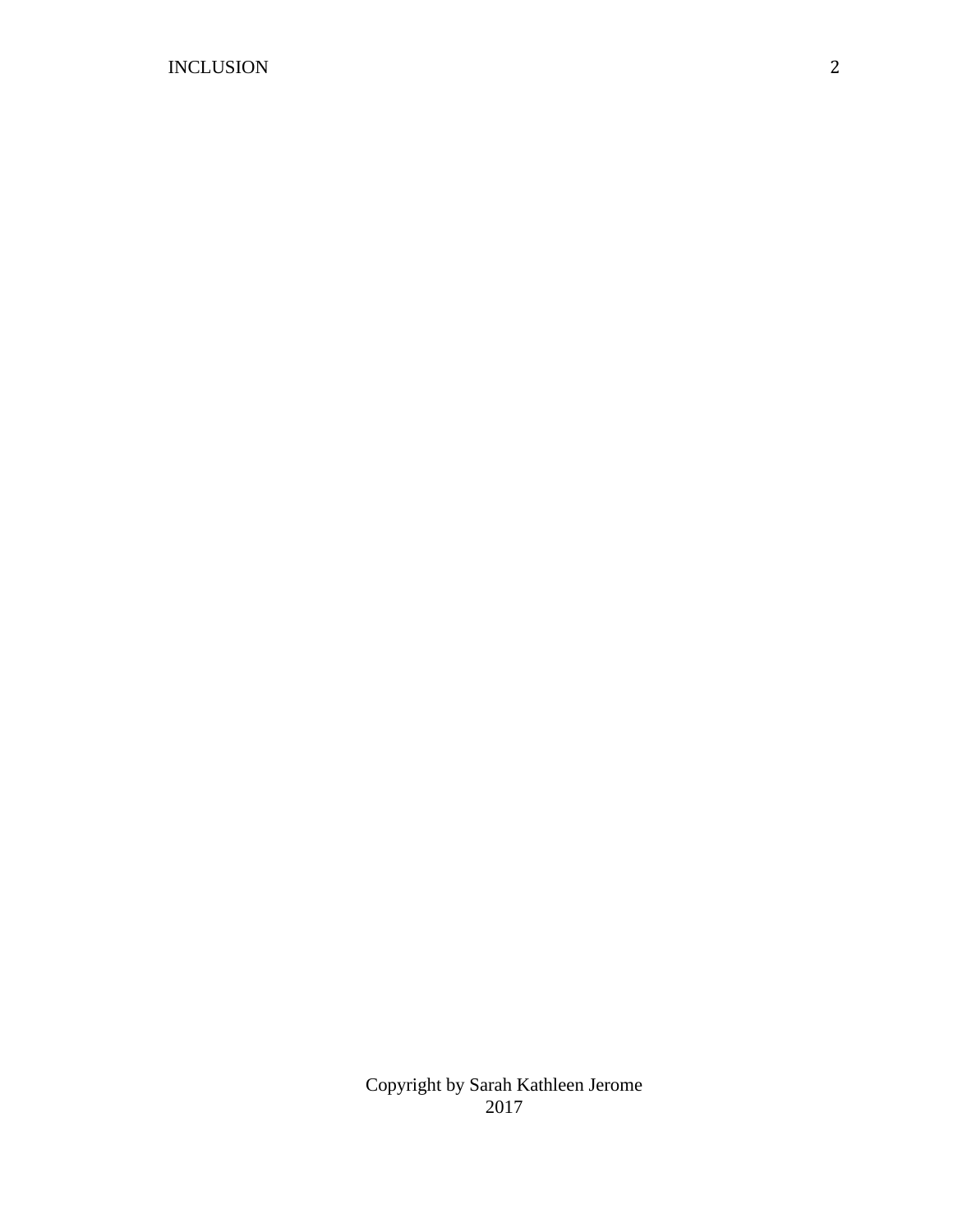Copyright by Sarah Kathleen Jerome
2017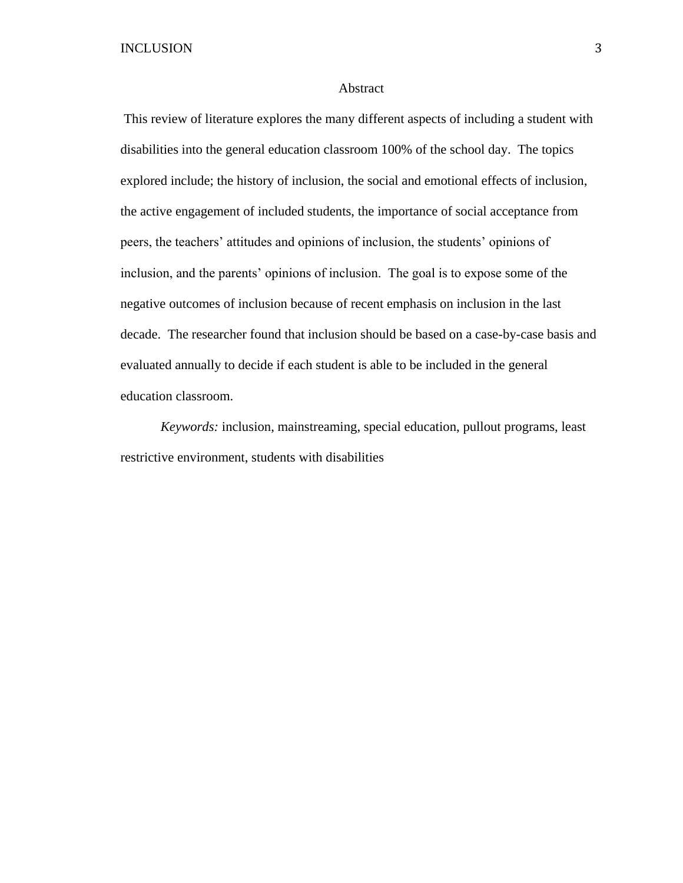# Abstract

This review of literature explores the many different aspects of including a student with disabilities into the general education classroom 100% of the school day. The topics explored include; the history of inclusion, the social and emotional effects of inclusion, the active engagement of included students, the importance of social acceptance from peers, the teachers' attitudes and opinions of inclusion, the students' opinions of inclusion, and the parents' opinions of inclusion. The goal is to expose some of the negative outcomes of inclusion because of recent emphasis on inclusion in the last decade. The researcher found that inclusion should be based on a case-by-case basis and evaluated annually to decide if each student is able to be included in the general education classroom.

*Keywords:* inclusion, mainstreaming, special education, pullout programs, least restrictive environment, students with disabilities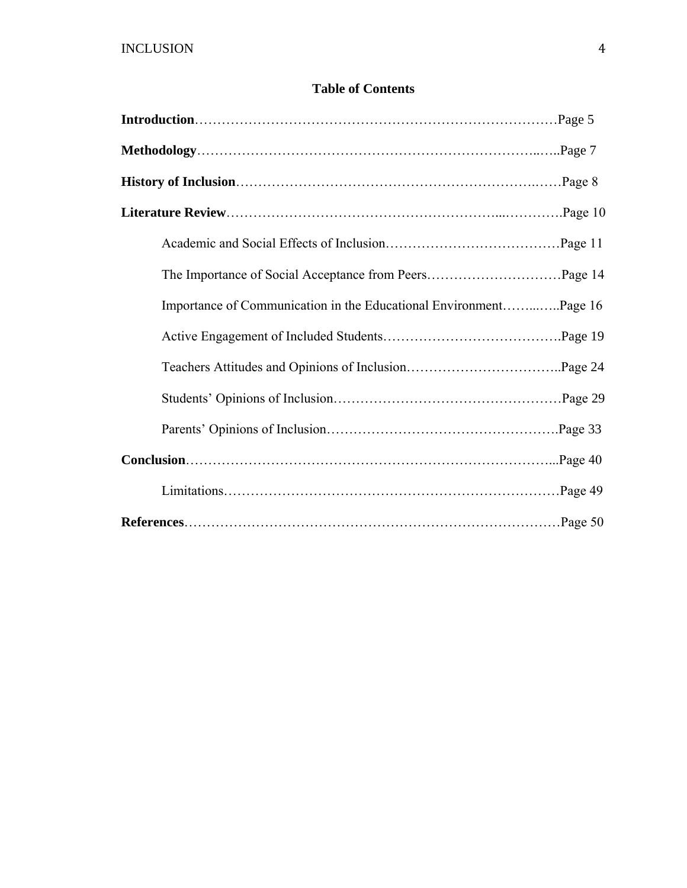## Table of Contents

**Introduction**……………………………………………………………………………Page 5

**Methodology**…………………………………………………………………..…..Page 7

**History of Inclusion**…………………………………………………………..……Page 8

**Literature Review**…………………………………………………...………….Page 10

- Academic and Social Effects of Inclusion…………………………………Page 11
- The Importance of Social Acceptance from Peers…………………………Page 14
- Importance of Communication in the Educational Environment……...…..Page 16
- Active Engagement of Included Students………………………………….Page 19
- Teachers Attitudes and Opinions of Inclusion……………………………..Page 24
- Students' Opinions of Inclusion……………………………………………Page 29
- Parents' Opinions of Inclusion…………………………….……………….Page 33

**Conclusion**…………………………………………………………………...Page 40

- Limitations……………………………………………………….…………Page 49

**References**……………………………………………………………………Page 50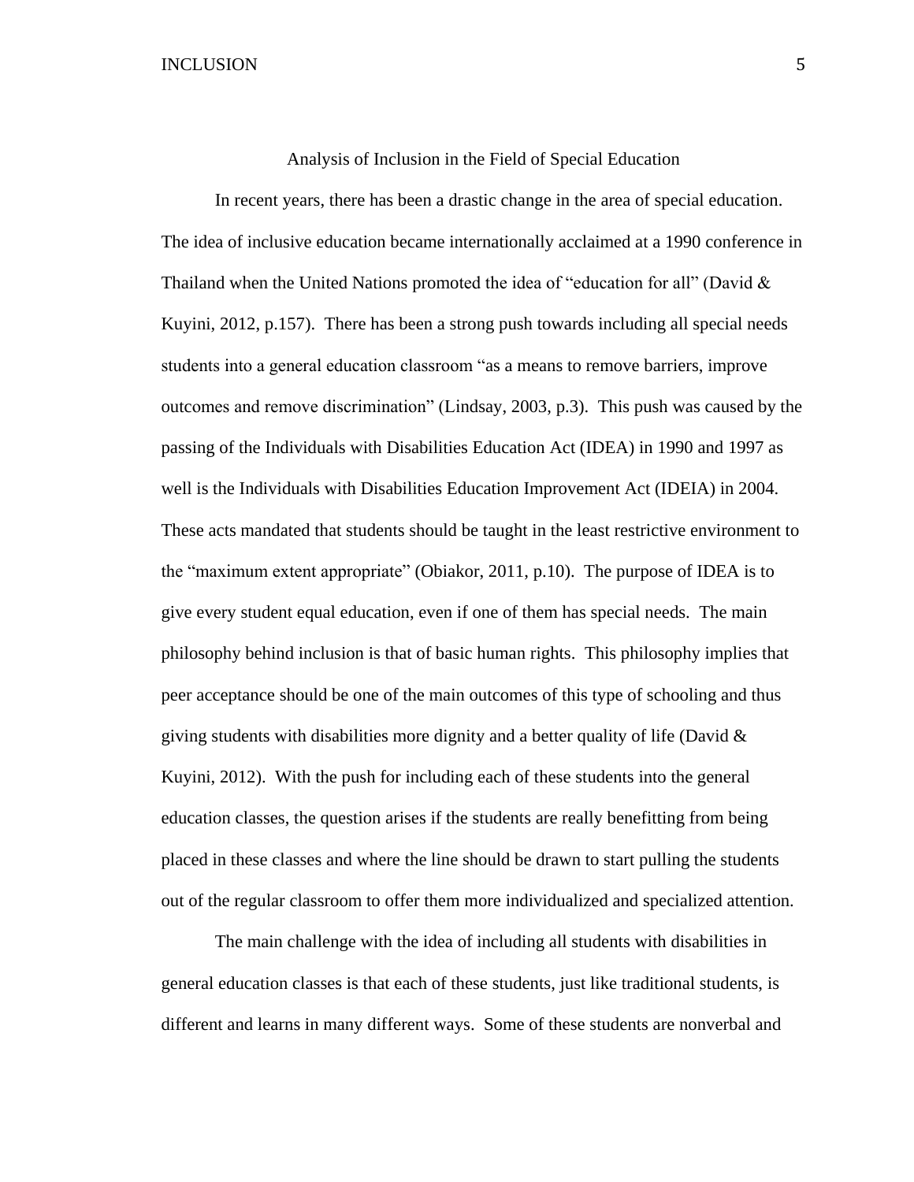# Analysis of Inclusion in the Field of Special Education

In recent years, there has been a drastic change in the area of special education. The idea of inclusive education became internationally acclaimed at a 1990 conference in Thailand when the United Nations promoted the idea of "education for all" (David & Kuyini, 2012, p.157). There has been a strong push towards including all special needs students into a general education classroom "as a means to remove barriers, improve outcomes and remove discrimination" (Lindsay, 2003, p.3). This push was caused by the passing of the Individuals with Disabilities Education Act (IDEA) in 1990 and 1997 as well is the Individuals with Disabilities Education Improvement Act (IDEIA) in 2004. These acts mandated that students should be taught in the least restrictive environment to the "maximum extent appropriate" (Obiakor, 2011, p.10). The purpose of IDEA is to give every student equal education, even if one of them has special needs. The main philosophy behind inclusion is that of basic human rights. This philosophy implies that peer acceptance should be one of the main outcomes of this type of schooling and thus giving students with disabilities more dignity and a better quality of life (David & Kuyini, 2012). With the push for including each of these students into the general education classes, the question arises if the students are really benefitting from being placed in these classes and where the line should be drawn to start pulling the students out of the regular classroom to offer them more individualized and specialized attention.

The main challenge with the idea of including all students with disabilities in general education classes is that each of these students, just like traditional students, is different and learns in many different ways. Some of these students are nonverbal and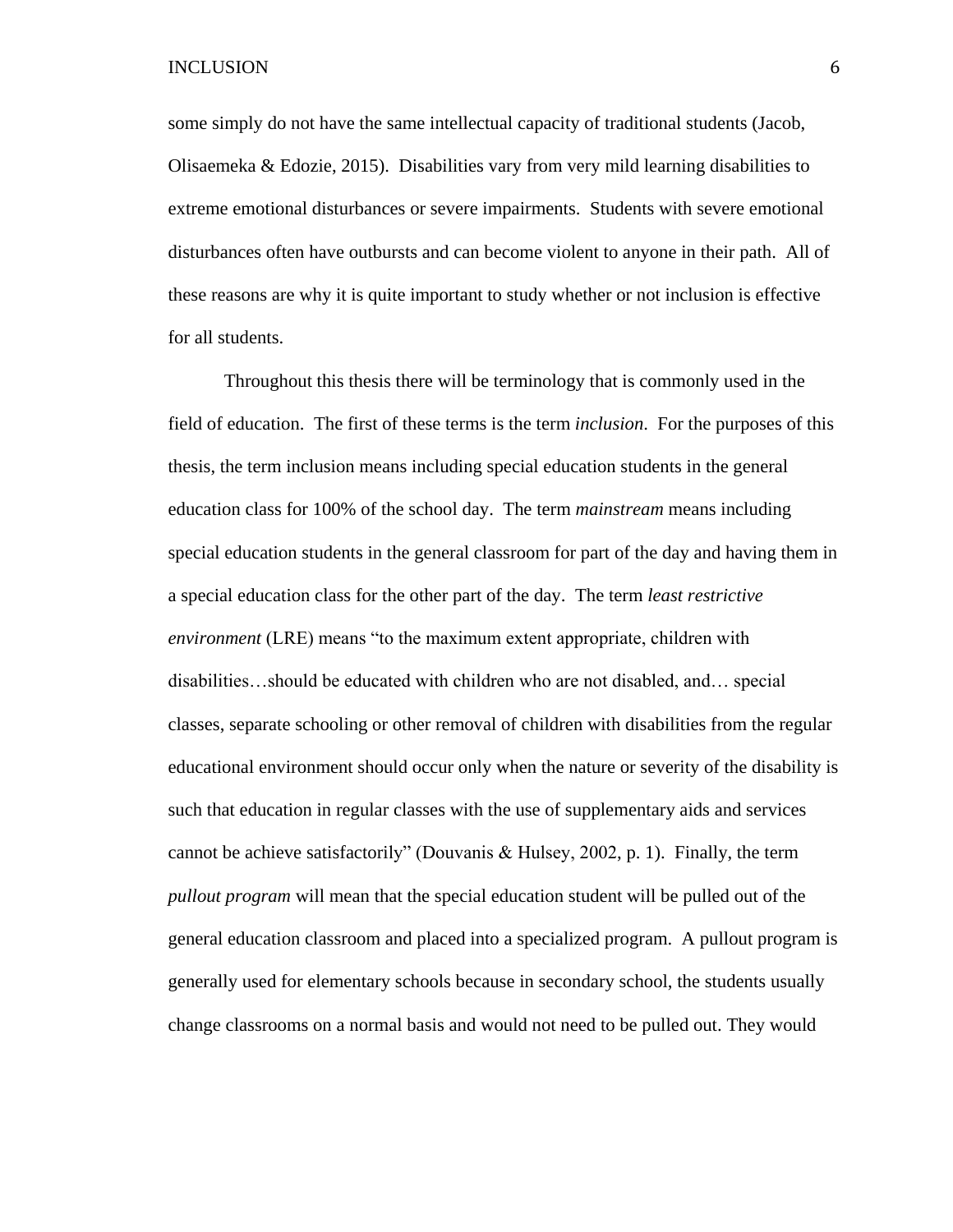some simply do not have the same intellectual capacity of traditional students (Jacob, Olisaemeka & Edozie, 2015). Disabilities vary from very mild learning disabilities to extreme emotional disturbances or severe impairments. Students with severe emotional disturbances often have outbursts and can become violent to anyone in their path. All of these reasons are why it is quite important to study whether or not inclusion is effective for all students.

Throughout this thesis there will be terminology that is commonly used in the field of education. The first of these terms is the term *inclusion*. For the purposes of this thesis, the term inclusion means including special education students in the general education class for 100% of the school day. The term *mainstream* means including special education students in the general classroom for part of the day and having them in a special education class for the other part of the day. The term *least restrictive environment* (LRE) means "to the maximum extent appropriate, children with disabilities…should be educated with children who are not disabled, and… special classes, separate schooling or other removal of children with disabilities from the regular educational environment should occur only when the nature or severity of the disability is such that education in regular classes with the use of supplementary aids and services cannot be achieve satisfactorily" (Douvanis & Hulsey, 2002, p. 1). Finally, the term *pullout program* will mean that the special education student will be pulled out of the general education classroom and placed into a specialized program. A pullout program is generally used for elementary schools because in secondary school, the students usually change classrooms on a normal basis and would not need to be pulled out. They would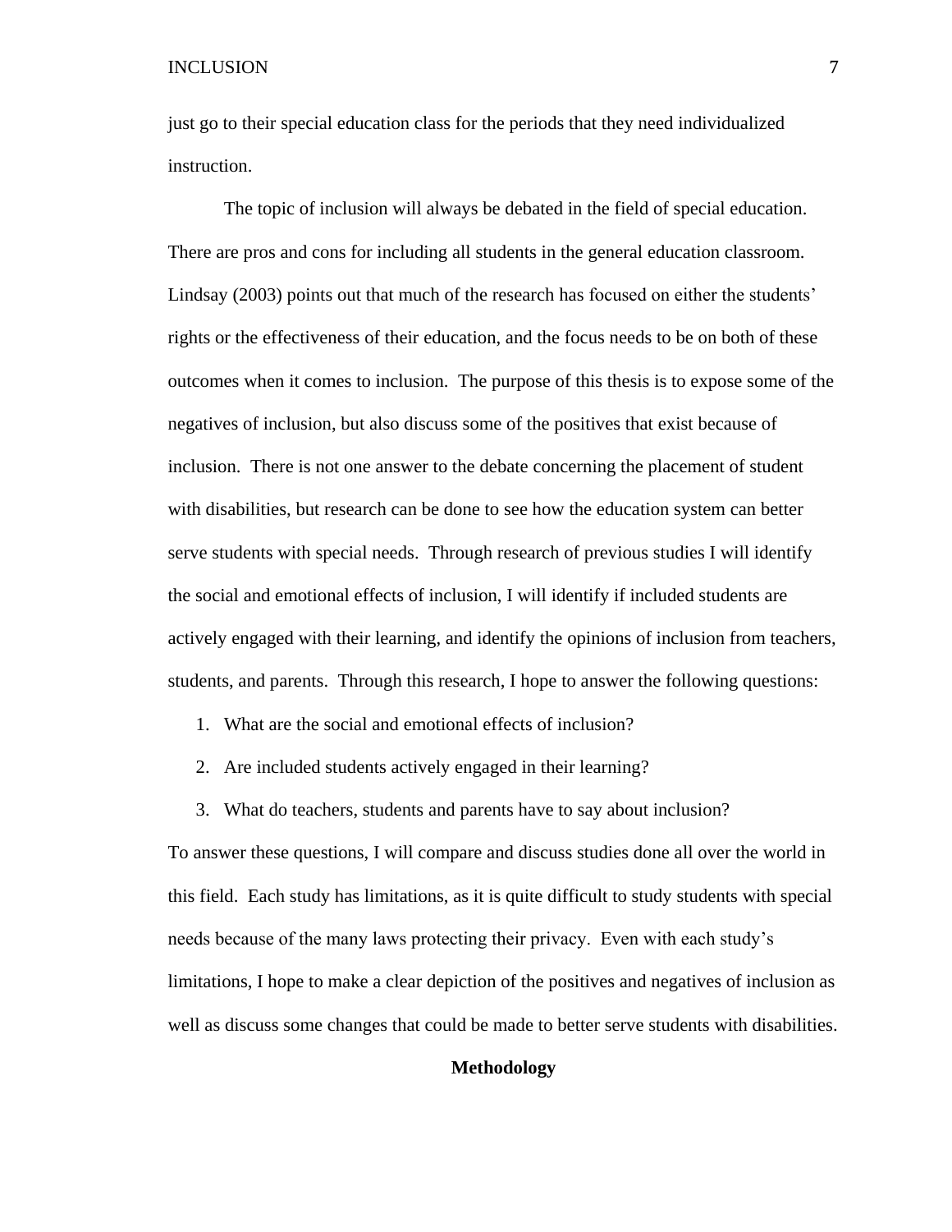just go to their special education class for the periods that they need individualized instruction.

The topic of inclusion will always be debated in the field of special education. There are pros and cons for including all students in the general education classroom. Lindsay (2003) points out that much of the research has focused on either the students' rights or the effectiveness of their education, and the focus needs to be on both of these outcomes when it comes to inclusion. The purpose of this thesis is to expose some of the negatives of inclusion, but also discuss some of the positives that exist because of inclusion. There is not one answer to the debate concerning the placement of student with disabilities, but research can be done to see how the education system can better serve students with special needs. Through research of previous studies I will identify the social and emotional effects of inclusion, I will identify if included students are actively engaged with their learning, and identify the opinions of inclusion from teachers, students, and parents. Through this research, I hope to answer the following questions:

1. What are the social and emotional effects of inclusion?
2. Are included students actively engaged in their learning?
3. What do teachers, students and parents have to say about inclusion?

To answer these questions, I will compare and discuss studies done all over the world in this field. Each study has limitations, as it is quite difficult to study students with special needs because of the many laws protecting their privacy. Even with each study's limitations, I hope to make a clear depiction of the positives and negatives of inclusion as well as discuss some changes that could be made to better serve students with disabilities.

## Methodology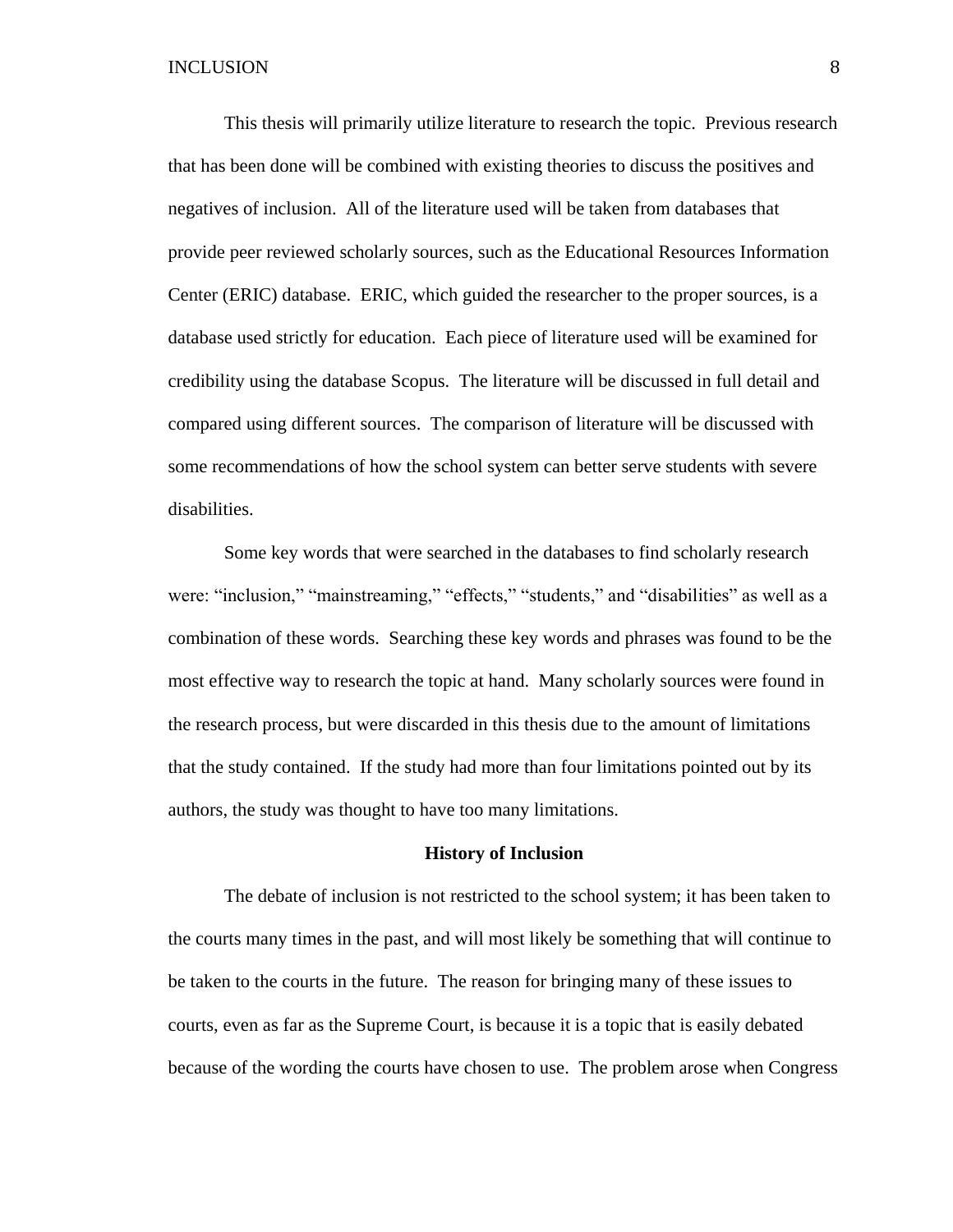This thesis will primarily utilize literature to research the topic. Previous research that has been done will be combined with existing theories to discuss the positives and negatives of inclusion. All of the literature used will be taken from databases that provide peer reviewed scholarly sources, such as the Educational Resources Information Center (ERIC) database. ERIC, which guided the researcher to the proper sources, is a database used strictly for education. Each piece of literature used will be examined for credibility using the database Scopus. The literature will be discussed in full detail and compared using different sources. The comparison of literature will be discussed with some recommendations of how the school system can better serve students with severe disabilities.

Some key words that were searched in the databases to find scholarly research were: "inclusion," "mainstreaming," "effects," "students," and "disabilities" as well as a combination of these words. Searching these key words and phrases was found to be the most effective way to research the topic at hand. Many scholarly sources were found in the research process, but were discarded in this thesis due to the amount of limitations that the study contained. If the study had more than four limitations pointed out by its authors, the study was thought to have too many limitations.

## History of Inclusion

The debate of inclusion is not restricted to the school system; it has been taken to the courts many times in the past, and will most likely be something that will continue to be taken to the courts in the future. The reason for bringing many of these issues to courts, even as far as the Supreme Court, is because it is a topic that is easily debated because of the wording the courts have chosen to use. The problem arose when Congress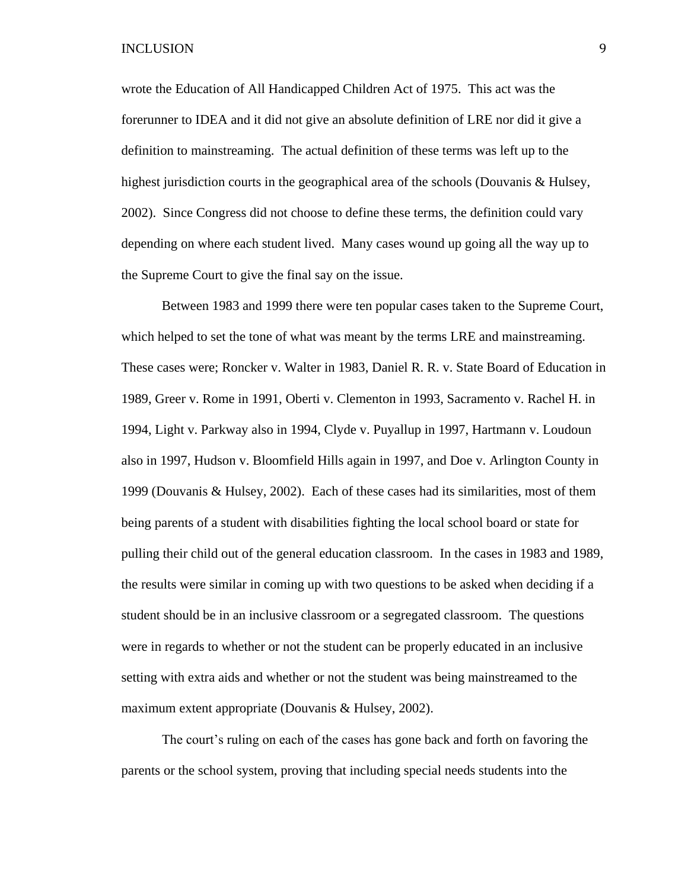wrote the Education of All Handicapped Children Act of 1975. This act was the forerunner to IDEA and it did not give an absolute definition of LRE nor did it give a definition to mainstreaming. The actual definition of these terms was left up to the highest jurisdiction courts in the geographical area of the schools (Douvanis & Hulsey, 2002). Since Congress did not choose to define these terms, the definition could vary depending on where each student lived. Many cases wound up going all the way up to the Supreme Court to give the final say on the issue.

Between 1983 and 1999 there were ten popular cases taken to the Supreme Court, which helped to set the tone of what was meant by the terms LRE and mainstreaming. These cases were; Roncker v. Walter in 1983, Daniel R. R. v. State Board of Education in 1989, Greer v. Rome in 1991, Oberti v. Clementon in 1993, Sacramento v. Rachel H. in 1994, Light v. Parkway also in 1994, Clyde v. Puyallup in 1997, Hartmann v. Loudoun also in 1997, Hudson v. Bloomfield Hills again in 1997, and Doe v. Arlington County in 1999 (Douvanis & Hulsey, 2002). Each of these cases had its similarities, most of them being parents of a student with disabilities fighting the local school board or state for pulling their child out of the general education classroom. In the cases in 1983 and 1989, the results were similar in coming up with two questions to be asked when deciding if a student should be in an inclusive classroom or a segregated classroom. The questions were in regards to whether or not the student can be properly educated in an inclusive setting with extra aids and whether or not the student was being mainstreamed to the maximum extent appropriate (Douvanis & Hulsey, 2002).

The court's ruling on each of the cases has gone back and forth on favoring the parents or the school system, proving that including special needs students into the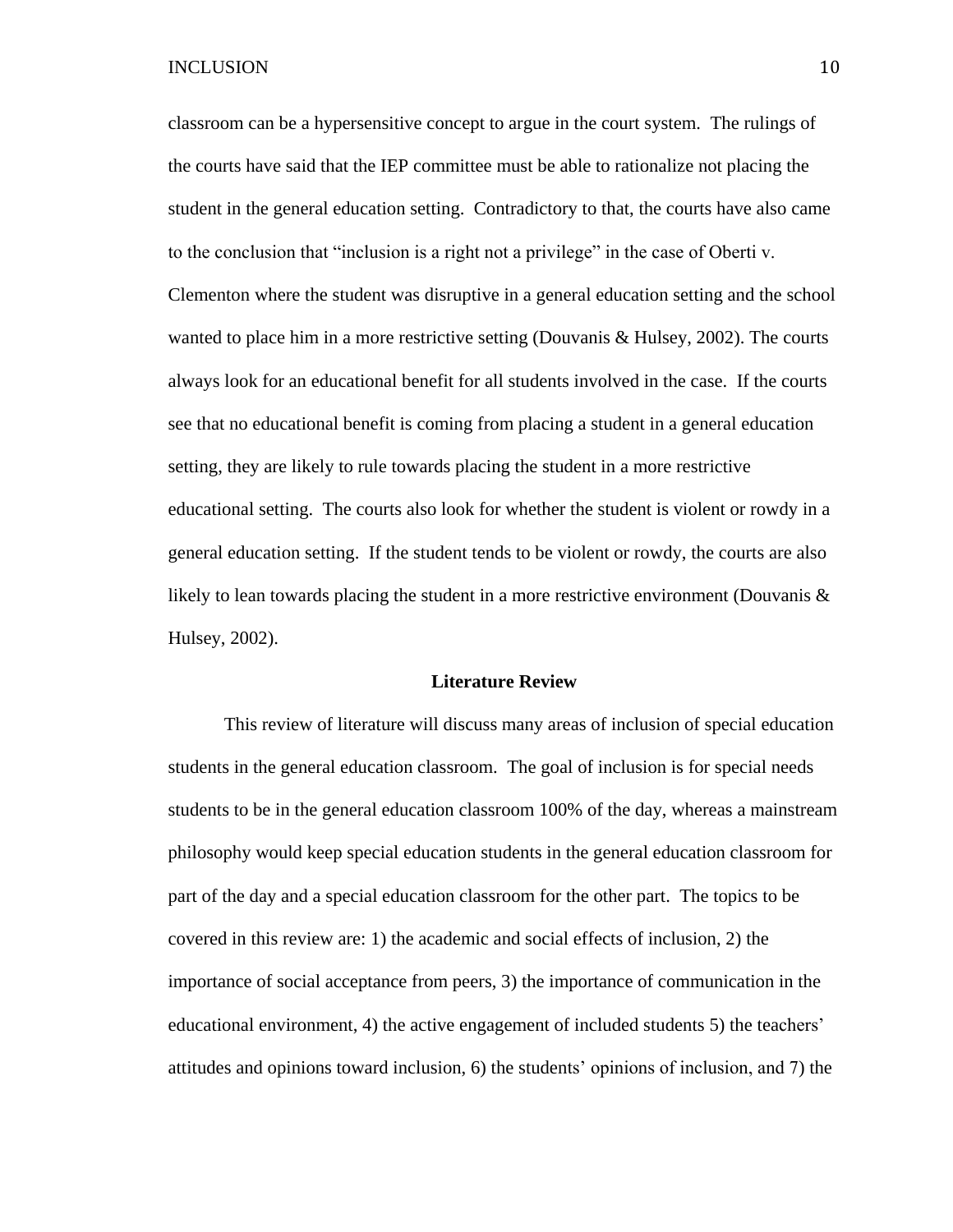classroom can be a hypersensitive concept to argue in the court system. The rulings of the courts have said that the IEP committee must be able to rationalize not placing the student in the general education setting. Contradictory to that, the courts have also came to the conclusion that "inclusion is a right not a privilege" in the case of Oberti v. Clementon where the student was disruptive in a general education setting and the school wanted to place him in a more restrictive setting (Douvanis & Hulsey, 2002). The courts always look for an educational benefit for all students involved in the case. If the courts see that no educational benefit is coming from placing a student in a general education setting, they are likely to rule towards placing the student in a more restrictive educational setting. The courts also look for whether the student is violent or rowdy in a general education setting. If the student tends to be violent or rowdy, the courts are also likely to lean towards placing the student in a more restrictive environment (Douvanis & Hulsey, 2002).

## Literature Review

This review of literature will discuss many areas of inclusion of special education students in the general education classroom. The goal of inclusion is for special needs students to be in the general education classroom 100% of the day, whereas a mainstream philosophy would keep special education students in the general education classroom for part of the day and a special education classroom for the other part. The topics to be covered in this review are: 1) the academic and social effects of inclusion, 2) the importance of social acceptance from peers, 3) the importance of communication in the educational environment, 4) the active engagement of included students 5) the teachers' attitudes and opinions toward inclusion, 6) the students' opinions of inclusion, and 7) the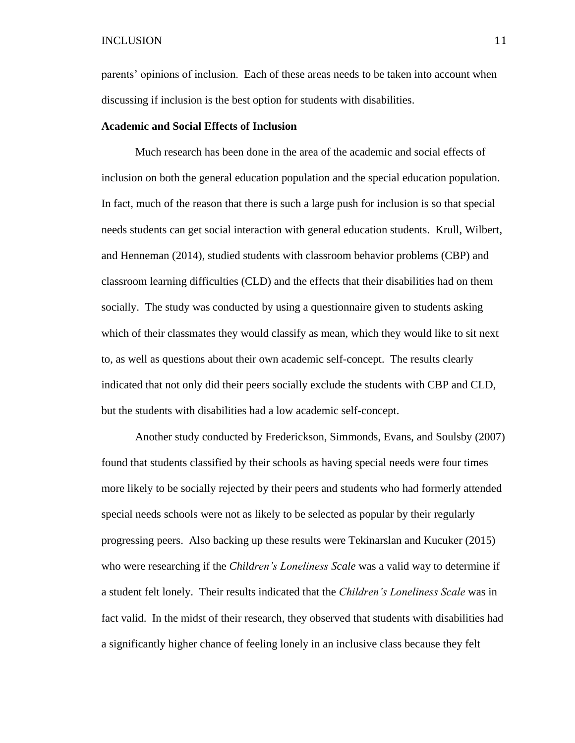parents' opinions of inclusion. Each of these areas needs to be taken into account when discussing if inclusion is the best option for students with disabilities.

**Academic and Social Effects of Inclusion**

Much research has been done in the area of the academic and social effects of inclusion on both the general education population and the special education population. In fact, much of the reason that there is such a large push for inclusion is so that special needs students can get social interaction with general education students. Krull, Wilbert, and Henneman (2014), studied students with classroom behavior problems (CBP) and classroom learning difficulties (CLD) and the effects that their disabilities had on them socially. The study was conducted by using a questionnaire given to students asking which of their classmates they would classify as mean, which they would like to sit next to, as well as questions about their own academic self-concept. The results clearly indicated that not only did their peers socially exclude the students with CBP and CLD, but the students with disabilities had a low academic self-concept.

Another study conducted by Frederickson, Simmonds, Evans, and Soulsby (2007) found that students classified by their schools as having special needs were four times more likely to be socially rejected by their peers and students who had formerly attended special needs schools were not as likely to be selected as popular by their regularly progressing peers. Also backing up these results were Tekinarslan and Kucuker (2015) who were researching if the *Children's Loneliness Scale* was a valid way to determine if a student felt lonely. Their results indicated that the *Children's Loneliness Scale* was in fact valid. In the midst of their research, they observed that students with disabilities had a significantly higher chance of feeling lonely in an inclusive class because they felt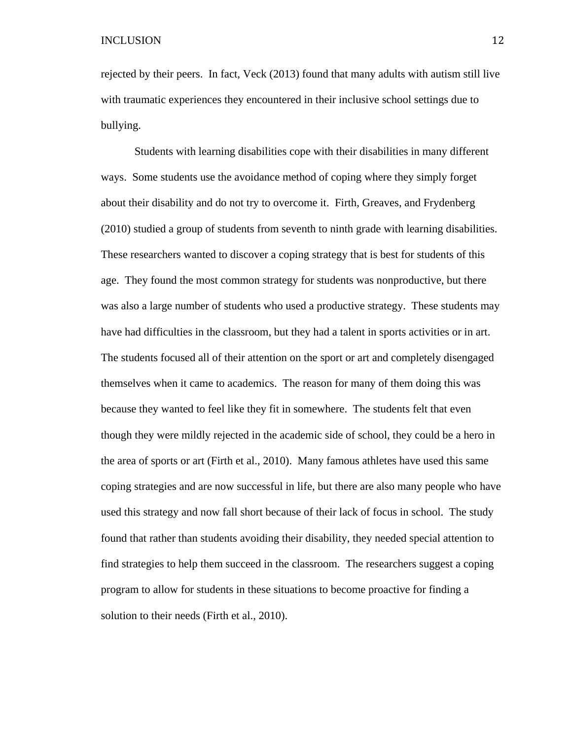rejected by their peers. In fact, Veck (2013) found that many adults with autism still live with traumatic experiences they encountered in their inclusive school settings due to bullying.

Students with learning disabilities cope with their disabilities in many different ways. Some students use the avoidance method of coping where they simply forget about their disability and do not try to overcome it. Firth, Greaves, and Frydenberg (2010) studied a group of students from seventh to ninth grade with learning disabilities. These researchers wanted to discover a coping strategy that is best for students of this age. They found the most common strategy for students was nonproductive, but there was also a large number of students who used a productive strategy. These students may have had difficulties in the classroom, but they had a talent in sports activities or in art. The students focused all of their attention on the sport or art and completely disengaged themselves when it came to academics. The reason for many of them doing this was because they wanted to feel like they fit in somewhere. The students felt that even though they were mildly rejected in the academic side of school, they could be a hero in the area of sports or art (Firth et al., 2010). Many famous athletes have used this same coping strategies and are now successful in life, but there are also many people who have used this strategy and now fall short because of their lack of focus in school. The study found that rather than students avoiding their disability, they needed special attention to find strategies to help them succeed in the classroom. The researchers suggest a coping program to allow for students in these situations to become proactive for finding a solution to their needs (Firth et al., 2010).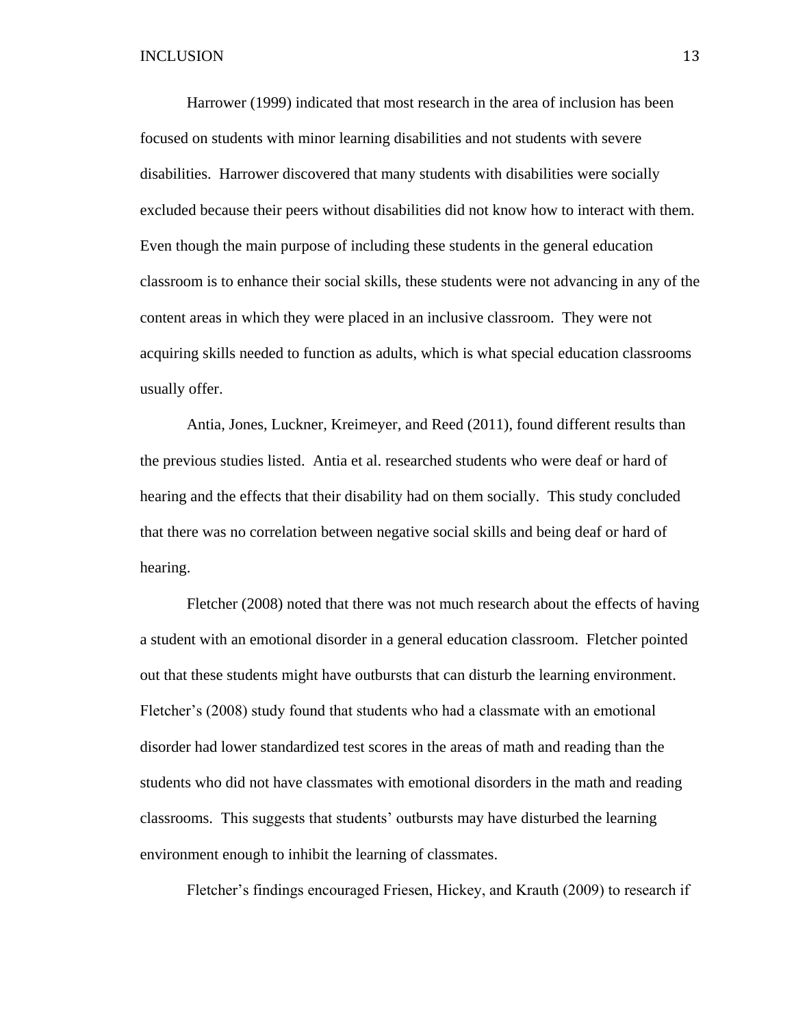Harrower (1999) indicated that most research in the area of inclusion has been focused on students with minor learning disabilities and not students with severe disabilities. Harrower discovered that many students with disabilities were socially excluded because their peers without disabilities did not know how to interact with them. Even though the main purpose of including these students in the general education classroom is to enhance their social skills, these students were not advancing in any of the content areas in which they were placed in an inclusive classroom. They were not acquiring skills needed to function as adults, which is what special education classrooms usually offer.

Antia, Jones, Luckner, Kreimeyer, and Reed (2011), found different results than the previous studies listed. Antia et al. researched students who were deaf or hard of hearing and the effects that their disability had on them socially. This study concluded that there was no correlation between negative social skills and being deaf or hard of hearing.

Fletcher (2008) noted that there was not much research about the effects of having a student with an emotional disorder in a general education classroom. Fletcher pointed out that these students might have outbursts that can disturb the learning environment. Fletcher's (2008) study found that students who had a classmate with an emotional disorder had lower standardized test scores in the areas of math and reading than the students who did not have classmates with emotional disorders in the math and reading classrooms. This suggests that students' outbursts may have disturbed the learning environment enough to inhibit the learning of classmates.

Fletcher's findings encouraged Friesen, Hickey, and Krauth (2009) to research if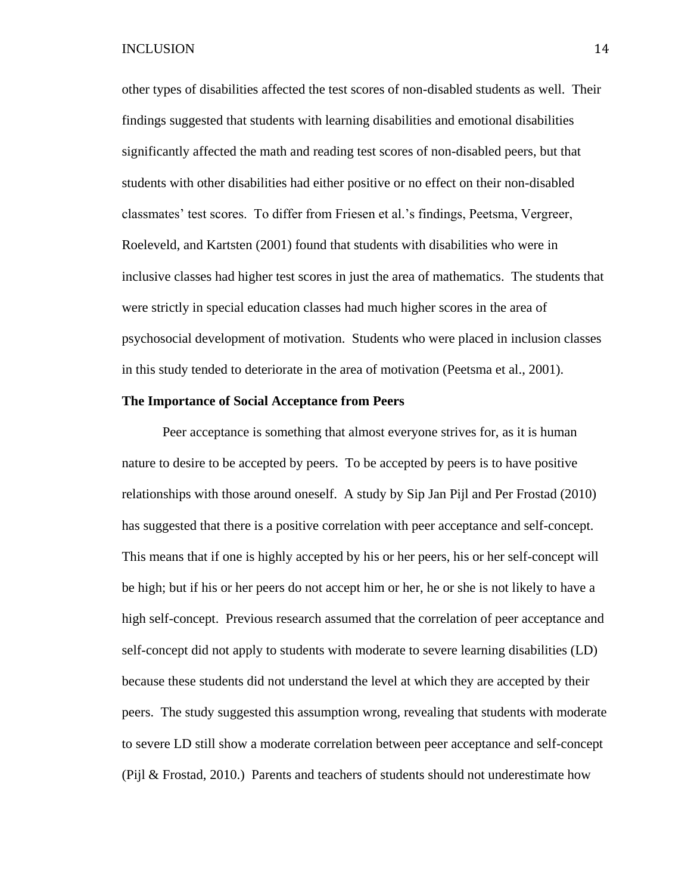other types of disabilities affected the test scores of non-disabled students as well. Their findings suggested that students with learning disabilities and emotional disabilities significantly affected the math and reading test scores of non-disabled peers, but that students with other disabilities had either positive or no effect on their non-disabled classmates' test scores. To differ from Friesen et al.'s findings, Peetsma, Vergreer, Roeleveld, and Kartsten (2001) found that students with disabilities who were in inclusive classes had higher test scores in just the area of mathematics. The students that were strictly in special education classes had much higher scores in the area of psychosocial development of motivation. Students who were placed in inclusion classes in this study tended to deteriorate in the area of motivation (Peetsma et al., 2001).

**The Importance of Social Acceptance from Peers**

Peer acceptance is something that almost everyone strives for, as it is human nature to desire to be accepted by peers. To be accepted by peers is to have positive relationships with those around oneself. A study by Sip Jan Pijl and Per Frostad (2010) has suggested that there is a positive correlation with peer acceptance and self-concept. This means that if one is highly accepted by his or her peers, his or her self-concept will be high; but if his or her peers do not accept him or her, he or she is not likely to have a high self-concept. Previous research assumed that the correlation of peer acceptance and self-concept did not apply to students with moderate to severe learning disabilities (LD) because these students did not understand the level at which they are accepted by their peers. The study suggested this assumption wrong, revealing that students with moderate to severe LD still show a moderate correlation between peer acceptance and self-concept (Pijl & Frostad, 2010.) Parents and teachers of students should not underestimate how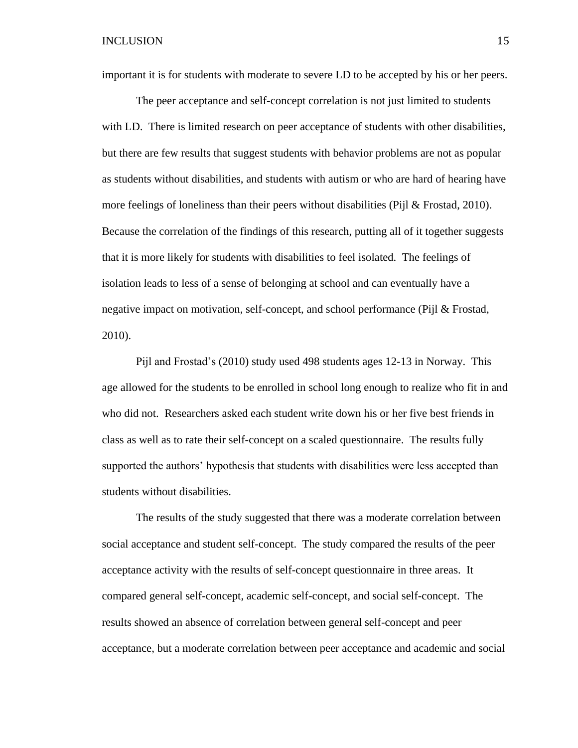important it is for students with moderate to severe LD to be accepted by his or her peers.

The peer acceptance and self-concept correlation is not just limited to students with LD. There is limited research on peer acceptance of students with other disabilities, but there are few results that suggest students with behavior problems are not as popular as students without disabilities, and students with autism or who are hard of hearing have more feelings of loneliness than their peers without disabilities (Pijl & Frostad, 2010). Because the correlation of the findings of this research, putting all of it together suggests that it is more likely for students with disabilities to feel isolated. The feelings of isolation leads to less of a sense of belonging at school and can eventually have a negative impact on motivation, self-concept, and school performance (Pijl & Frostad, 2010).

Pijl and Frostad's (2010) study used 498 students ages 12-13 in Norway. This age allowed for the students to be enrolled in school long enough to realize who fit in and who did not. Researchers asked each student write down his or her five best friends in class as well as to rate their self-concept on a scaled questionnaire. The results fully supported the authors' hypothesis that students with disabilities were less accepted than students without disabilities.

The results of the study suggested that there was a moderate correlation between social acceptance and student self-concept. The study compared the results of the peer acceptance activity with the results of self-concept questionnaire in three areas. It compared general self-concept, academic self-concept, and social self-concept. The results showed an absence of correlation between general self-concept and peer acceptance, but a moderate correlation between peer acceptance and academic and social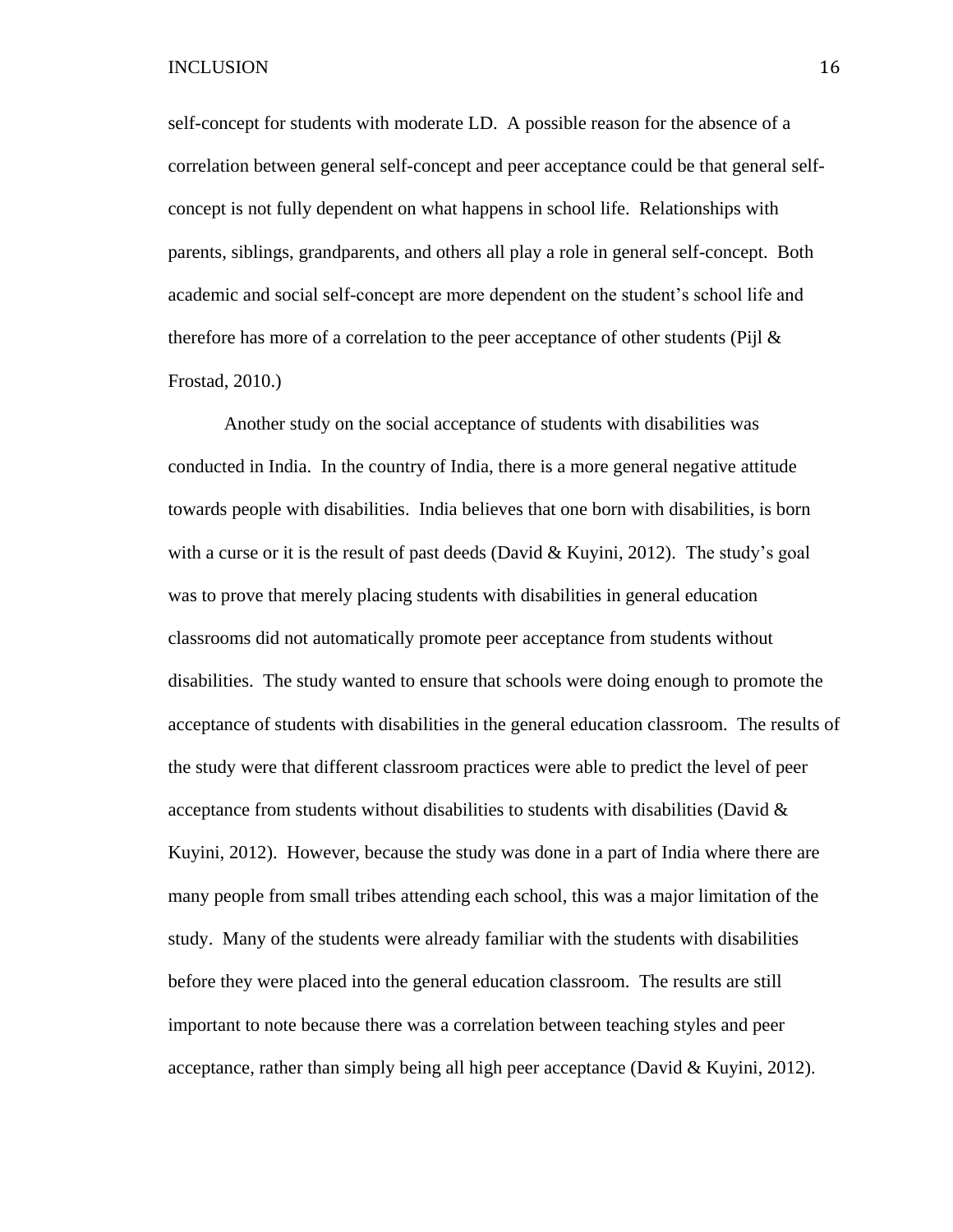self-concept for students with moderate LD. A possible reason for the absence of a correlation between general self-concept and peer acceptance could be that general self-concept is not fully dependent on what happens in school life. Relationships with parents, siblings, grandparents, and others all play a role in general self-concept. Both academic and social self-concept are more dependent on the student's school life and therefore has more of a correlation to the peer acceptance of other students (Pijl & Frostad, 2010.)

Another study on the social acceptance of students with disabilities was conducted in India. In the country of India, there is a more general negative attitude towards people with disabilities. India believes that one born with disabilities, is born with a curse or it is the result of past deeds (David & Kuyini, 2012). The study's goal was to prove that merely placing students with disabilities in general education classrooms did not automatically promote peer acceptance from students without disabilities. The study wanted to ensure that schools were doing enough to promote the acceptance of students with disabilities in the general education classroom. The results of the study were that different classroom practices were able to predict the level of peer acceptance from students without disabilities to students with disabilities (David & Kuyini, 2012). However, because the study was done in a part of India where there are many people from small tribes attending each school, this was a major limitation of the study. Many of the students were already familiar with the students with disabilities before they were placed into the general education classroom. The results are still important to note because there was a correlation between teaching styles and peer acceptance, rather than simply being all high peer acceptance (David & Kuyini, 2012).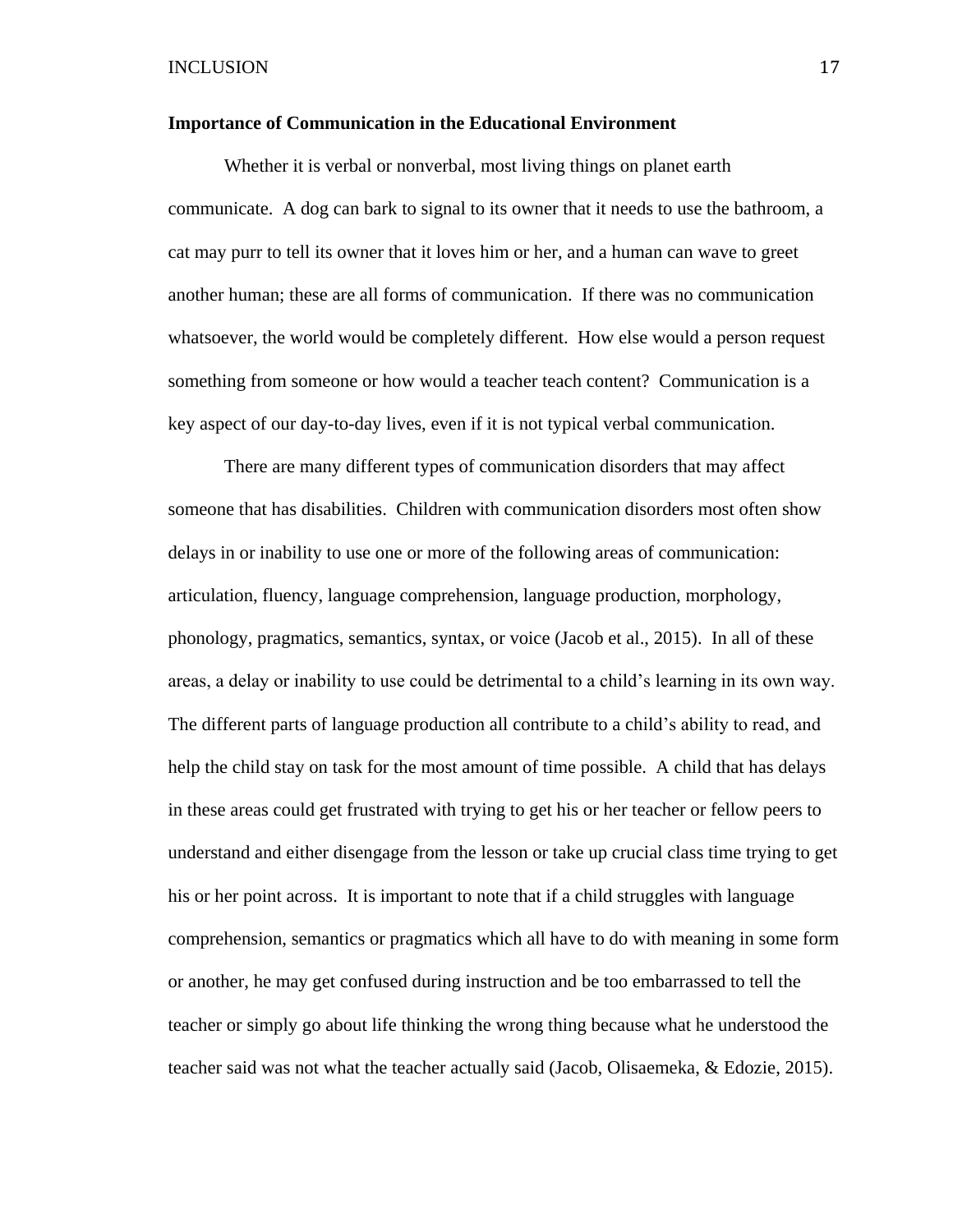**Importance of Communication in the Educational Environment**

Whether it is verbal or nonverbal, most living things on planet earth communicate. A dog can bark to signal to its owner that it needs to use the bathroom, a cat may purr to tell its owner that it loves him or her, and a human can wave to greet another human; these are all forms of communication. If there was no communication whatsoever, the world would be completely different. How else would a person request something from someone or how would a teacher teach content? Communication is a key aspect of our day-to-day lives, even if it is not typical verbal communication.

There are many different types of communication disorders that may affect someone that has disabilities. Children with communication disorders most often show delays in or inability to use one or more of the following areas of communication: articulation, fluency, language comprehension, language production, morphology, phonology, pragmatics, semantics, syntax, or voice (Jacob et al., 2015). In all of these areas, a delay or inability to use could be detrimental to a child's learning in its own way. The different parts of language production all contribute to a child's ability to read, and help the child stay on task for the most amount of time possible. A child that has delays in these areas could get frustrated with trying to get his or her teacher or fellow peers to understand and either disengage from the lesson or take up crucial class time trying to get his or her point across. It is important to note that if a child struggles with language comprehension, semantics or pragmatics which all have to do with meaning in some form or another, he may get confused during instruction and be too embarrassed to tell the teacher or simply go about life thinking the wrong thing because what he understood the teacher said was not what the teacher actually said (Jacob, Olisaemeka, & Edozie, 2015).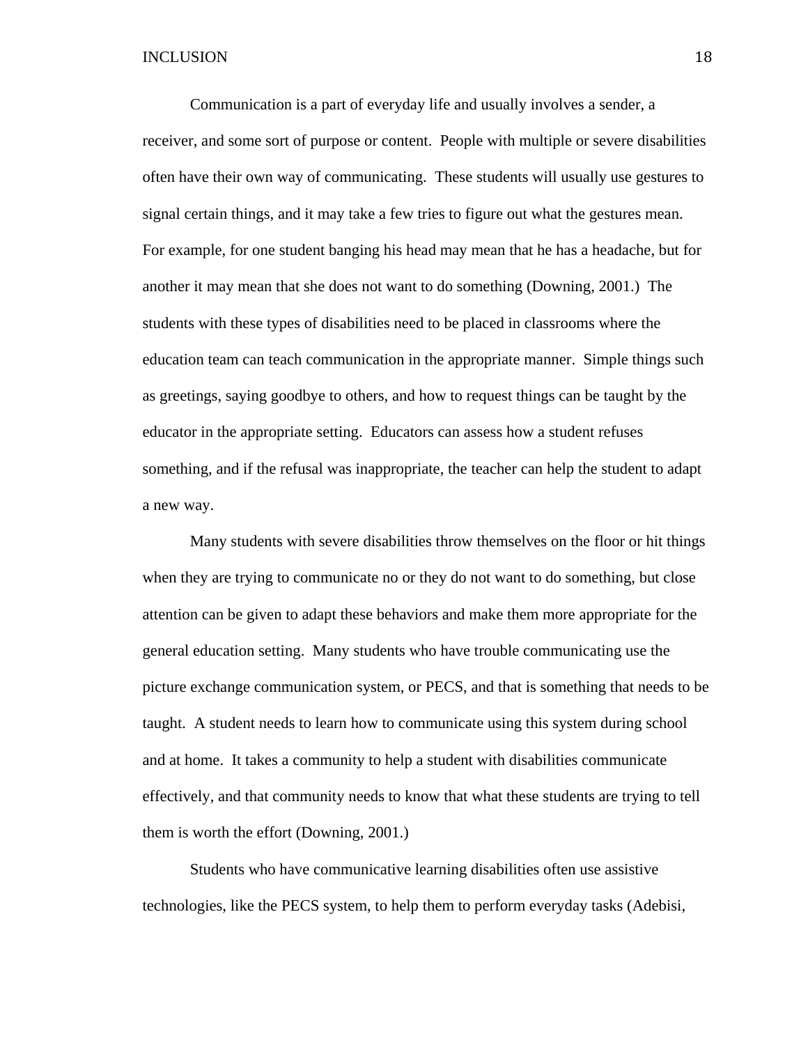Communication is a part of everyday life and usually involves a sender, a receiver, and some sort of purpose or content. People with multiple or severe disabilities often have their own way of communicating. These students will usually use gestures to signal certain things, and it may take a few tries to figure out what the gestures mean. For example, for one student banging his head may mean that he has a headache, but for another it may mean that she does not want to do something (Downing, 2001.) The students with these types of disabilities need to be placed in classrooms where the education team can teach communication in the appropriate manner. Simple things such as greetings, saying goodbye to others, and how to request things can be taught by the educator in the appropriate setting. Educators can assess how a student refuses something, and if the refusal was inappropriate, the teacher can help the student to adapt a new way.

Many students with severe disabilities throw themselves on the floor or hit things when they are trying to communicate no or they do not want to do something, but close attention can be given to adapt these behaviors and make them more appropriate for the general education setting. Many students who have trouble communicating use the picture exchange communication system, or PECS, and that is something that needs to be taught. A student needs to learn how to communicate using this system during school and at home. It takes a community to help a student with disabilities communicate effectively, and that community needs to know that what these students are trying to tell them is worth the effort (Downing, 2001.)

Students who have communicative learning disabilities often use assistive technologies, like the PECS system, to help them to perform everyday tasks (Adebisi,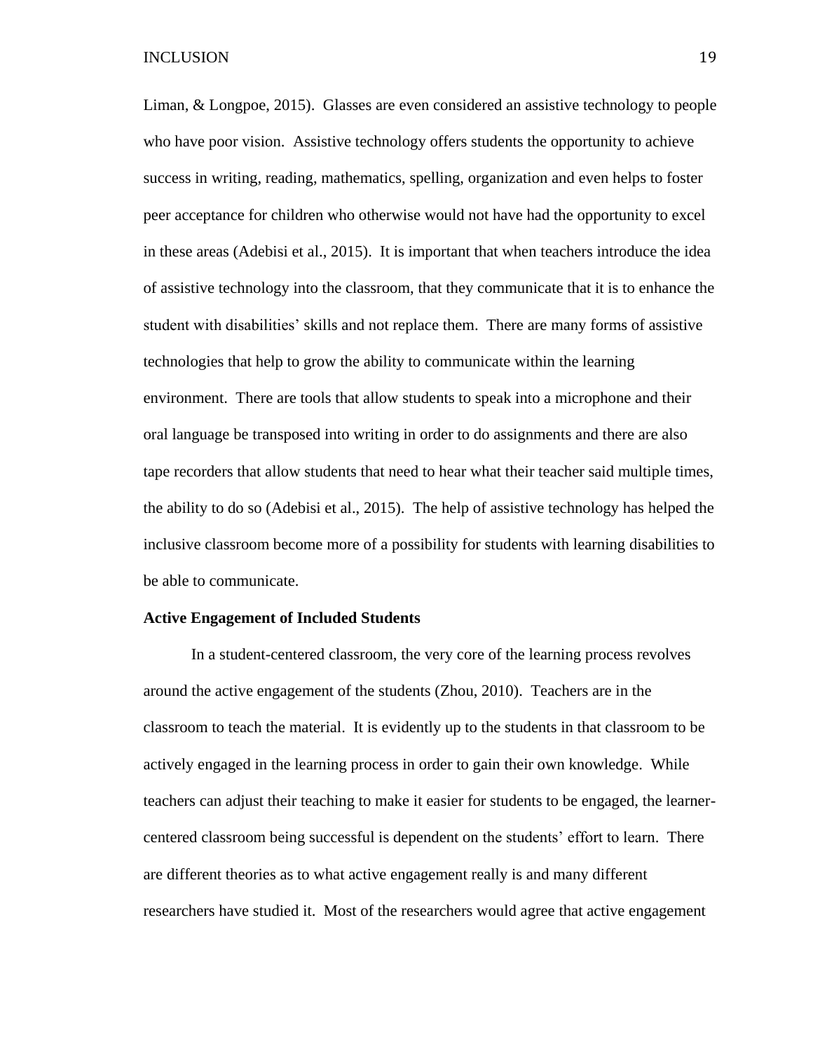Liman, & Longpoe, 2015). Glasses are even considered an assistive technology to people who have poor vision. Assistive technology offers students the opportunity to achieve success in writing, reading, mathematics, spelling, organization and even helps to foster peer acceptance for children who otherwise would not have had the opportunity to excel in these areas (Adebisi et al., 2015). It is important that when teachers introduce the idea of assistive technology into the classroom, that they communicate that it is to enhance the student with disabilities' skills and not replace them. There are many forms of assistive technologies that help to grow the ability to communicate within the learning environment. There are tools that allow students to speak into a microphone and their oral language be transposed into writing in order to do assignments and there are also tape recorders that allow students that need to hear what their teacher said multiple times, the ability to do so (Adebisi et al., 2015). The help of assistive technology has helped the inclusive classroom become more of a possibility for students with learning disabilities to be able to communicate.

**Active Engagement of Included Students**

In a student-centered classroom, the very core of the learning process revolves around the active engagement of the students (Zhou, 2010). Teachers are in the classroom to teach the material. It is evidently up to the students in that classroom to be actively engaged in the learning process in order to gain their own knowledge. While teachers can adjust their teaching to make it easier for students to be engaged, the learner-centered classroom being successful is dependent on the students' effort to learn. There are different theories as to what active engagement really is and many different researchers have studied it. Most of the researchers would agree that active engagement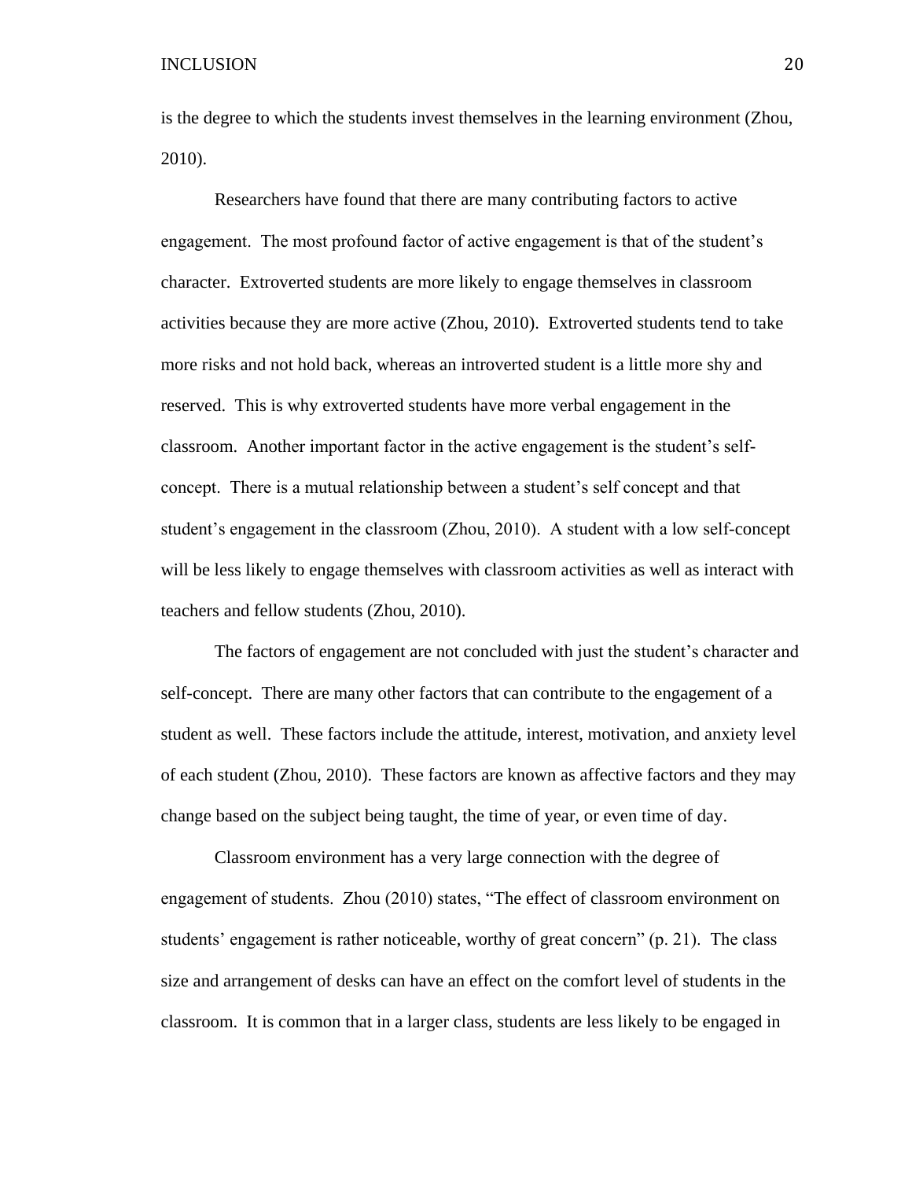is the degree to which the students invest themselves in the learning environment (Zhou, 2010).

Researchers have found that there are many contributing factors to active engagement. The most profound factor of active engagement is that of the student's character. Extroverted students are more likely to engage themselves in classroom activities because they are more active (Zhou, 2010). Extroverted students tend to take more risks and not hold back, whereas an introverted student is a little more shy and reserved. This is why extroverted students have more verbal engagement in the classroom. Another important factor in the active engagement is the student's self-concept. There is a mutual relationship between a student's self concept and that student's engagement in the classroom (Zhou, 2010). A student with a low self-concept will be less likely to engage themselves with classroom activities as well as interact with teachers and fellow students (Zhou, 2010).

The factors of engagement are not concluded with just the student's character and self-concept. There are many other factors that can contribute to the engagement of a student as well. These factors include the attitude, interest, motivation, and anxiety level of each student (Zhou, 2010). These factors are known as affective factors and they may change based on the subject being taught, the time of year, or even time of day.

Classroom environment has a very large connection with the degree of engagement of students. Zhou (2010) states, "The effect of classroom environment on students' engagement is rather noticeable, worthy of great concern" (p. 21). The class size and arrangement of desks can have an effect on the comfort level of students in the classroom. It is common that in a larger class, students are less likely to be engaged in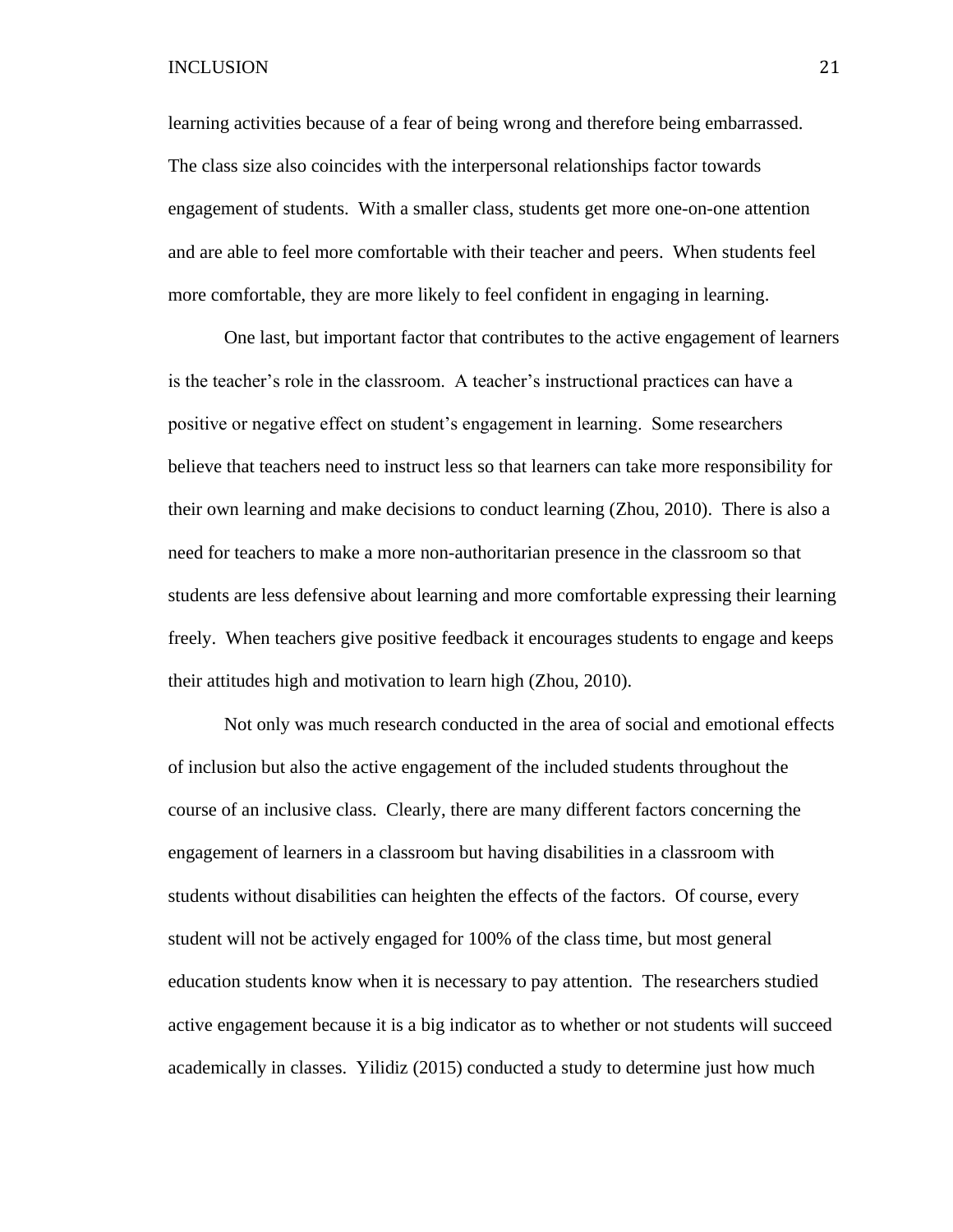learning activities because of a fear of being wrong and therefore being embarrassed. The class size also coincides with the interpersonal relationships factor towards engagement of students. With a smaller class, students get more one-on-one attention and are able to feel more comfortable with their teacher and peers. When students feel more comfortable, they are more likely to feel confident in engaging in learning.

One last, but important factor that contributes to the active engagement of learners is the teacher's role in the classroom. A teacher's instructional practices can have a positive or negative effect on student's engagement in learning. Some researchers believe that teachers need to instruct less so that learners can take more responsibility for their own learning and make decisions to conduct learning (Zhou, 2010). There is also a need for teachers to make a more non-authoritarian presence in the classroom so that students are less defensive about learning and more comfortable expressing their learning freely. When teachers give positive feedback it encourages students to engage and keeps their attitudes high and motivation to learn high (Zhou, 2010).

Not only was much research conducted in the area of social and emotional effects of inclusion but also the active engagement of the included students throughout the course of an inclusive class. Clearly, there are many different factors concerning the engagement of learners in a classroom but having disabilities in a classroom with students without disabilities can heighten the effects of the factors. Of course, every student will not be actively engaged for 100% of the class time, but most general education students know when it is necessary to pay attention. The researchers studied active engagement because it is a big indicator as to whether or not students will succeed academically in classes. Yilidiz (2015) conducted a study to determine just how much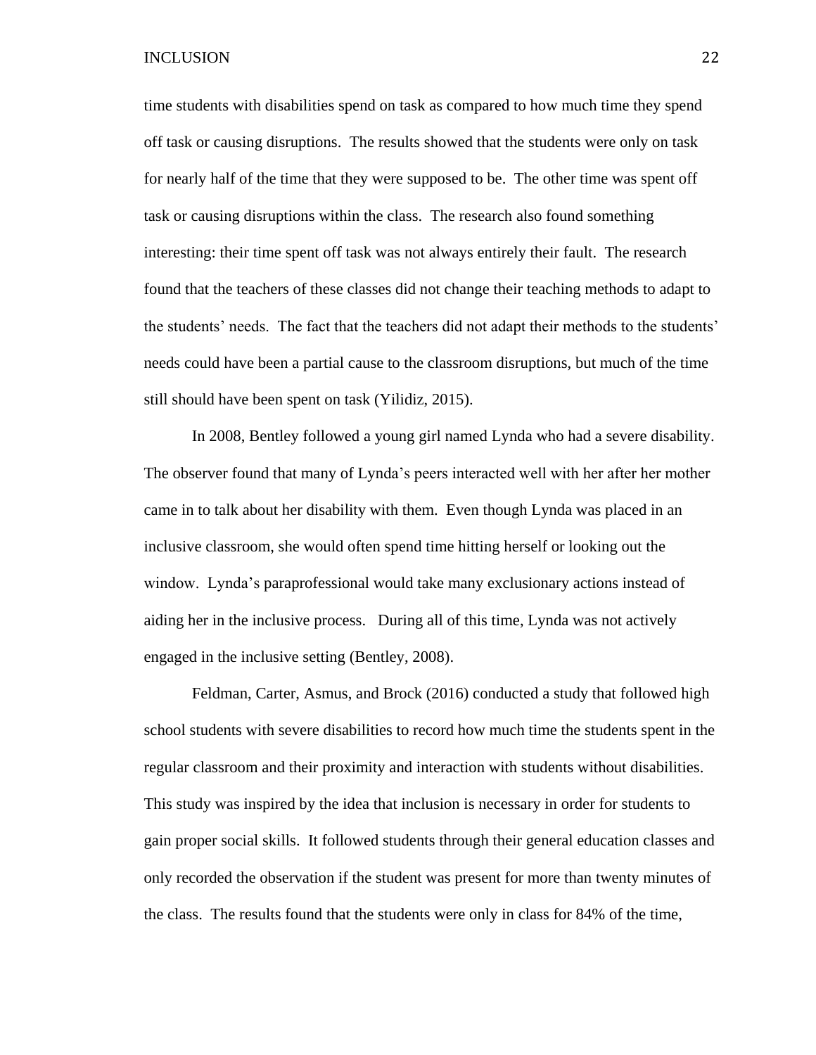time students with disabilities spend on task as compared to how much time they spend off task or causing disruptions. The results showed that the students were only on task for nearly half of the time that they were supposed to be. The other time was spent off task or causing disruptions within the class. The research also found something interesting: their time spent off task was not always entirely their fault. The research found that the teachers of these classes did not change their teaching methods to adapt to the students' needs. The fact that the teachers did not adapt their methods to the students' needs could have been a partial cause to the classroom disruptions, but much of the time still should have been spent on task (Yilidiz, 2015).

In 2008, Bentley followed a young girl named Lynda who had a severe disability. The observer found that many of Lynda's peers interacted well with her after her mother came in to talk about her disability with them. Even though Lynda was placed in an inclusive classroom, she would often spend time hitting herself or looking out the window. Lynda's paraprofessional would take many exclusionary actions instead of aiding her in the inclusive process. During all of this time, Lynda was not actively engaged in the inclusive setting (Bentley, 2008).

Feldman, Carter, Asmus, and Brock (2016) conducted a study that followed high school students with severe disabilities to record how much time the students spent in the regular classroom and their proximity and interaction with students without disabilities. This study was inspired by the idea that inclusion is necessary in order for students to gain proper social skills. It followed students through their general education classes and only recorded the observation if the student was present for more than twenty minutes of the class. The results found that the students were only in class for 84% of the time,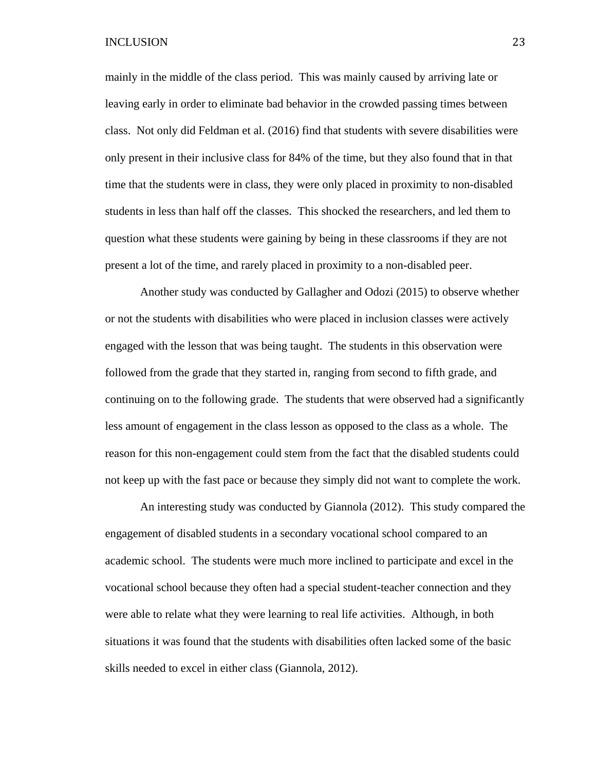mainly in the middle of the class period. This was mainly caused by arriving late or leaving early in order to eliminate bad behavior in the crowded passing times between class. Not only did Feldman et al. (2016) find that students with severe disabilities were only present in their inclusive class for 84% of the time, but they also found that in that time that the students were in class, they were only placed in proximity to non-disabled students in less than half off the classes. This shocked the researchers, and led them to question what these students were gaining by being in these classrooms if they are not present a lot of the time, and rarely placed in proximity to a non-disabled peer.

Another study was conducted by Gallagher and Odozi (2015) to observe whether or not the students with disabilities who were placed in inclusion classes were actively engaged with the lesson that was being taught. The students in this observation were followed from the grade that they started in, ranging from second to fifth grade, and continuing on to the following grade. The students that were observed had a significantly less amount of engagement in the class lesson as opposed to the class as a whole. The reason for this non-engagement could stem from the fact that the disabled students could not keep up with the fast pace or because they simply did not want to complete the work.

An interesting study was conducted by Giannola (2012). This study compared the engagement of disabled students in a secondary vocational school compared to an academic school. The students were much more inclined to participate and excel in the vocational school because they often had a special student-teacher connection and they were able to relate what they were learning to real life activities. Although, in both situations it was found that the students with disabilities often lacked some of the basic skills needed to excel in either class (Giannola, 2012).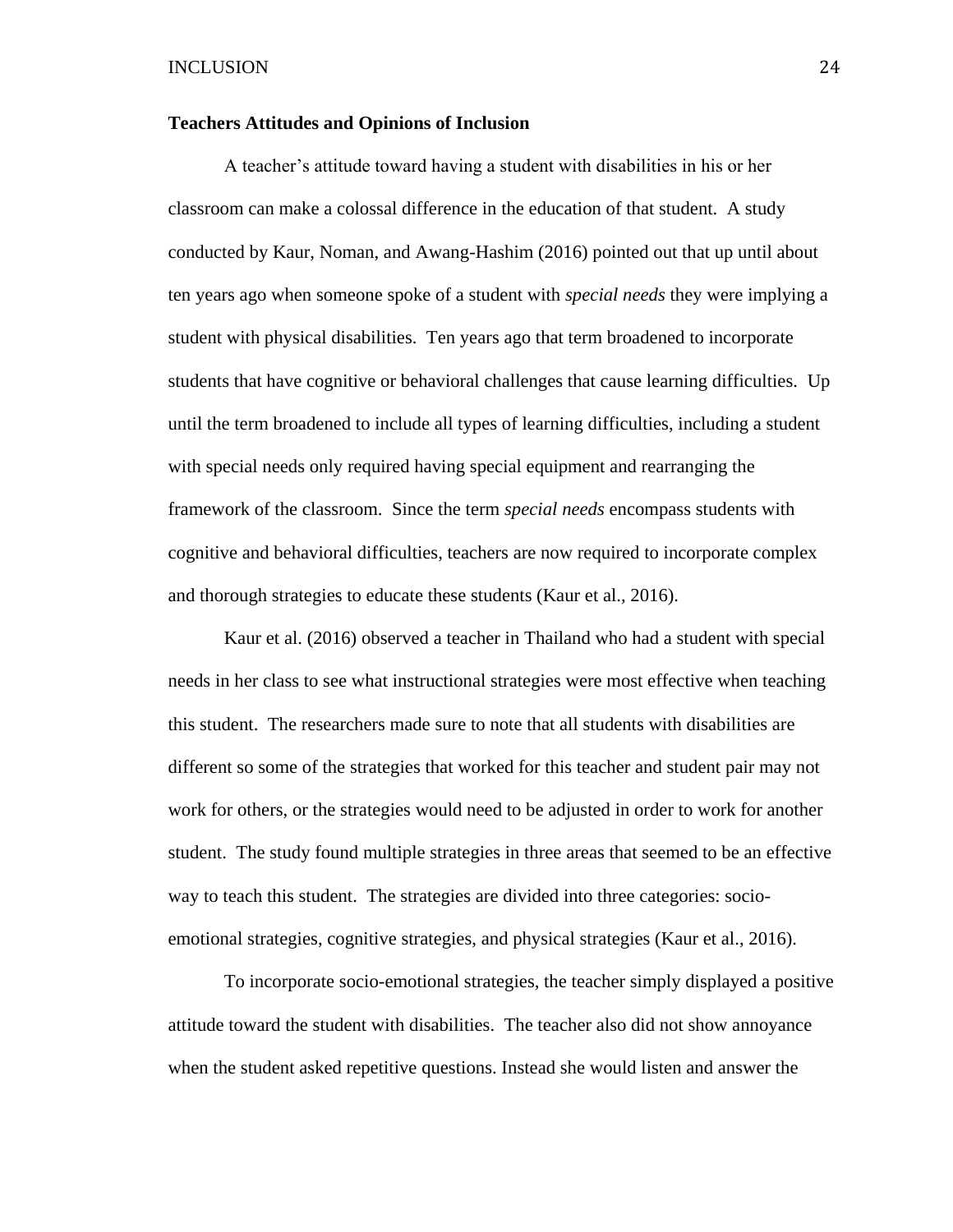## Teachers Attitudes and Opinions of Inclusion

A teacher's attitude toward having a student with disabilities in his or her classroom can make a colossal difference in the education of that student. A study conducted by Kaur, Noman, and Awang-Hashim (2016) pointed out that up until about ten years ago when someone spoke of a student with *special needs* they were implying a student with physical disabilities. Ten years ago that term broadened to incorporate students that have cognitive or behavioral challenges that cause learning difficulties. Up until the term broadened to include all types of learning difficulties, including a student with special needs only required having special equipment and rearranging the framework of the classroom. Since the term *special needs* encompass students with cognitive and behavioral difficulties, teachers are now required to incorporate complex and thorough strategies to educate these students (Kaur et al., 2016).

Kaur et al. (2016) observed a teacher in Thailand who had a student with special needs in her class to see what instructional strategies were most effective when teaching this student. The researchers made sure to note that all students with disabilities are different so some of the strategies that worked for this teacher and student pair may not work for others, or the strategies would need to be adjusted in order to work for another student. The study found multiple strategies in three areas that seemed to be an effective way to teach this student. The strategies are divided into three categories: socio-emotional strategies, cognitive strategies, and physical strategies (Kaur et al., 2016).

To incorporate socio-emotional strategies, the teacher simply displayed a positive attitude toward the student with disabilities. The teacher also did not show annoyance when the student asked repetitive questions. Instead she would listen and answer the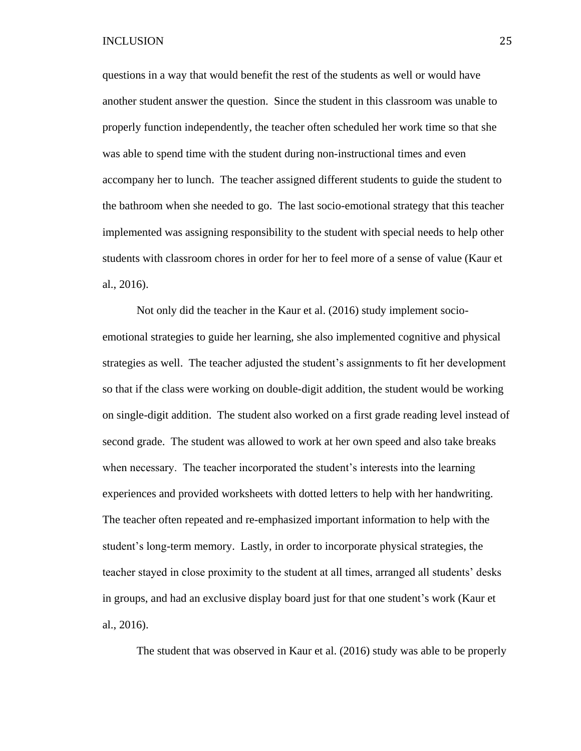questions in a way that would benefit the rest of the students as well or would have another student answer the question. Since the student in this classroom was unable to properly function independently, the teacher often scheduled her work time so that she was able to spend time with the student during non-instructional times and even accompany her to lunch. The teacher assigned different students to guide the student to the bathroom when she needed to go. The last socio-emotional strategy that this teacher implemented was assigning responsibility to the student with special needs to help other students with classroom chores in order for her to feel more of a sense of value (Kaur et al., 2016).

Not only did the teacher in the Kaur et al. (2016) study implement socio-emotional strategies to guide her learning, she also implemented cognitive and physical strategies as well. The teacher adjusted the student's assignments to fit her development so that if the class were working on double-digit addition, the student would be working on single-digit addition. The student also worked on a first grade reading level instead of second grade. The student was allowed to work at her own speed and also take breaks when necessary. The teacher incorporated the student's interests into the learning experiences and provided worksheets with dotted letters to help with her handwriting. The teacher often repeated and re-emphasized important information to help with the student's long-term memory. Lastly, in order to incorporate physical strategies, the teacher stayed in close proximity to the student at all times, arranged all students' desks in groups, and had an exclusive display board just for that one student's work (Kaur et al., 2016).

The student that was observed in Kaur et al. (2016) study was able to be properly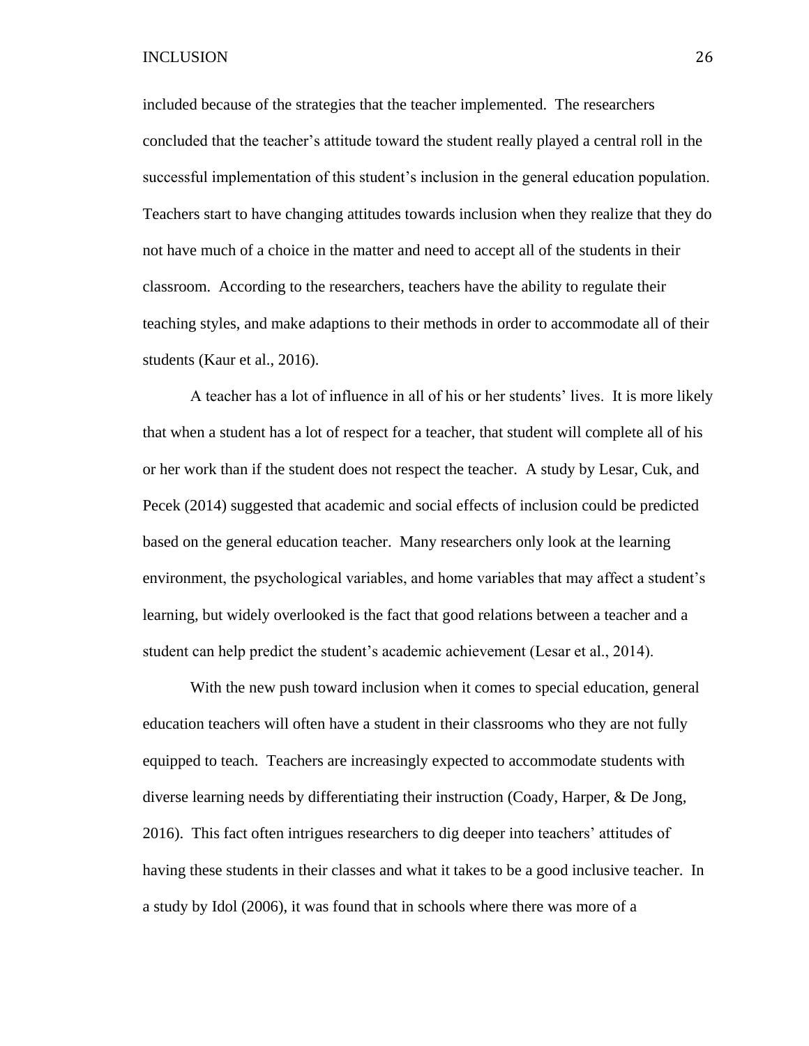included because of the strategies that the teacher implemented. The researchers concluded that the teacher's attitude toward the student really played a central roll in the successful implementation of this student's inclusion in the general education population. Teachers start to have changing attitudes towards inclusion when they realize that they do not have much of a choice in the matter and need to accept all of the students in their classroom. According to the researchers, teachers have the ability to regulate their teaching styles, and make adaptions to their methods in order to accommodate all of their students (Kaur et al., 2016).

A teacher has a lot of influence in all of his or her students' lives. It is more likely that when a student has a lot of respect for a teacher, that student will complete all of his or her work than if the student does not respect the teacher. A study by Lesar, Cuk, and Pecek (2014) suggested that academic and social effects of inclusion could be predicted based on the general education teacher. Many researchers only look at the learning environment, the psychological variables, and home variables that may affect a student's learning, but widely overlooked is the fact that good relations between a teacher and a student can help predict the student's academic achievement (Lesar et al., 2014).

With the new push toward inclusion when it comes to special education, general education teachers will often have a student in their classrooms who they are not fully equipped to teach. Teachers are increasingly expected to accommodate students with diverse learning needs by differentiating their instruction (Coady, Harper, & De Jong, 2016). This fact often intrigues researchers to dig deeper into teachers' attitudes of having these students in their classes and what it takes to be a good inclusive teacher. In a study by Idol (2006), it was found that in schools where there was more of a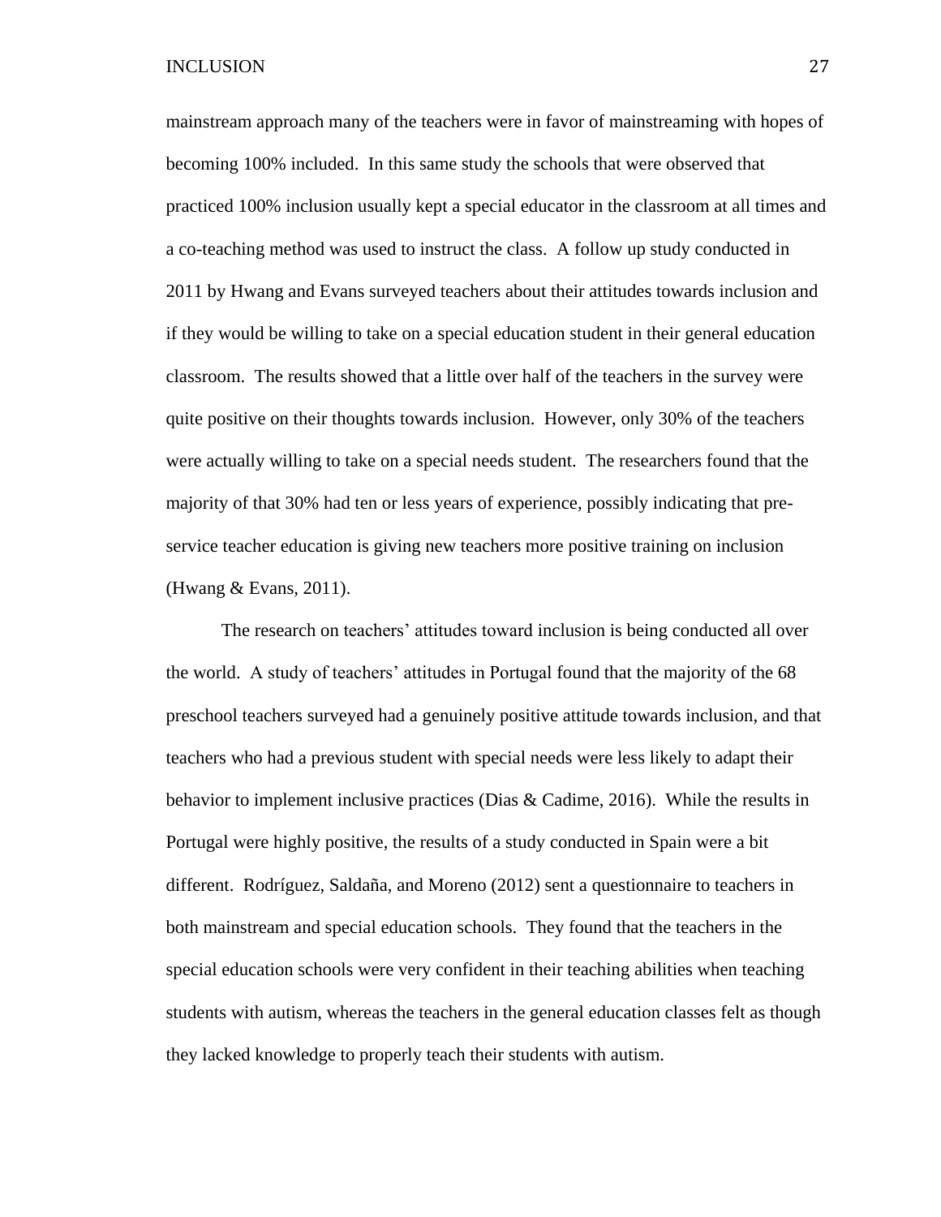mainstream approach many of the teachers were in favor of mainstreaming with hopes of becoming 100% included. In this same study the schools that were observed that practiced 100% inclusion usually kept a special educator in the classroom at all times and a co-teaching method was used to instruct the class. A follow up study conducted in 2011 by Hwang and Evans surveyed teachers about their attitudes towards inclusion and if they would be willing to take on a special education student in their general education classroom. The results showed that a little over half of the teachers in the survey were quite positive on their thoughts towards inclusion. However, only 30% of the teachers were actually willing to take on a special needs student. The researchers found that the majority of that 30% had ten or less years of experience, possibly indicating that pre-service teacher education is giving new teachers more positive training on inclusion (Hwang & Evans, 2011).

The research on teachers' attitudes toward inclusion is being conducted all over the world. A study of teachers' attitudes in Portugal found that the majority of the 68 preschool teachers surveyed had a genuinely positive attitude towards inclusion, and that teachers who had a previous student with special needs were less likely to adapt their behavior to implement inclusive practices (Dias & Cadime, 2016). While the results in Portugal were highly positive, the results of a study conducted in Spain were a bit different. Rodríguez, Saldaña, and Moreno (2012) sent a questionnaire to teachers in both mainstream and special education schools. They found that the teachers in the special education schools were very confident in their teaching abilities when teaching students with autism, whereas the teachers in the general education classes felt as though they lacked knowledge to properly teach their students with autism.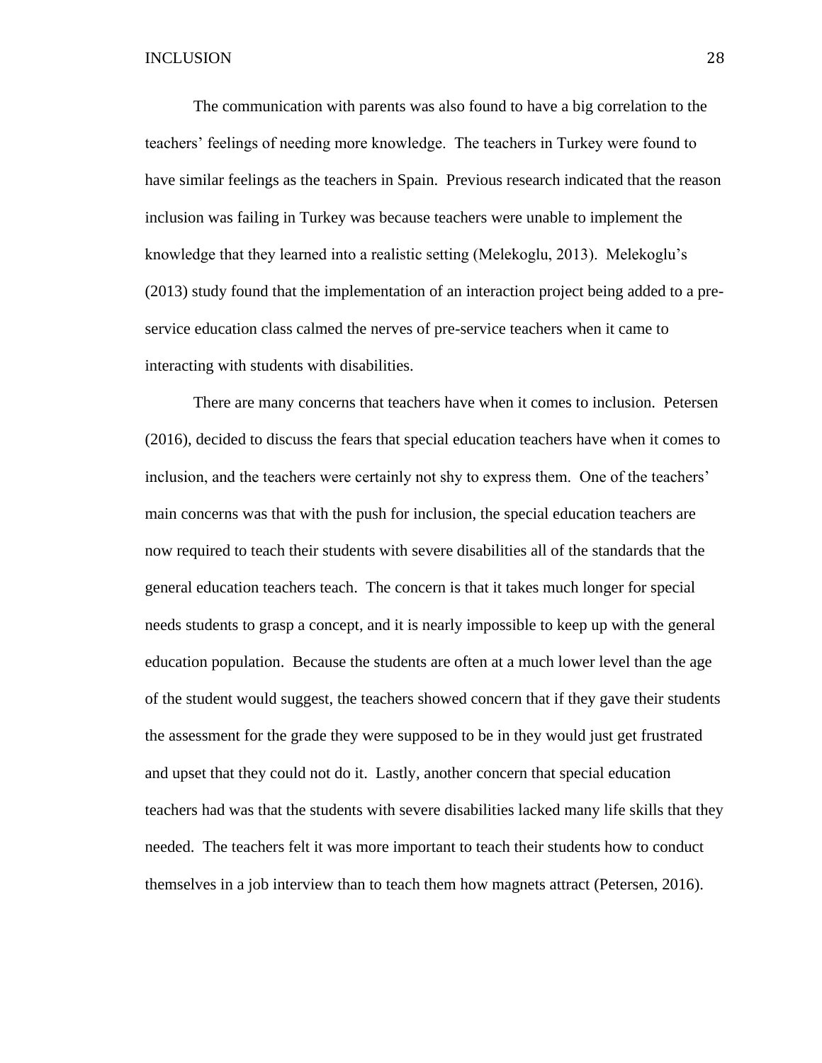The communication with parents was also found to have a big correlation to the teachers' feelings of needing more knowledge. The teachers in Turkey were found to have similar feelings as the teachers in Spain. Previous research indicated that the reason inclusion was failing in Turkey was because teachers were unable to implement the knowledge that they learned into a realistic setting (Melekoglu, 2013). Melekoglu's (2013) study found that the implementation of an interaction project being added to a pre-service education class calmed the nerves of pre-service teachers when it came to interacting with students with disabilities.

There are many concerns that teachers have when it comes to inclusion. Petersen (2016), decided to discuss the fears that special education teachers have when it comes to inclusion, and the teachers were certainly not shy to express them. One of the teachers' main concerns was that with the push for inclusion, the special education teachers are now required to teach their students with severe disabilities all of the standards that the general education teachers teach. The concern is that it takes much longer for special needs students to grasp a concept, and it is nearly impossible to keep up with the general education population. Because the students are often at a much lower level than the age of the student would suggest, the teachers showed concern that if they gave their students the assessment for the grade they were supposed to be in they would just get frustrated and upset that they could not do it. Lastly, another concern that special education teachers had was that the students with severe disabilities lacked many life skills that they needed. The teachers felt it was more important to teach their students how to conduct themselves in a job interview than to teach them how magnets attract (Petersen, 2016).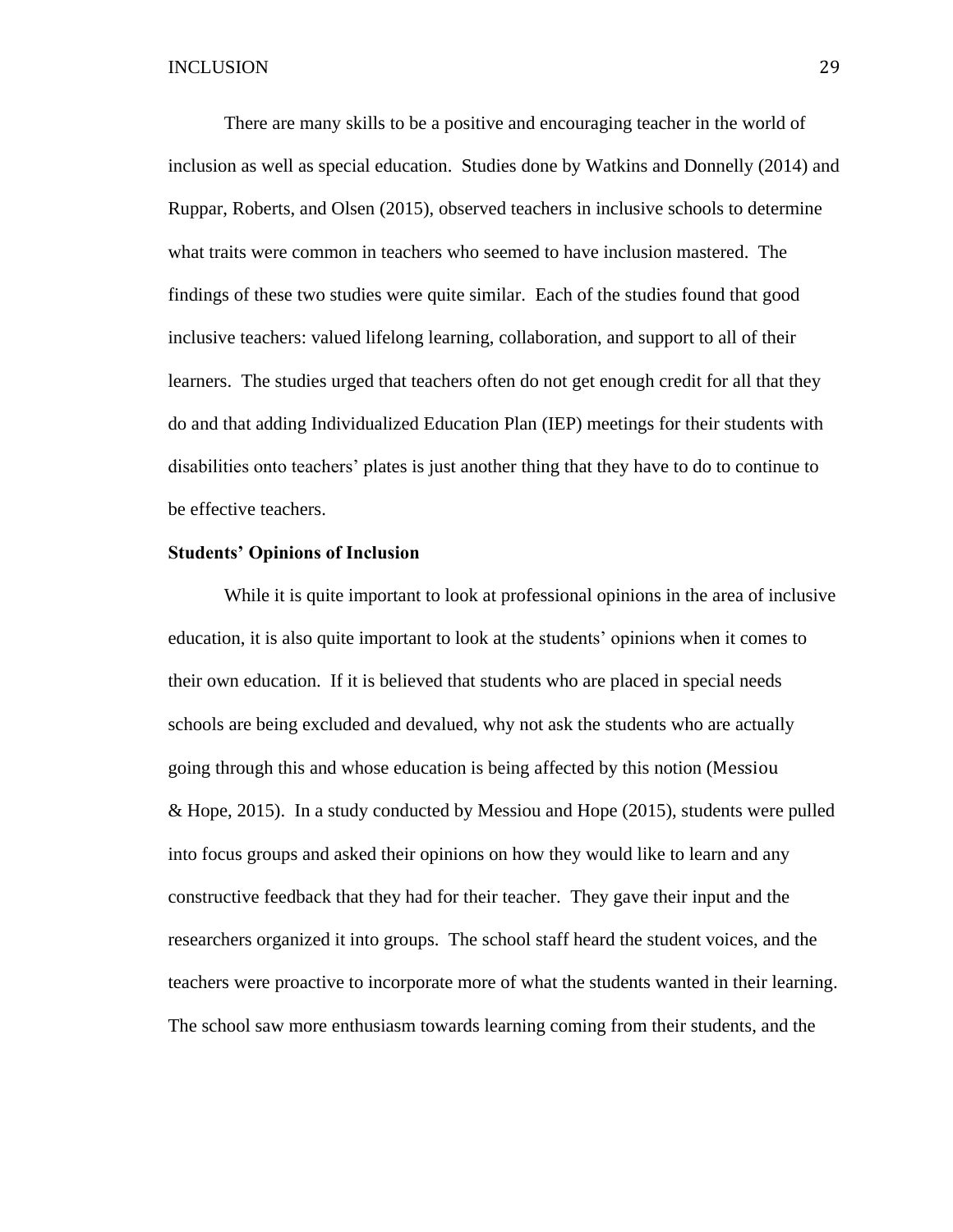There are many skills to be a positive and encouraging teacher in the world of inclusion as well as special education. Studies done by Watkins and Donnelly (2014) and Ruppar, Roberts, and Olsen (2015), observed teachers in inclusive schools to determine what traits were common in teachers who seemed to have inclusion mastered. The findings of these two studies were quite similar. Each of the studies found that good inclusive teachers: valued lifelong learning, collaboration, and support to all of their learners. The studies urged that teachers often do not get enough credit for all that they do and that adding Individualized Education Plan (IEP) meetings for their students with disabilities onto teachers' plates is just another thing that they have to do to continue to be effective teachers.

**Students' Opinions of Inclusion**

While it is quite important to look at professional opinions in the area of inclusive education, it is also quite important to look at the students' opinions when it comes to their own education. If it is believed that students who are placed in special needs schools are being excluded and devalued, why not ask the students who are actually going through this and whose education is being affected by this notion (Messiou & Hope, 2015). In a study conducted by Messiou and Hope (2015), students were pulled into focus groups and asked their opinions on how they would like to learn and any constructive feedback that they had for their teacher. They gave their input and the researchers organized it into groups. The school staff heard the student voices, and the teachers were proactive to incorporate more of what the students wanted in their learning. The school saw more enthusiasm towards learning coming from their students, and the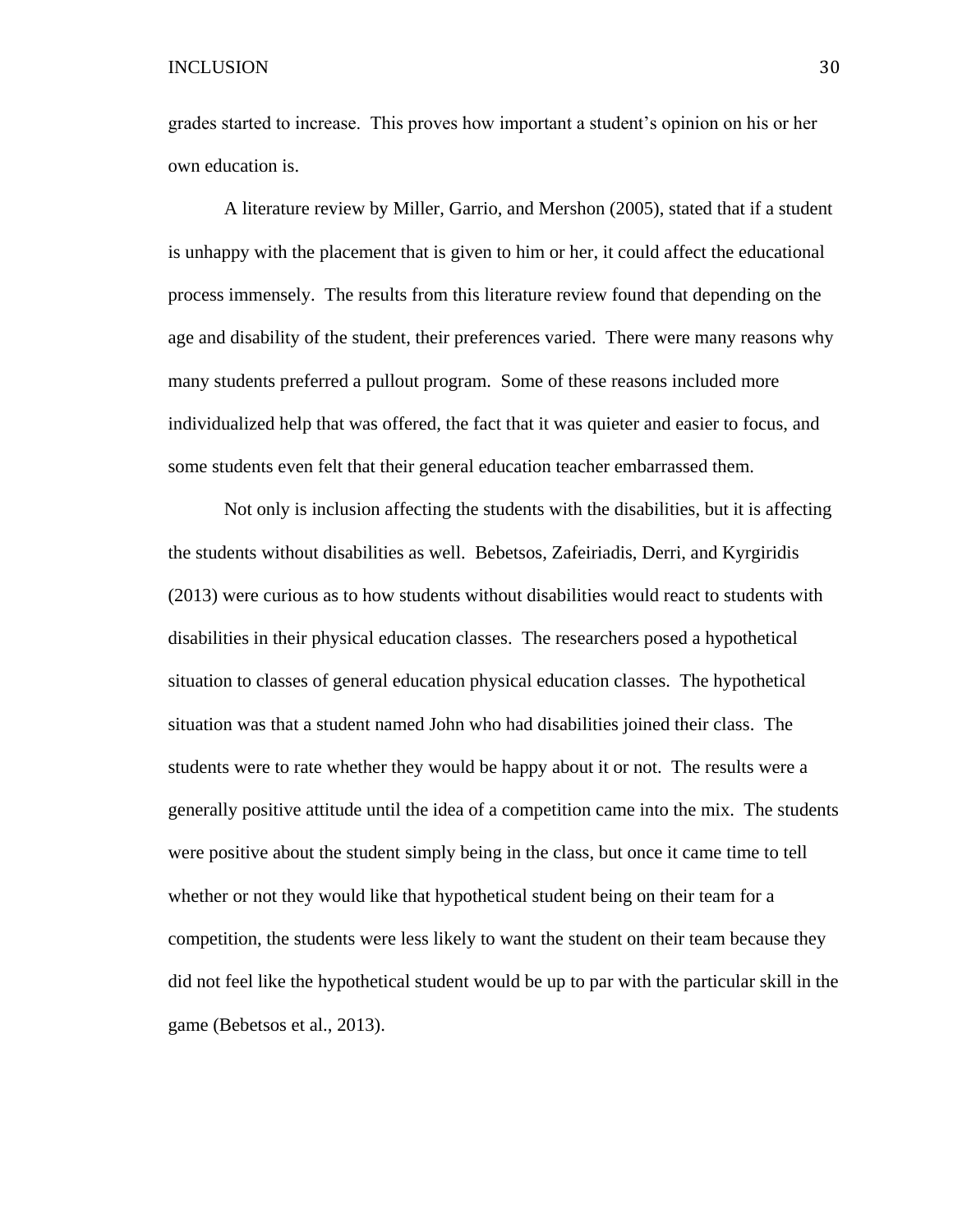grades started to increase. This proves how important a student's opinion on his or her own education is.

A literature review by Miller, Garrio, and Mershon (2005), stated that if a student is unhappy with the placement that is given to him or her, it could affect the educational process immensely. The results from this literature review found that depending on the age and disability of the student, their preferences varied. There were many reasons why many students preferred a pullout program. Some of these reasons included more individualized help that was offered, the fact that it was quieter and easier to focus, and some students even felt that their general education teacher embarrassed them.

Not only is inclusion affecting the students with the disabilities, but it is affecting the students without disabilities as well. Bebetsos, Zafeiriadis, Derri, and Kyrgiridis (2013) were curious as to how students without disabilities would react to students with disabilities in their physical education classes. The researchers posed a hypothetical situation to classes of general education physical education classes. The hypothetical situation was that a student named John who had disabilities joined their class. The students were to rate whether they would be happy about it or not. The results were a generally positive attitude until the idea of a competition came into the mix. The students were positive about the student simply being in the class, but once it came time to tell whether or not they would like that hypothetical student being on their team for a competition, the students were less likely to want the student on their team because they did not feel like the hypothetical student would be up to par with the particular skill in the game (Bebetsos et al., 2013).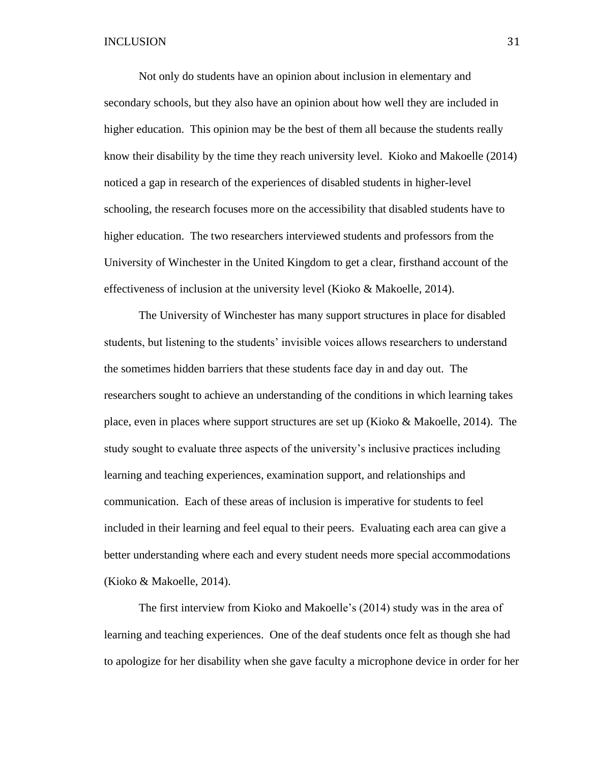Not only do students have an opinion about inclusion in elementary and secondary schools, but they also have an opinion about how well they are included in higher education. This opinion may be the best of them all because the students really know their disability by the time they reach university level. Kioko and Makoelle (2014) noticed a gap in research of the experiences of disabled students in higher-level schooling, the research focuses more on the accessibility that disabled students have to higher education. The two researchers interviewed students and professors from the University of Winchester in the United Kingdom to get a clear, firsthand account of the effectiveness of inclusion at the university level (Kioko & Makoelle, 2014).

The University of Winchester has many support structures in place for disabled students, but listening to the students' invisible voices allows researchers to understand the sometimes hidden barriers that these students face day in and day out. The researchers sought to achieve an understanding of the conditions in which learning takes place, even in places where support structures are set up (Kioko & Makoelle, 2014). The study sought to evaluate three aspects of the university's inclusive practices including learning and teaching experiences, examination support, and relationships and communication. Each of these areas of inclusion is imperative for students to feel included in their learning and feel equal to their peers. Evaluating each area can give a better understanding where each and every student needs more special accommodations (Kioko & Makoelle, 2014).

The first interview from Kioko and Makoelle's (2014) study was in the area of learning and teaching experiences. One of the deaf students once felt as though she had to apologize for her disability when she gave faculty a microphone device in order for her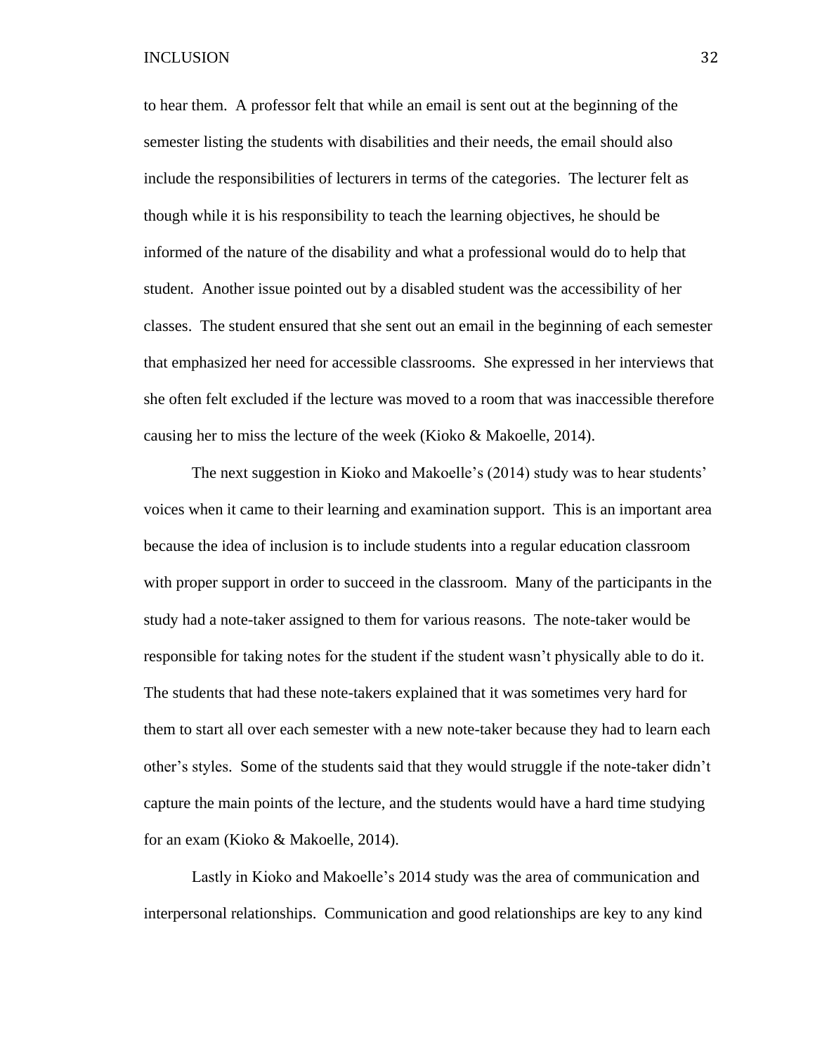to hear them. A professor felt that while an email is sent out at the beginning of the semester listing the students with disabilities and their needs, the email should also include the responsibilities of lecturers in terms of the categories. The lecturer felt as though while it is his responsibility to teach the learning objectives, he should be informed of the nature of the disability and what a professional would do to help that student. Another issue pointed out by a disabled student was the accessibility of her classes. The student ensured that she sent out an email in the beginning of each semester that emphasized her need for accessible classrooms. She expressed in her interviews that she often felt excluded if the lecture was moved to a room that was inaccessible therefore causing her to miss the lecture of the week (Kioko & Makoelle, 2014).

The next suggestion in Kioko and Makoelle's (2014) study was to hear students' voices when it came to their learning and examination support. This is an important area because the idea of inclusion is to include students into a regular education classroom with proper support in order to succeed in the classroom. Many of the participants in the study had a note-taker assigned to them for various reasons. The note-taker would be responsible for taking notes for the student if the student wasn't physically able to do it. The students that had these note-takers explained that it was sometimes very hard for them to start all over each semester with a new note-taker because they had to learn each other's styles. Some of the students said that they would struggle if the note-taker didn't capture the main points of the lecture, and the students would have a hard time studying for an exam (Kioko & Makoelle, 2014).

Lastly in Kioko and Makoelle's 2014 study was the area of communication and interpersonal relationships. Communication and good relationships are key to any kind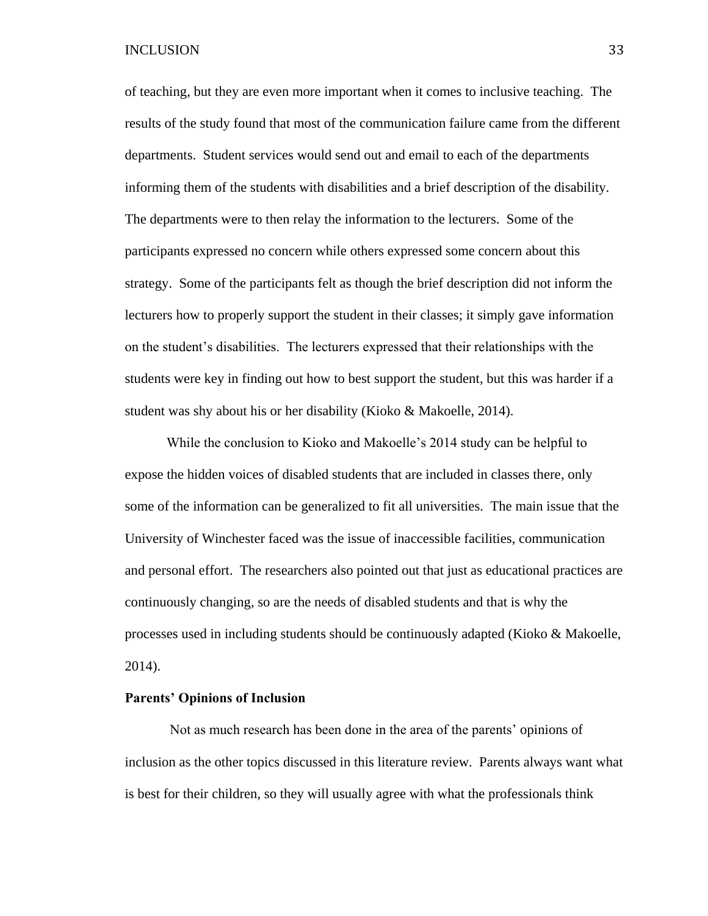of teaching, but they are even more important when it comes to inclusive teaching. The results of the study found that most of the communication failure came from the different departments. Student services would send out and email to each of the departments informing them of the students with disabilities and a brief description of the disability. The departments were to then relay the information to the lecturers. Some of the participants expressed no concern while others expressed some concern about this strategy. Some of the participants felt as though the brief description did not inform the lecturers how to properly support the student in their classes; it simply gave information on the student's disabilities. The lecturers expressed that their relationships with the students were key in finding out how to best support the student, but this was harder if a student was shy about his or her disability (Kioko & Makoelle, 2014).

While the conclusion to Kioko and Makoelle's 2014 study can be helpful to expose the hidden voices of disabled students that are included in classes there, only some of the information can be generalized to fit all universities. The main issue that the University of Winchester faced was the issue of inaccessible facilities, communication and personal effort. The researchers also pointed out that just as educational practices are continuously changing, so are the needs of disabled students and that is why the processes used in including students should be continuously adapted (Kioko & Makoelle, 2014).

**Parents' Opinions of Inclusion**

Not as much research has been done in the area of the parents' opinions of inclusion as the other topics discussed in this literature review. Parents always want what is best for their children, so they will usually agree with what the professionals think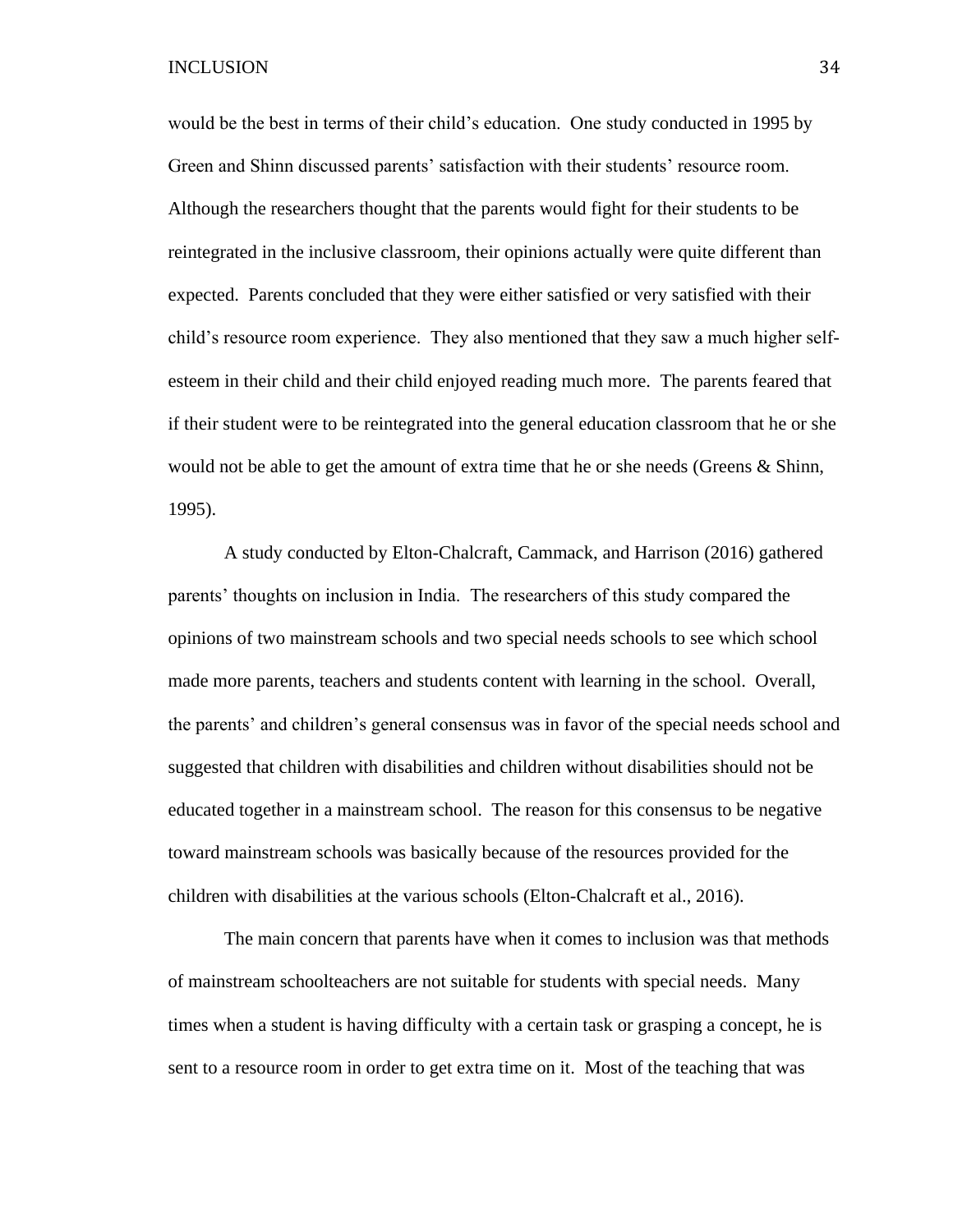would be the best in terms of their child's education. One study conducted in 1995 by Green and Shinn discussed parents' satisfaction with their students' resource room. Although the researchers thought that the parents would fight for their students to be reintegrated in the inclusive classroom, their opinions actually were quite different than expected. Parents concluded that they were either satisfied or very satisfied with their child's resource room experience. They also mentioned that they saw a much higher self-esteem in their child and their child enjoyed reading much more. The parents feared that if their student were to be reintegrated into the general education classroom that he or she would not be able to get the amount of extra time that he or she needs (Greens & Shinn, 1995).

A study conducted by Elton-Chalcraft, Cammack, and Harrison (2016) gathered parents' thoughts on inclusion in India. The researchers of this study compared the opinions of two mainstream schools and two special needs schools to see which school made more parents, teachers and students content with learning in the school. Overall, the parents' and children's general consensus was in favor of the special needs school and suggested that children with disabilities and children without disabilities should not be educated together in a mainstream school. The reason for this consensus to be negative toward mainstream schools was basically because of the resources provided for the children with disabilities at the various schools (Elton-Chalcraft et al., 2016).

The main concern that parents have when it comes to inclusion was that methods of mainstream schoolteachers are not suitable for students with special needs. Many times when a student is having difficulty with a certain task or grasping a concept, he is sent to a resource room in order to get extra time on it. Most of the teaching that was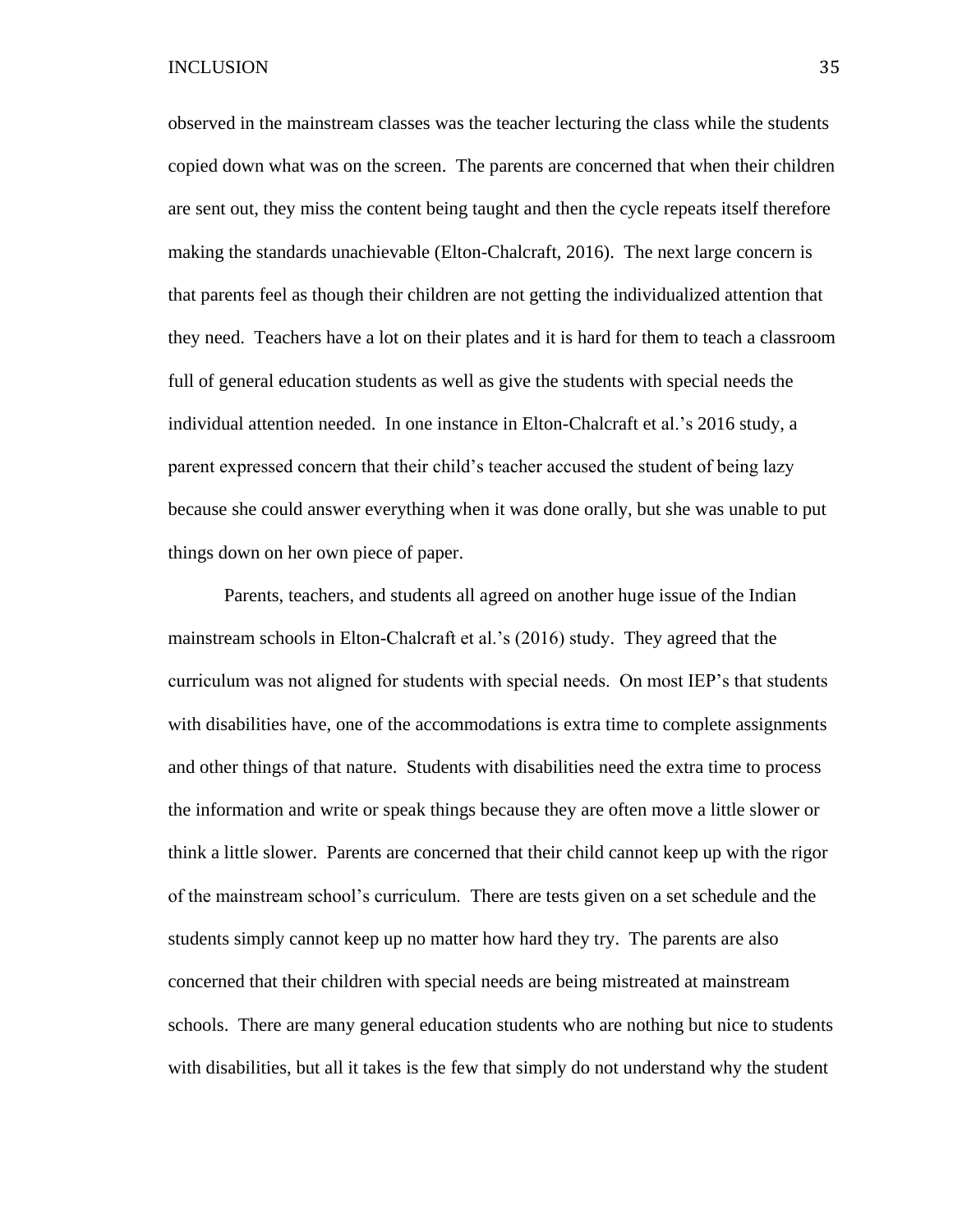observed in the mainstream classes was the teacher lecturing the class while the students copied down what was on the screen. The parents are concerned that when their children are sent out, they miss the content being taught and then the cycle repeats itself therefore making the standards unachievable (Elton-Chalcraft, 2016). The next large concern is that parents feel as though their children are not getting the individualized attention that they need. Teachers have a lot on their plates and it is hard for them to teach a classroom full of general education students as well as give the students with special needs the individual attention needed. In one instance in Elton-Chalcraft et al.'s 2016 study, a parent expressed concern that their child's teacher accused the student of being lazy because she could answer everything when it was done orally, but she was unable to put things down on her own piece of paper.

Parents, teachers, and students all agreed on another huge issue of the Indian mainstream schools in Elton-Chalcraft et al.'s (2016) study. They agreed that the curriculum was not aligned for students with special needs. On most IEP's that students with disabilities have, one of the accommodations is extra time to complete assignments and other things of that nature. Students with disabilities need the extra time to process the information and write or speak things because they are often move a little slower or think a little slower. Parents are concerned that their child cannot keep up with the rigor of the mainstream school's curriculum. There are tests given on a set schedule and the students simply cannot keep up no matter how hard they try. The parents are also concerned that their children with special needs are being mistreated at mainstream schools. There are many general education students who are nothing but nice to students with disabilities, but all it takes is the few that simply do not understand why the student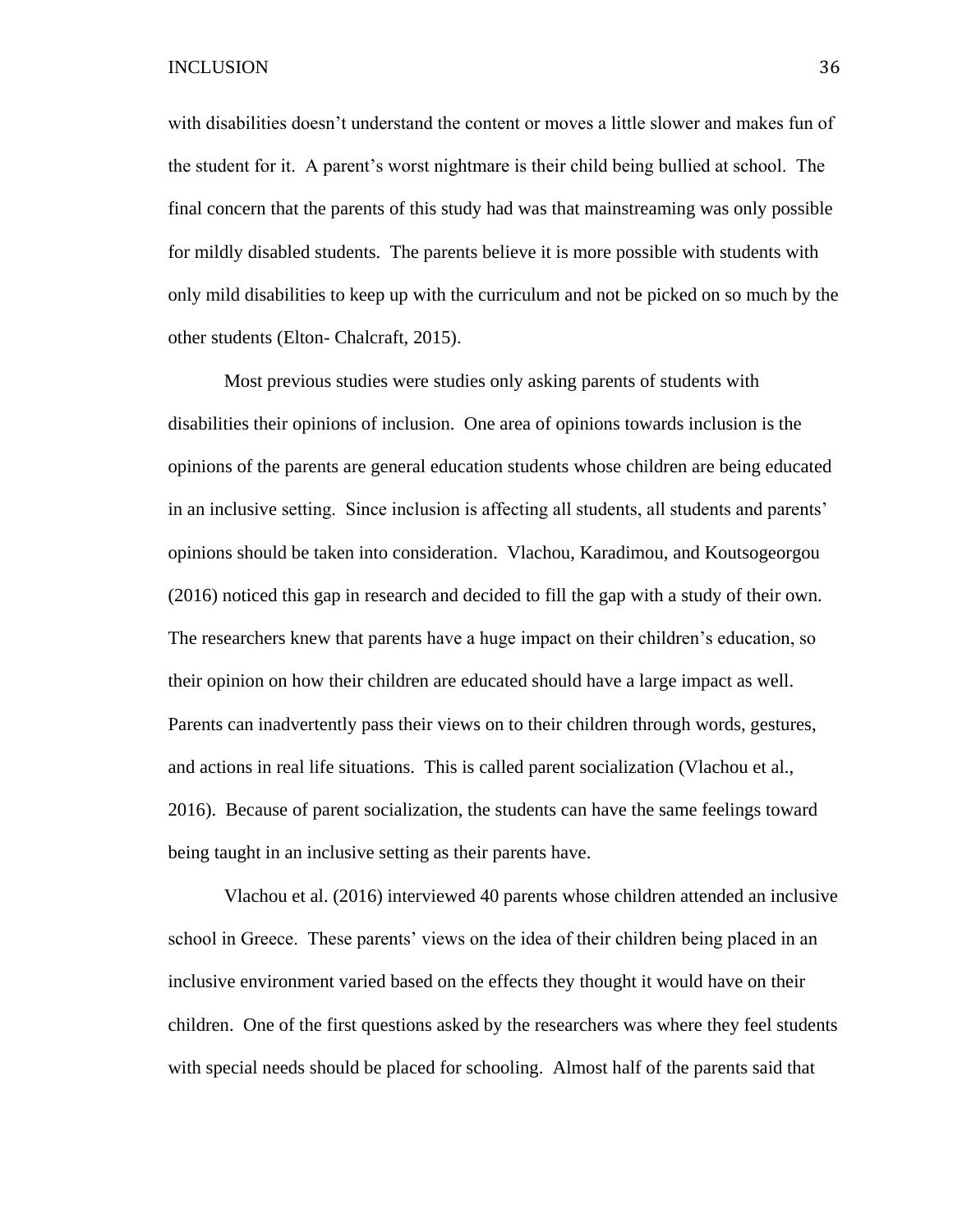with disabilities doesn't understand the content or moves a little slower and makes fun of the student for it. A parent's worst nightmare is their child being bullied at school. The final concern that the parents of this study had was that mainstreaming was only possible for mildly disabled students. The parents believe it is more possible with students with only mild disabilities to keep up with the curriculum and not be picked on so much by the other students (Elton- Chalcraft, 2015).

Most previous studies were studies only asking parents of students with disabilities their opinions of inclusion. One area of opinions towards inclusion is the opinions of the parents are general education students whose children are being educated in an inclusive setting. Since inclusion is affecting all students, all students and parents' opinions should be taken into consideration. Vlachou, Karadimou, and Koutsogeorgou (2016) noticed this gap in research and decided to fill the gap with a study of their own. The researchers knew that parents have a huge impact on their children's education, so their opinion on how their children are educated should have a large impact as well. Parents can inadvertently pass their views on to their children through words, gestures, and actions in real life situations. This is called parent socialization (Vlachou et al., 2016). Because of parent socialization, the students can have the same feelings toward being taught in an inclusive setting as their parents have.

Vlachou et al. (2016) interviewed 40 parents whose children attended an inclusive school in Greece. These parents' views on the idea of their children being placed in an inclusive environment varied based on the effects they thought it would have on their children. One of the first questions asked by the researchers was where they feel students with special needs should be placed for schooling. Almost half of the parents said that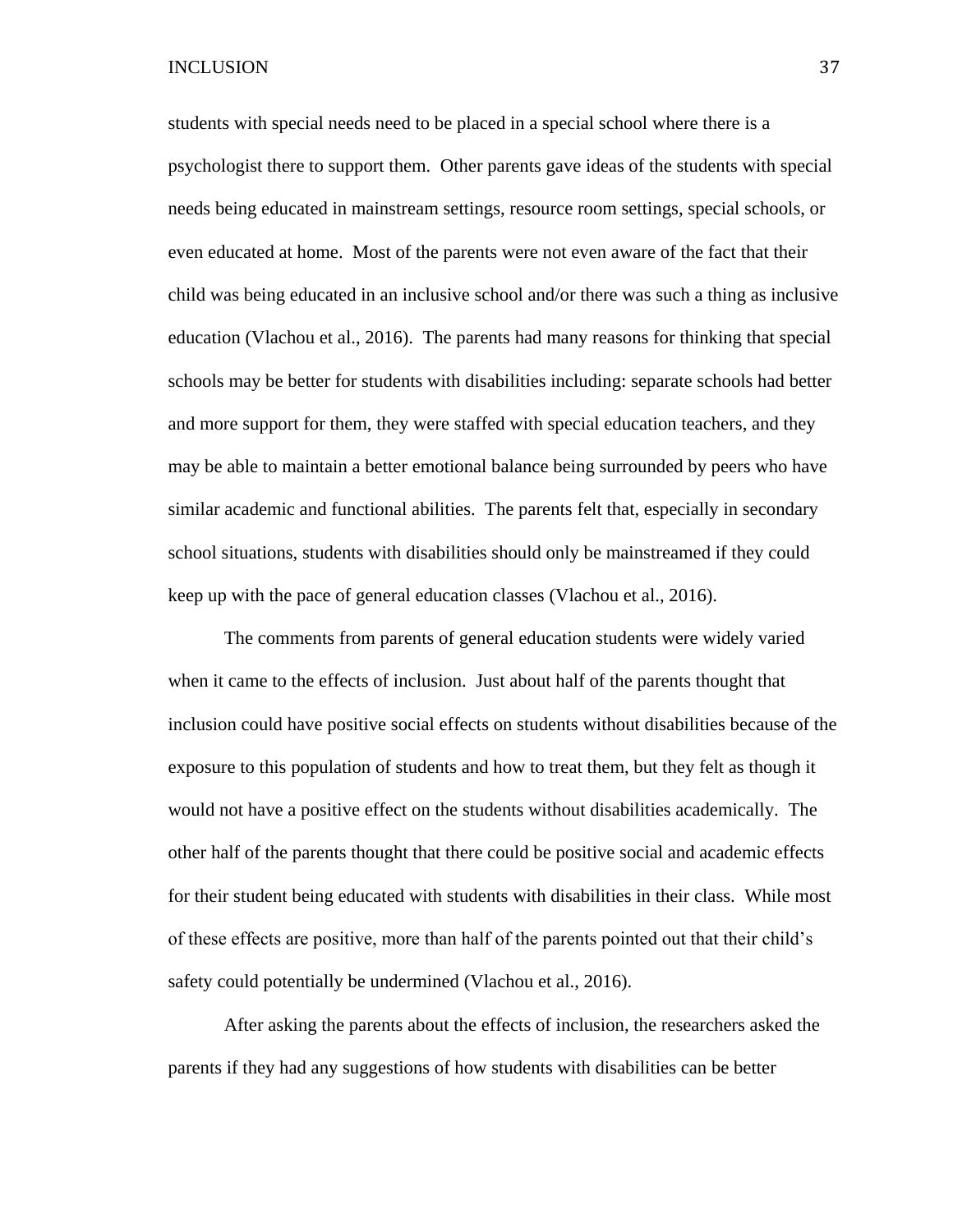students with special needs need to be placed in a special school where there is a psychologist there to support them. Other parents gave ideas of the students with special needs being educated in mainstream settings, resource room settings, special schools, or even educated at home. Most of the parents were not even aware of the fact that their child was being educated in an inclusive school and/or there was such a thing as inclusive education (Vlachou et al., 2016). The parents had many reasons for thinking that special schools may be better for students with disabilities including: separate schools had better and more support for them, they were staffed with special education teachers, and they may be able to maintain a better emotional balance being surrounded by peers who have similar academic and functional abilities. The parents felt that, especially in secondary school situations, students with disabilities should only be mainstreamed if they could keep up with the pace of general education classes (Vlachou et al., 2016).

The comments from parents of general education students were widely varied when it came to the effects of inclusion. Just about half of the parents thought that inclusion could have positive social effects on students without disabilities because of the exposure to this population of students and how to treat them, but they felt as though it would not have a positive effect on the students without disabilities academically. The other half of the parents thought that there could be positive social and academic effects for their student being educated with students with disabilities in their class. While most of these effects are positive, more than half of the parents pointed out that their child's safety could potentially be undermined (Vlachou et al., 2016).

After asking the parents about the effects of inclusion, the researchers asked the parents if they had any suggestions of how students with disabilities can be better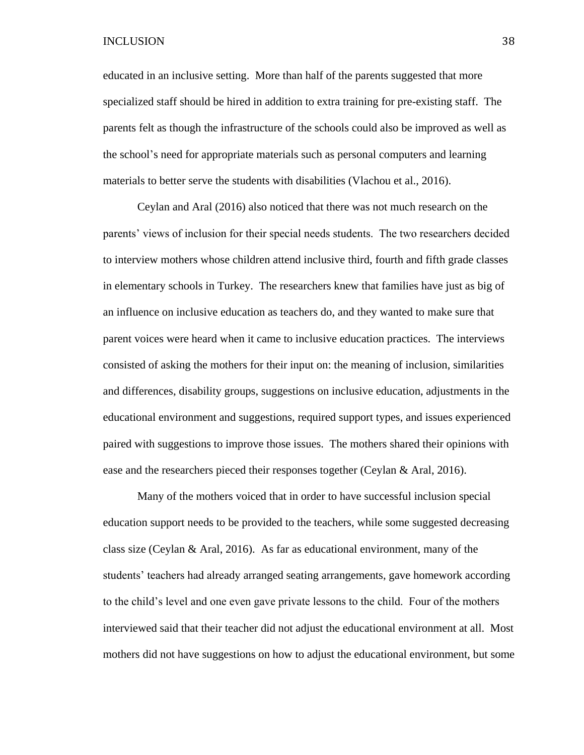educated in an inclusive setting. More than half of the parents suggested that more specialized staff should be hired in addition to extra training for pre-existing staff. The parents felt as though the infrastructure of the schools could also be improved as well as the school's need for appropriate materials such as personal computers and learning materials to better serve the students with disabilities (Vlachou et al., 2016).

Ceylan and Aral (2016) also noticed that there was not much research on the parents' views of inclusion for their special needs students. The two researchers decided to interview mothers whose children attend inclusive third, fourth and fifth grade classes in elementary schools in Turkey. The researchers knew that families have just as big of an influence on inclusive education as teachers do, and they wanted to make sure that parent voices were heard when it came to inclusive education practices. The interviews consisted of asking the mothers for their input on: the meaning of inclusion, similarities and differences, disability groups, suggestions on inclusive education, adjustments in the educational environment and suggestions, required support types, and issues experienced paired with suggestions to improve those issues. The mothers shared their opinions with ease and the researchers pieced their responses together (Ceylan & Aral, 2016).

Many of the mothers voiced that in order to have successful inclusion special education support needs to be provided to the teachers, while some suggested decreasing class size (Ceylan & Aral, 2016). As far as educational environment, many of the students' teachers had already arranged seating arrangements, gave homework according to the child's level and one even gave private lessons to the child. Four of the mothers interviewed said that their teacher did not adjust the educational environment at all. Most mothers did not have suggestions on how to adjust the educational environment, but some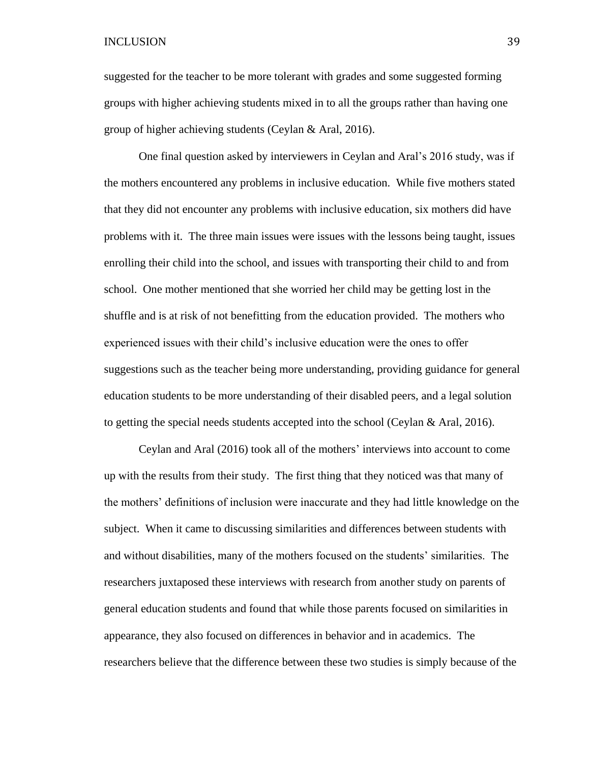suggested for the teacher to be more tolerant with grades and some suggested forming groups with higher achieving students mixed in to all the groups rather than having one group of higher achieving students (Ceylan & Aral, 2016).

One final question asked by interviewers in Ceylan and Aral's 2016 study, was if the mothers encountered any problems in inclusive education. While five mothers stated that they did not encounter any problems with inclusive education, six mothers did have problems with it. The three main issues were issues with the lessons being taught, issues enrolling their child into the school, and issues with transporting their child to and from school. One mother mentioned that she worried her child may be getting lost in the shuffle and is at risk of not benefitting from the education provided. The mothers who experienced issues with their child's inclusive education were the ones to offer suggestions such as the teacher being more understanding, providing guidance for general education students to be more understanding of their disabled peers, and a legal solution to getting the special needs students accepted into the school (Ceylan & Aral, 2016).

Ceylan and Aral (2016) took all of the mothers' interviews into account to come up with the results from their study. The first thing that they noticed was that many of the mothers' definitions of inclusion were inaccurate and they had little knowledge on the subject. When it came to discussing similarities and differences between students with and without disabilities, many of the mothers focused on the students' similarities. The researchers juxtaposed these interviews with research from another study on parents of general education students and found that while those parents focused on similarities in appearance, they also focused on differences in behavior and in academics. The researchers believe that the difference between these two studies is simply because of the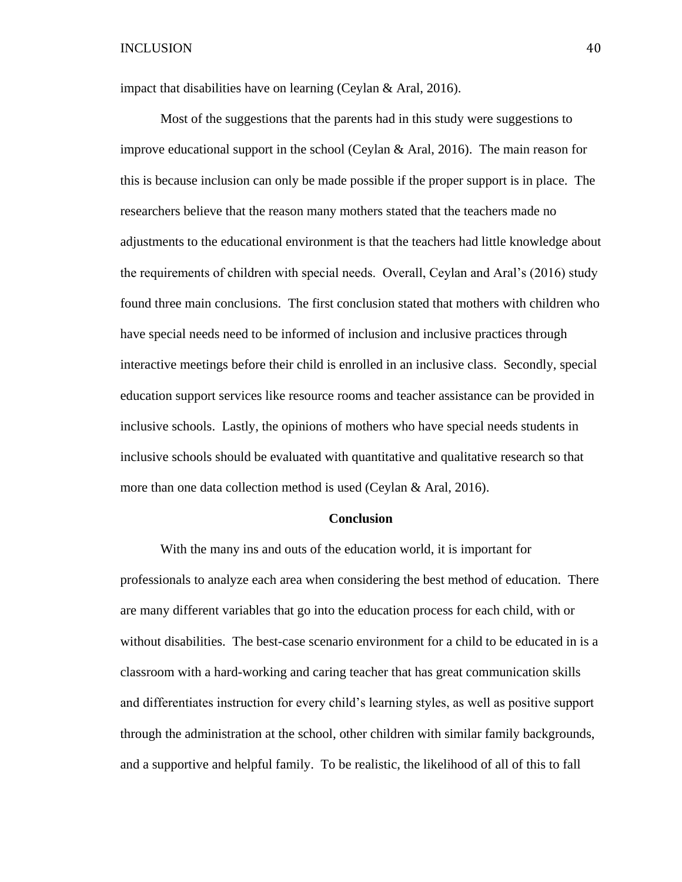impact that disabilities have on learning (Ceylan & Aral, 2016).

Most of the suggestions that the parents had in this study were suggestions to improve educational support in the school (Ceylan & Aral, 2016). The main reason for this is because inclusion can only be made possible if the proper support is in place. The researchers believe that the reason many mothers stated that the teachers made no adjustments to the educational environment is that the teachers had little knowledge about the requirements of children with special needs. Overall, Ceylan and Aral's (2016) study found three main conclusions. The first conclusion stated that mothers with children who have special needs need to be informed of inclusion and inclusive practices through interactive meetings before their child is enrolled in an inclusive class. Secondly, special education support services like resource rooms and teacher assistance can be provided in inclusive schools. Lastly, the opinions of mothers who have special needs students in inclusive schools should be evaluated with quantitative and qualitative research so that more than one data collection method is used (Ceylan & Aral, 2016).

## Conclusion

With the many ins and outs of the education world, it is important for professionals to analyze each area when considering the best method of education. There are many different variables that go into the education process for each child, with or without disabilities. The best-case scenario environment for a child to be educated in is a classroom with a hard-working and caring teacher that has great communication skills and differentiates instruction for every child's learning styles, as well as positive support through the administration at the school, other children with similar family backgrounds, and a supportive and helpful family. To be realistic, the likelihood of all of this to fall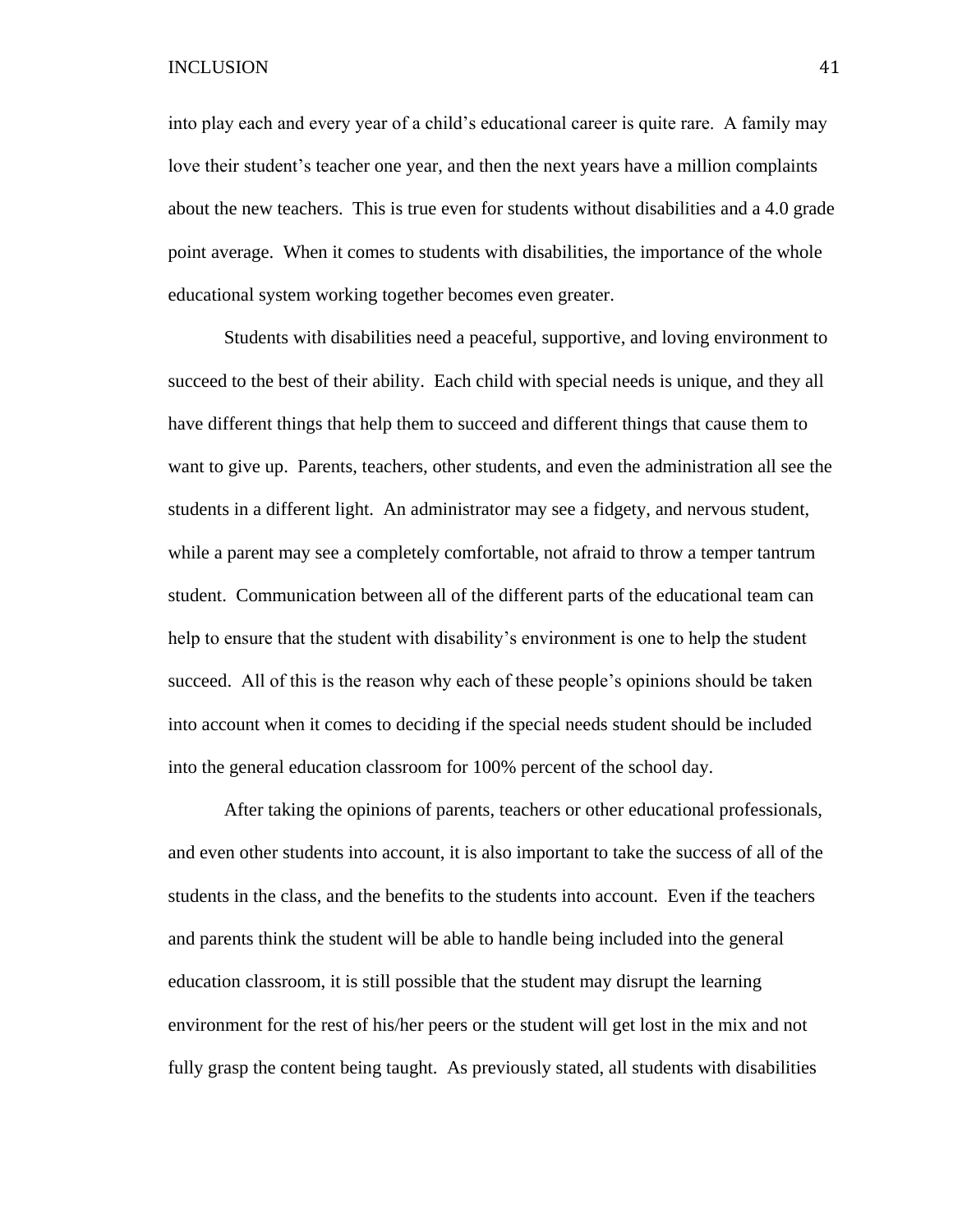into play each and every year of a child's educational career is quite rare. A family may love their student's teacher one year, and then the next years have a million complaints about the new teachers. This is true even for students without disabilities and a 4.0 grade point average. When it comes to students with disabilities, the importance of the whole educational system working together becomes even greater.

Students with disabilities need a peaceful, supportive, and loving environment to succeed to the best of their ability. Each child with special needs is unique, and they all have different things that help them to succeed and different things that cause them to want to give up. Parents, teachers, other students, and even the administration all see the students in a different light. An administrator may see a fidgety, and nervous student, while a parent may see a completely comfortable, not afraid to throw a temper tantrum student. Communication between all of the different parts of the educational team can help to ensure that the student with disability's environment is one to help the student succeed. All of this is the reason why each of these people's opinions should be taken into account when it comes to deciding if the special needs student should be included into the general education classroom for 100% percent of the school day.

After taking the opinions of parents, teachers or other educational professionals, and even other students into account, it is also important to take the success of all of the students in the class, and the benefits to the students into account. Even if the teachers and parents think the student will be able to handle being included into the general education classroom, it is still possible that the student may disrupt the learning environment for the rest of his/her peers or the student will get lost in the mix and not fully grasp the content being taught. As previously stated, all students with disabilities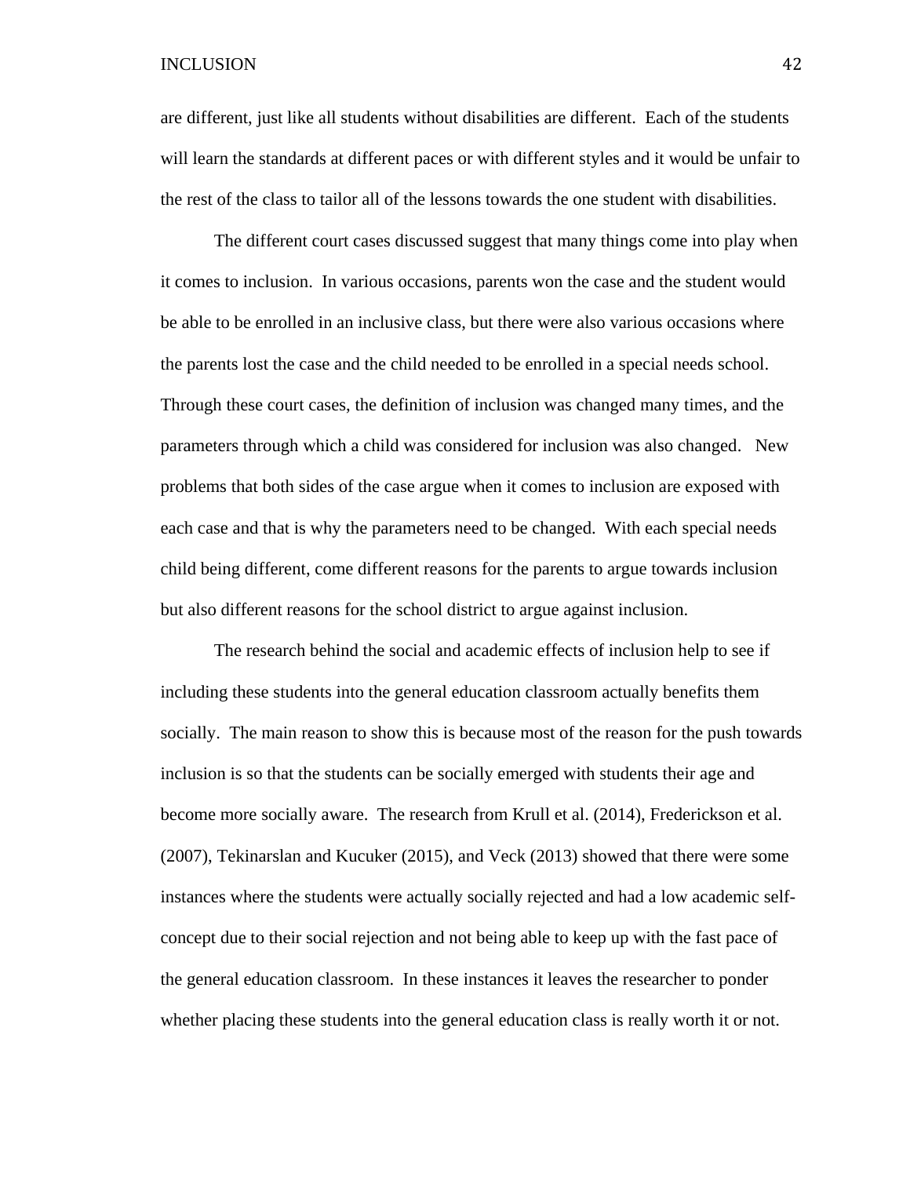are different, just like all students without disabilities are different. Each of the students will learn the standards at different paces or with different styles and it would be unfair to the rest of the class to tailor all of the lessons towards the one student with disabilities.

The different court cases discussed suggest that many things come into play when it comes to inclusion. In various occasions, parents won the case and the student would be able to be enrolled in an inclusive class, but there were also various occasions where the parents lost the case and the child needed to be enrolled in a special needs school. Through these court cases, the definition of inclusion was changed many times, and the parameters through which a child was considered for inclusion was also changed. New problems that both sides of the case argue when it comes to inclusion are exposed with each case and that is why the parameters need to be changed. With each special needs child being different, come different reasons for the parents to argue towards inclusion but also different reasons for the school district to argue against inclusion.

The research behind the social and academic effects of inclusion help to see if including these students into the general education classroom actually benefits them socially. The main reason to show this is because most of the reason for the push towards inclusion is so that the students can be socially emerged with students their age and become more socially aware. The research from Krull et al. (2014), Frederickson et al. (2007), Tekinarslan and Kucuker (2015), and Veck (2013) showed that there were some instances where the students were actually socially rejected and had a low academic self-concept due to their social rejection and not being able to keep up with the fast pace of the general education classroom. In these instances it leaves the researcher to ponder whether placing these students into the general education class is really worth it or not.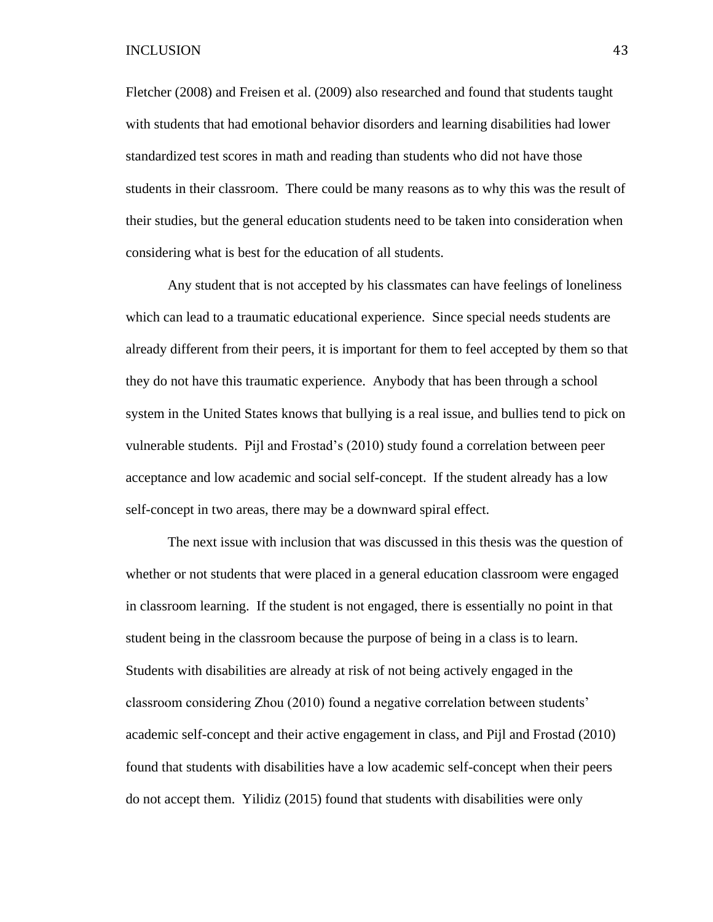Fletcher (2008) and Freisen et al. (2009) also researched and found that students taught with students that had emotional behavior disorders and learning disabilities had lower standardized test scores in math and reading than students who did not have those students in their classroom. There could be many reasons as to why this was the result of their studies, but the general education students need to be taken into consideration when considering what is best for the education of all students.

Any student that is not accepted by his classmates can have feelings of loneliness which can lead to a traumatic educational experience. Since special needs students are already different from their peers, it is important for them to feel accepted by them so that they do not have this traumatic experience. Anybody that has been through a school system in the United States knows that bullying is a real issue, and bullies tend to pick on vulnerable students. Pijl and Frostad's (2010) study found a correlation between peer acceptance and low academic and social self-concept. If the student already has a low self-concept in two areas, there may be a downward spiral effect.

The next issue with inclusion that was discussed in this thesis was the question of whether or not students that were placed in a general education classroom were engaged in classroom learning. If the student is not engaged, there is essentially no point in that student being in the classroom because the purpose of being in a class is to learn. Students with disabilities are already at risk of not being actively engaged in the classroom considering Zhou (2010) found a negative correlation between students' academic self-concept and their active engagement in class, and Pijl and Frostad (2010) found that students with disabilities have a low academic self-concept when their peers do not accept them. Yilidiz (2015) found that students with disabilities were only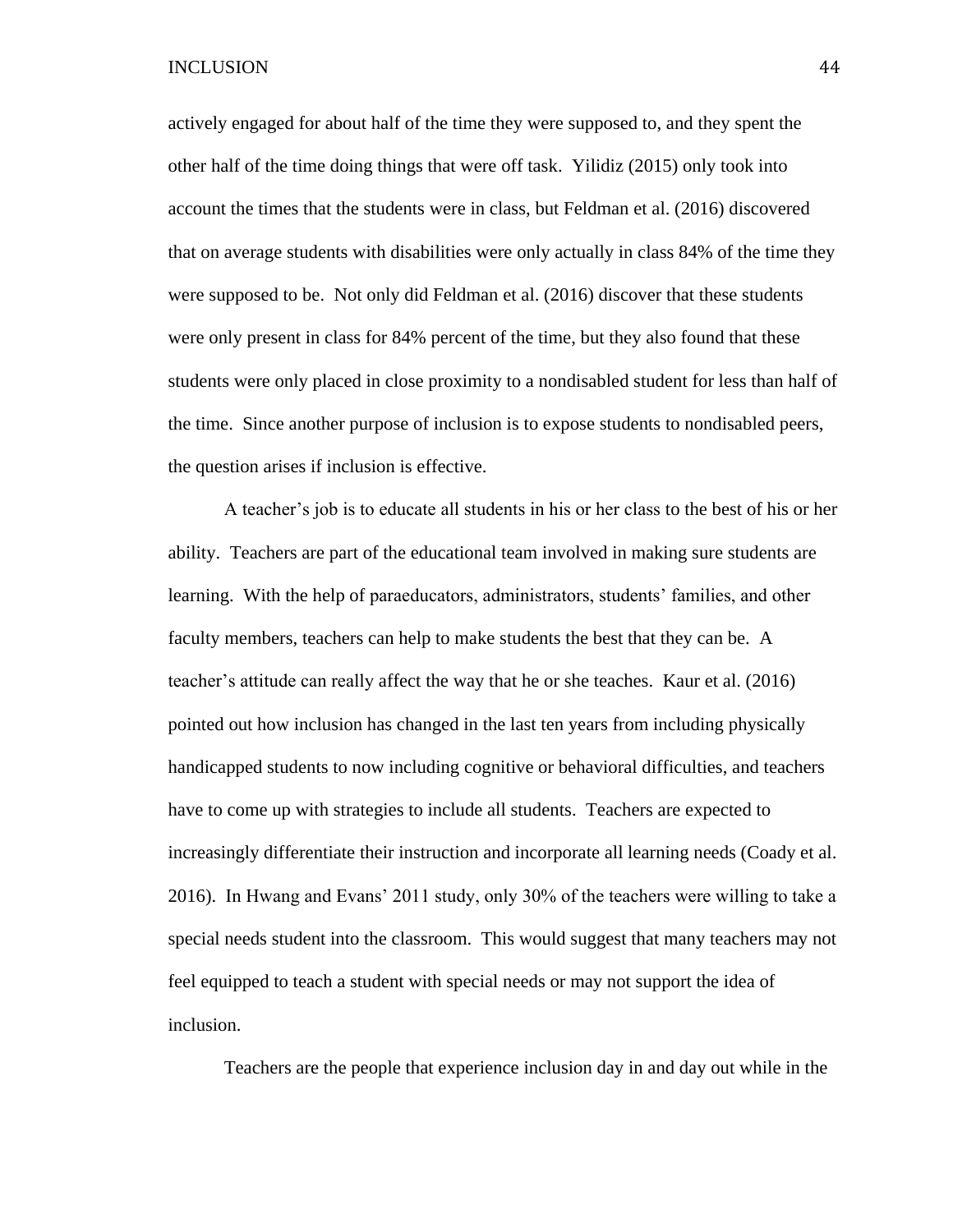actively engaged for about half of the time they were supposed to, and they spent the other half of the time doing things that were off task. Yilidiz (2015) only took into account the times that the students were in class, but Feldman et al. (2016) discovered that on average students with disabilities were only actually in class 84% of the time they were supposed to be. Not only did Feldman et al. (2016) discover that these students were only present in class for 84% percent of the time, but they also found that these students were only placed in close proximity to a nondisabled student for less than half of the time. Since another purpose of inclusion is to expose students to nondisabled peers, the question arises if inclusion is effective.

A teacher's job is to educate all students in his or her class to the best of his or her ability. Teachers are part of the educational team involved in making sure students are learning. With the help of paraeducators, administrators, students' families, and other faculty members, teachers can help to make students the best that they can be. A teacher's attitude can really affect the way that he or she teaches. Kaur et al. (2016) pointed out how inclusion has changed in the last ten years from including physically handicapped students to now including cognitive or behavioral difficulties, and teachers have to come up with strategies to include all students. Teachers are expected to increasingly differentiate their instruction and incorporate all learning needs (Coady et al. 2016). In Hwang and Evans' 2011 study, only 30% of the teachers were willing to take a special needs student into the classroom. This would suggest that many teachers may not feel equipped to teach a student with special needs or may not support the idea of inclusion.

Teachers are the people that experience inclusion day in and day out while in the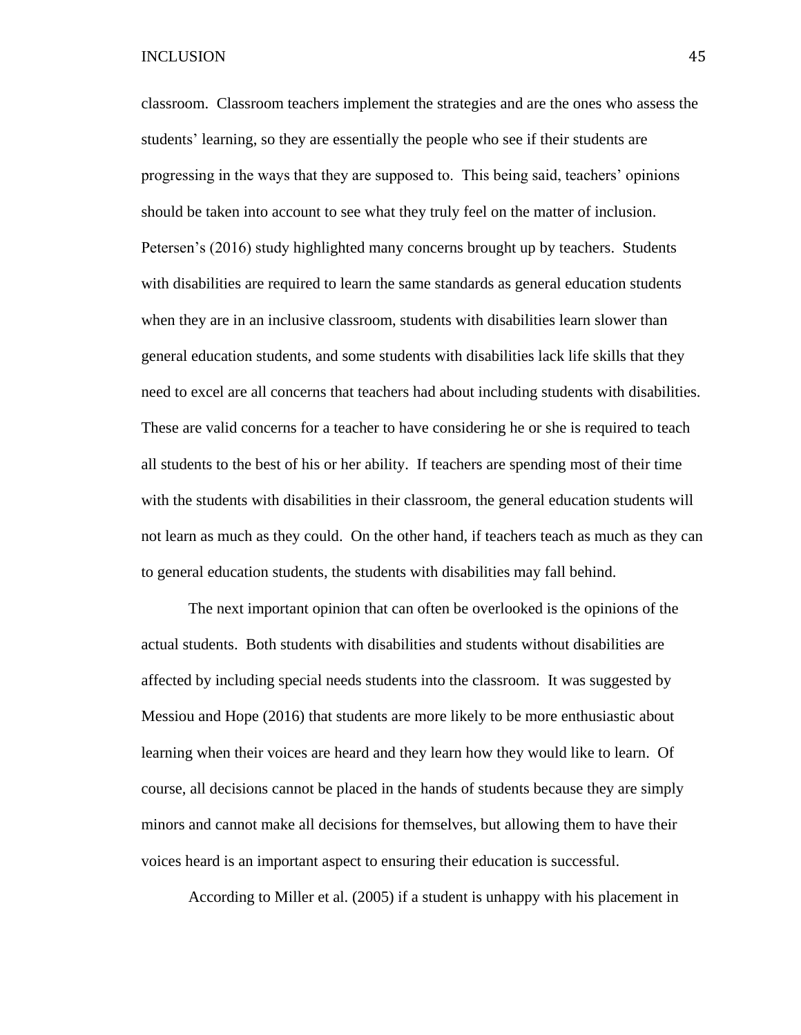classroom. Classroom teachers implement the strategies and are the ones who assess the students' learning, so they are essentially the people who see if their students are progressing in the ways that they are supposed to. This being said, teachers' opinions should be taken into account to see what they truly feel on the matter of inclusion. Petersen's (2016) study highlighted many concerns brought up by teachers. Students with disabilities are required to learn the same standards as general education students when they are in an inclusive classroom, students with disabilities learn slower than general education students, and some students with disabilities lack life skills that they need to excel are all concerns that teachers had about including students with disabilities. These are valid concerns for a teacher to have considering he or she is required to teach all students to the best of his or her ability. If teachers are spending most of their time with the students with disabilities in their classroom, the general education students will not learn as much as they could. On the other hand, if teachers teach as much as they can to general education students, the students with disabilities may fall behind.

The next important opinion that can often be overlooked is the opinions of the actual students. Both students with disabilities and students without disabilities are affected by including special needs students into the classroom. It was suggested by Messiou and Hope (2016) that students are more likely to be more enthusiastic about learning when their voices are heard and they learn how they would like to learn. Of course, all decisions cannot be placed in the hands of students because they are simply minors and cannot make all decisions for themselves, but allowing them to have their voices heard is an important aspect to ensuring their education is successful.

According to Miller et al. (2005) if a student is unhappy with his placement in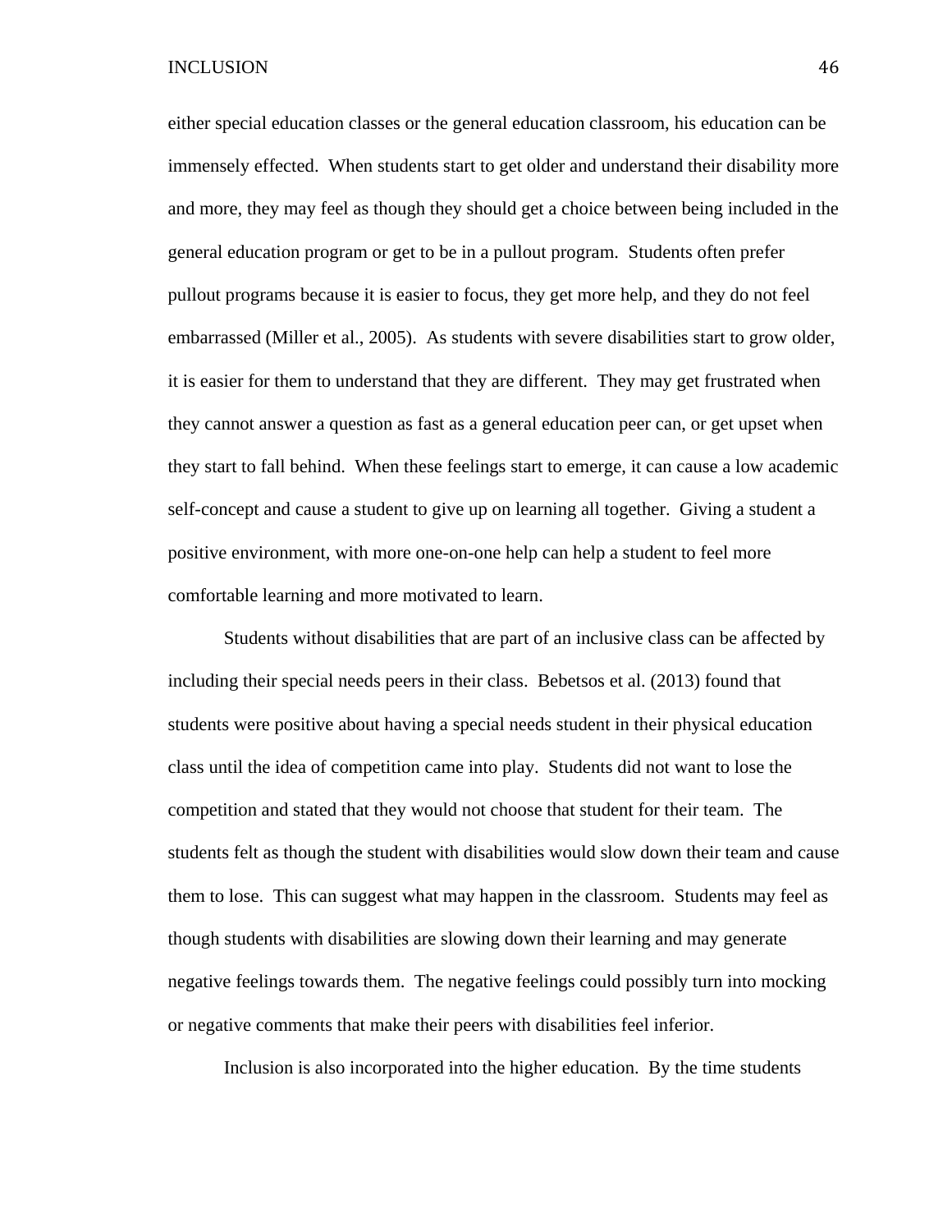either special education classes or the general education classroom, his education can be immensely effected. When students start to get older and understand their disability more and more, they may feel as though they should get a choice between being included in the general education program or get to be in a pullout program. Students often prefer pullout programs because it is easier to focus, they get more help, and they do not feel embarrassed (Miller et al., 2005). As students with severe disabilities start to grow older, it is easier for them to understand that they are different. They may get frustrated when they cannot answer a question as fast as a general education peer can, or get upset when they start to fall behind. When these feelings start to emerge, it can cause a low academic self-concept and cause a student to give up on learning all together. Giving a student a positive environment, with more one-on-one help can help a student to feel more comfortable learning and more motivated to learn.

Students without disabilities that are part of an inclusive class can be affected by including their special needs peers in their class. Bebetsos et al. (2013) found that students were positive about having a special needs student in their physical education class until the idea of competition came into play. Students did not want to lose the competition and stated that they would not choose that student for their team. The students felt as though the student with disabilities would slow down their team and cause them to lose. This can suggest what may happen in the classroom. Students may feel as though students with disabilities are slowing down their learning and may generate negative feelings towards them. The negative feelings could possibly turn into mocking or negative comments that make their peers with disabilities feel inferior.

Inclusion is also incorporated into the higher education. By the time students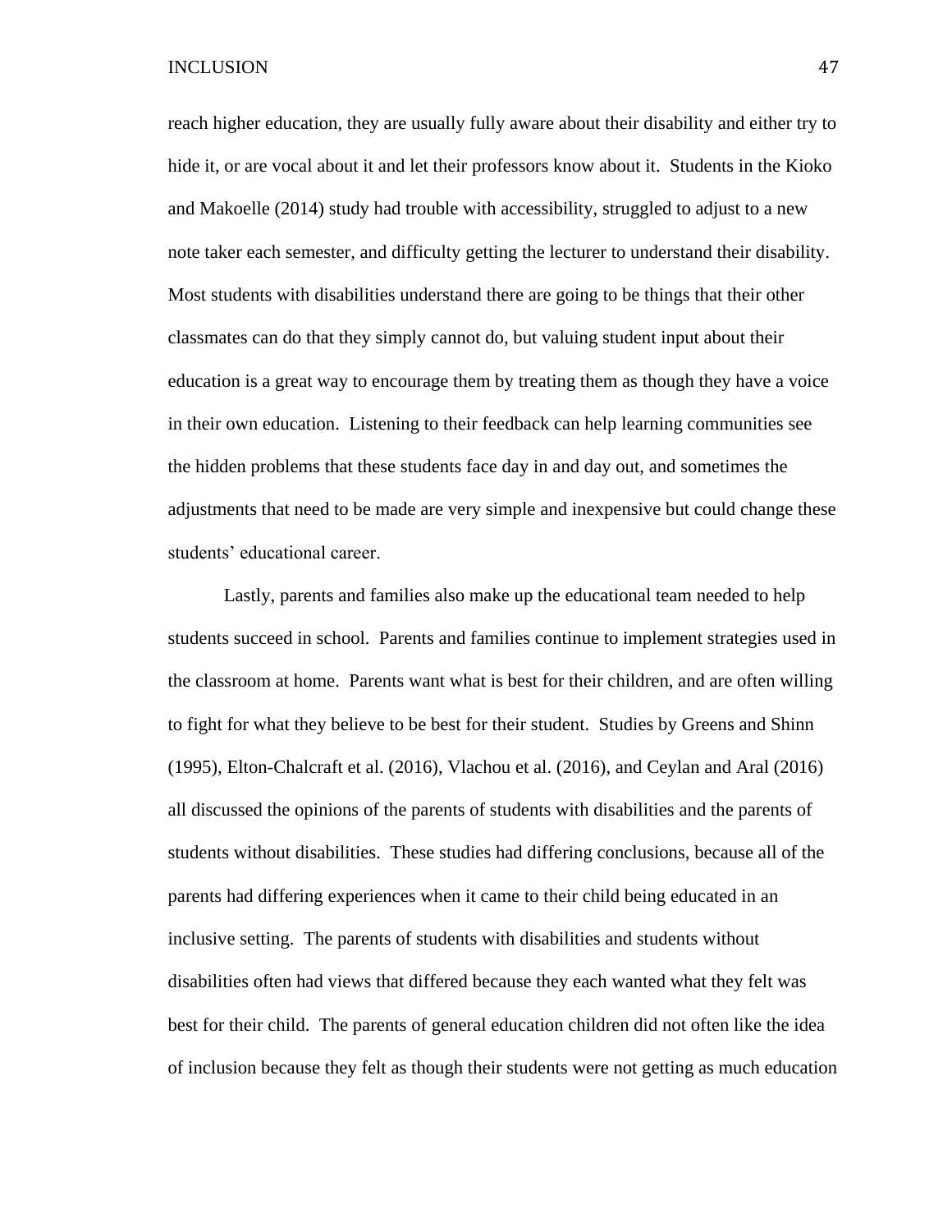reach higher education, they are usually fully aware about their disability and either try to hide it, or are vocal about it and let their professors know about it. Students in the Kioko and Makoelle (2014) study had trouble with accessibility, struggled to adjust to a new note taker each semester, and difficulty getting the lecturer to understand their disability. Most students with disabilities understand there are going to be things that their other classmates can do that they simply cannot do, but valuing student input about their education is a great way to encourage them by treating them as though they have a voice in their own education. Listening to their feedback can help learning communities see the hidden problems that these students face day in and day out, and sometimes the adjustments that need to be made are very simple and inexpensive but could change these students' educational career.

Lastly, parents and families also make up the educational team needed to help students succeed in school. Parents and families continue to implement strategies used in the classroom at home. Parents want what is best for their children, and are often willing to fight for what they believe to be best for their student. Studies by Greens and Shinn (1995), Elton-Chalcraft et al. (2016), Vlachou et al. (2016), and Ceylan and Aral (2016) all discussed the opinions of the parents of students with disabilities and the parents of students without disabilities. These studies had differing conclusions, because all of the parents had differing experiences when it came to their child being educated in an inclusive setting. The parents of students with disabilities and students without disabilities often had views that differed because they each wanted what they felt was best for their child. The parents of general education children did not often like the idea of inclusion because they felt as though their students were not getting as much education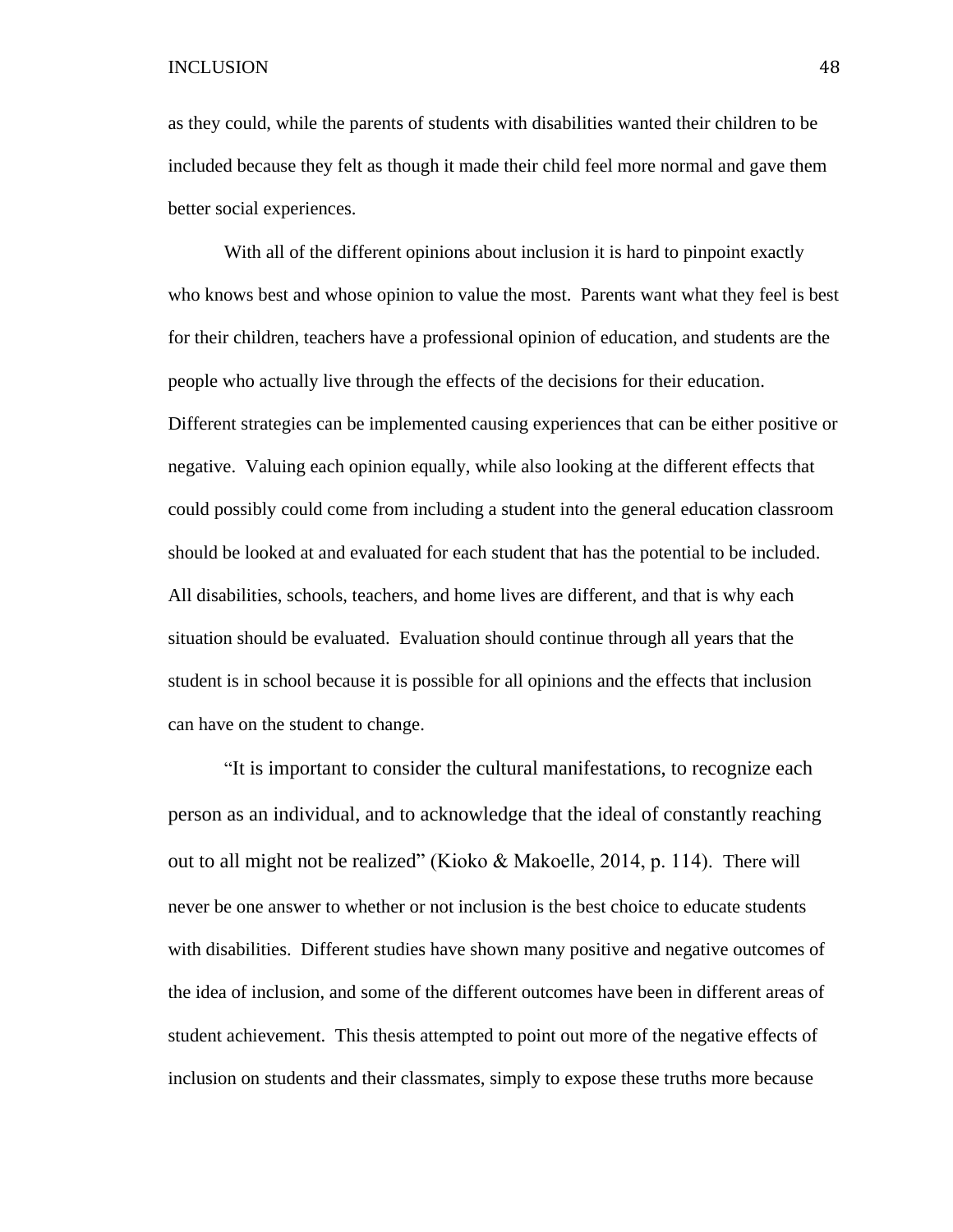as they could, while the parents of students with disabilities wanted their children to be included because they felt as though it made their child feel more normal and gave them better social experiences.

With all of the different opinions about inclusion it is hard to pinpoint exactly who knows best and whose opinion to value the most. Parents want what they feel is best for their children, teachers have a professional opinion of education, and students are the people who actually live through the effects of the decisions for their education. Different strategies can be implemented causing experiences that can be either positive or negative. Valuing each opinion equally, while also looking at the different effects that could possibly could come from including a student into the general education classroom should be looked at and evaluated for each student that has the potential to be included. All disabilities, schools, teachers, and home lives are different, and that is why each situation should be evaluated. Evaluation should continue through all years that the student is in school because it is possible for all opinions and the effects that inclusion can have on the student to change.

"It is important to consider the cultural manifestations, to recognize each person as an individual, and to acknowledge that the ideal of constantly reaching out to all might not be realized" (Kioko & Makoelle, 2014, p. 114). There will never be one answer to whether or not inclusion is the best choice to educate students with disabilities. Different studies have shown many positive and negative outcomes of the idea of inclusion, and some of the different outcomes have been in different areas of student achievement. This thesis attempted to point out more of the negative effects of inclusion on students and their classmates, simply to expose these truths more because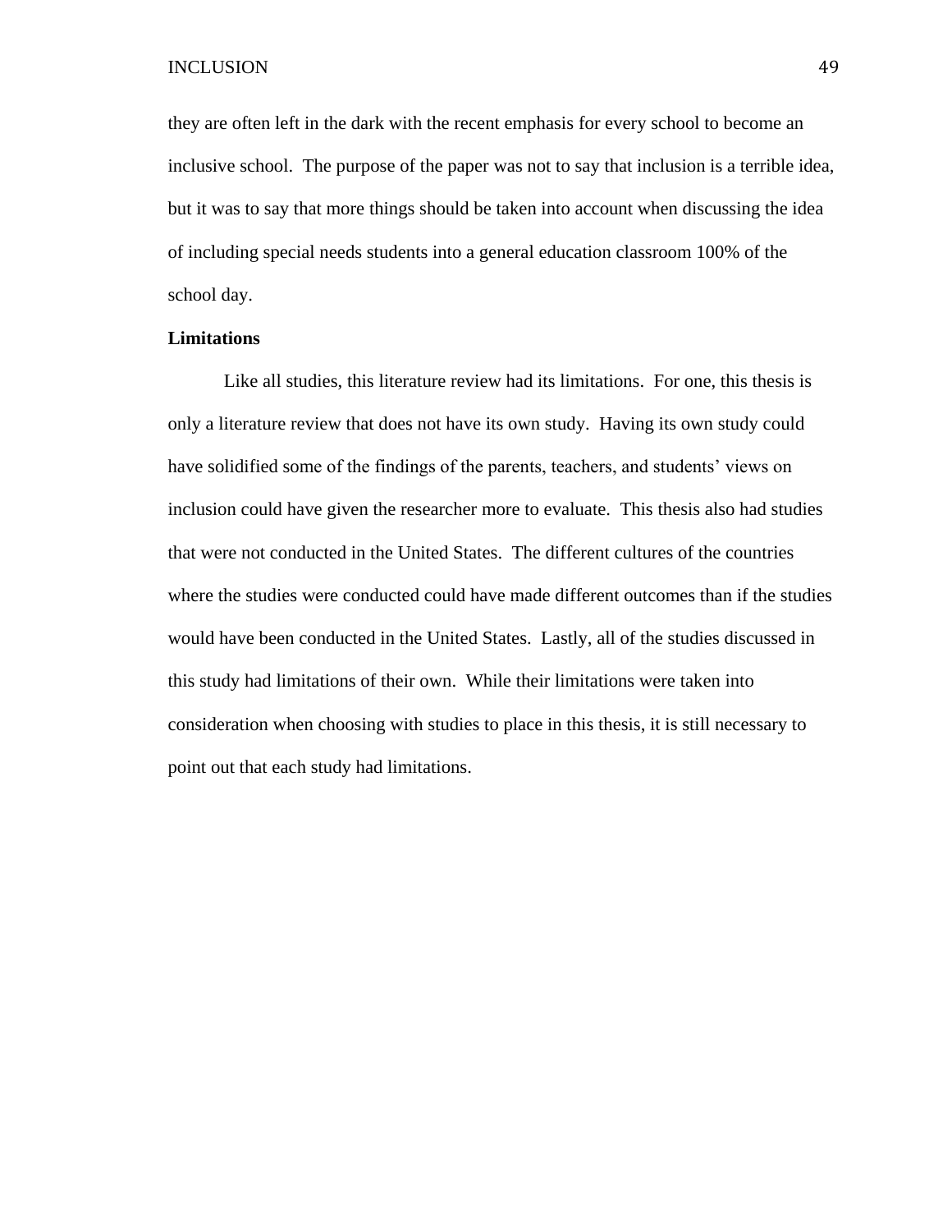they are often left in the dark with the recent emphasis for every school to become an inclusive school. The purpose of the paper was not to say that inclusion is a terrible idea, but it was to say that more things should be taken into account when discussing the idea of including special needs students into a general education classroom 100% of the school day.

**Limitations**

Like all studies, this literature review had its limitations. For one, this thesis is only a literature review that does not have its own study. Having its own study could have solidified some of the findings of the parents, teachers, and students' views on inclusion could have given the researcher more to evaluate. This thesis also had studies that were not conducted in the United States. The different cultures of the countries where the studies were conducted could have made different outcomes than if the studies would have been conducted in the United States. Lastly, all of the studies discussed in this study had limitations of their own. While their limitations were taken into consideration when choosing with studies to place in this thesis, it is still necessary to point out that each study had limitations.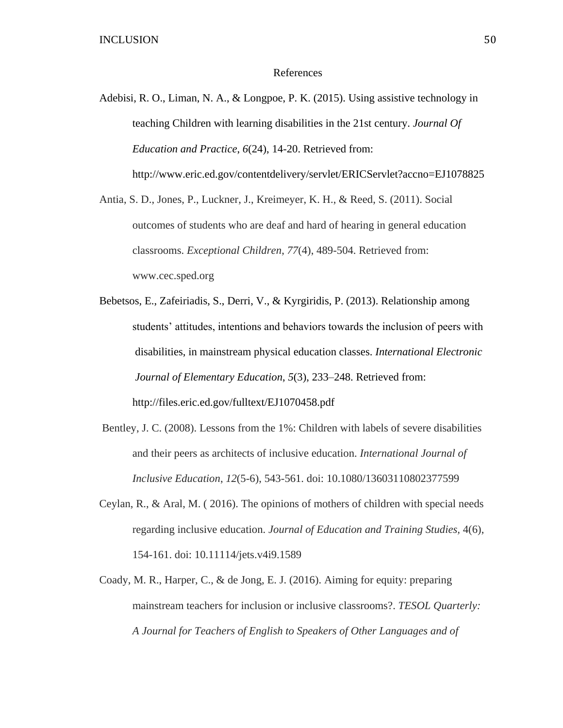# References

Adebisi, R. O., Liman, N. A., & Longpoe, P. K. (2015). Using assistive technology in teaching Children with learning disabilities in the 21st century. *Journal Of Education and Practice*, *6*(24), 14-20. Retrieved from: http://www.eric.ed.gov/contentdelivery/servlet/ERICServlet?accno=EJ1078825

Antia, S. D., Jones, P., Luckner, J., Kreimeyer, K. H., & Reed, S. (2011). Social outcomes of students who are deaf and hard of hearing in general education classrooms. *Exceptional Children*, *77*(4), 489-504. Retrieved from: www.cec.sped.org

Bebetsos, E., Zafeiriadis, S., Derri, V., & Kyrgiridis, P. (2013). Relationship among students' attitudes, intentions and behaviors towards the inclusion of peers with disabilities, in mainstream physical education classes. *International Electronic Journal of Elementary Education*, *5*(3), 233–248. Retrieved from: http://files.eric.ed.gov/fulltext/EJ1070458.pdf

Bentley, J. C. (2008). Lessons from the 1%: Children with labels of severe disabilities and their peers as architects of inclusive education. *International Journal of Inclusive Education*, *12*(5-6), 543-561. doi: 10.1080/13603110802377599

Ceylan, R., & Aral, M. ( 2016). The opinions of mothers of children with special needs regarding inclusive education. *Journal of Education and Training Studies,* 4(6), 154-161. doi: 10.11114/jets.v4i9.1589

Coady, M. R., Harper, C., & de Jong, E. J. (2016). Aiming for equity: preparing mainstream teachers for inclusion or inclusive classrooms?. *TESOL Quarterly: A Journal for Teachers of English to Speakers of Other Languages and of*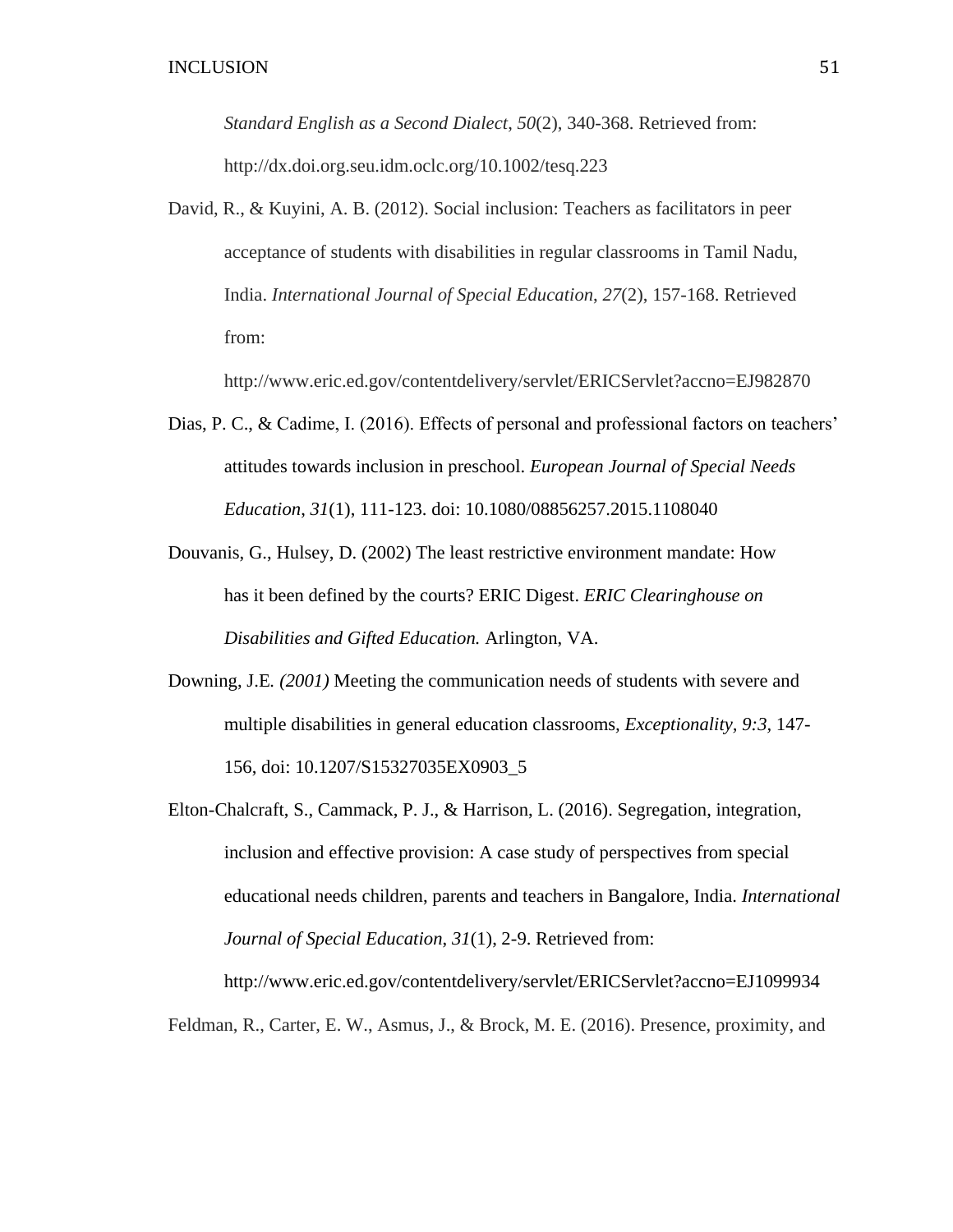*Standard English as a Second Dialect*, *50*(2), 340-368. Retrieved from: http://dx.doi.org.seu.idm.oclc.org/10.1002/tesq.223

David, R., & Kuyini, A. B. (2012). Social inclusion: Teachers as facilitators in peer acceptance of students with disabilities in regular classrooms in Tamil Nadu, India. *International Journal of Special Education*, *27*(2), 157-168. Retrieved from: http://www.eric.ed.gov/contentdelivery/servlet/ERICServlet?accno=EJ982870

Dias, P. C., & Cadime, I. (2016). Effects of personal and professional factors on teachers' attitudes towards inclusion in preschool. *European Journal of Special Needs Education*, *31*(1), 111-123. doi: 10.1080/08856257.2015.1108040

Douvanis, G., Hulsey, D. (2002) The least restrictive environment mandate: How has it been defined by the courts? ERIC Digest. *ERIC Clearinghouse on Disabilities and Gifted Education.* Arlington, VA.

Downing, J.E*. (2001)* Meeting the communication needs of students with severe and multiple disabilities in general education classrooms, *Exceptionality, 9:3*, 147-156, doi: 10.1207/S15327035EX0903_5

Elton-Chalcraft, S., Cammack, P. J., & Harrison, L. (2016). Segregation, integration, inclusion and effective provision: A case study of perspectives from special educational needs children, parents and teachers in Bangalore, India. *International Journal of Special Education*, *31*(1), 2-9. Retrieved from: http://www.eric.ed.gov/contentdelivery/servlet/ERICServlet?accno=EJ1099934

Feldman, R., Carter, E. W., Asmus, J., & Brock, M. E. (2016). Presence, proximity, and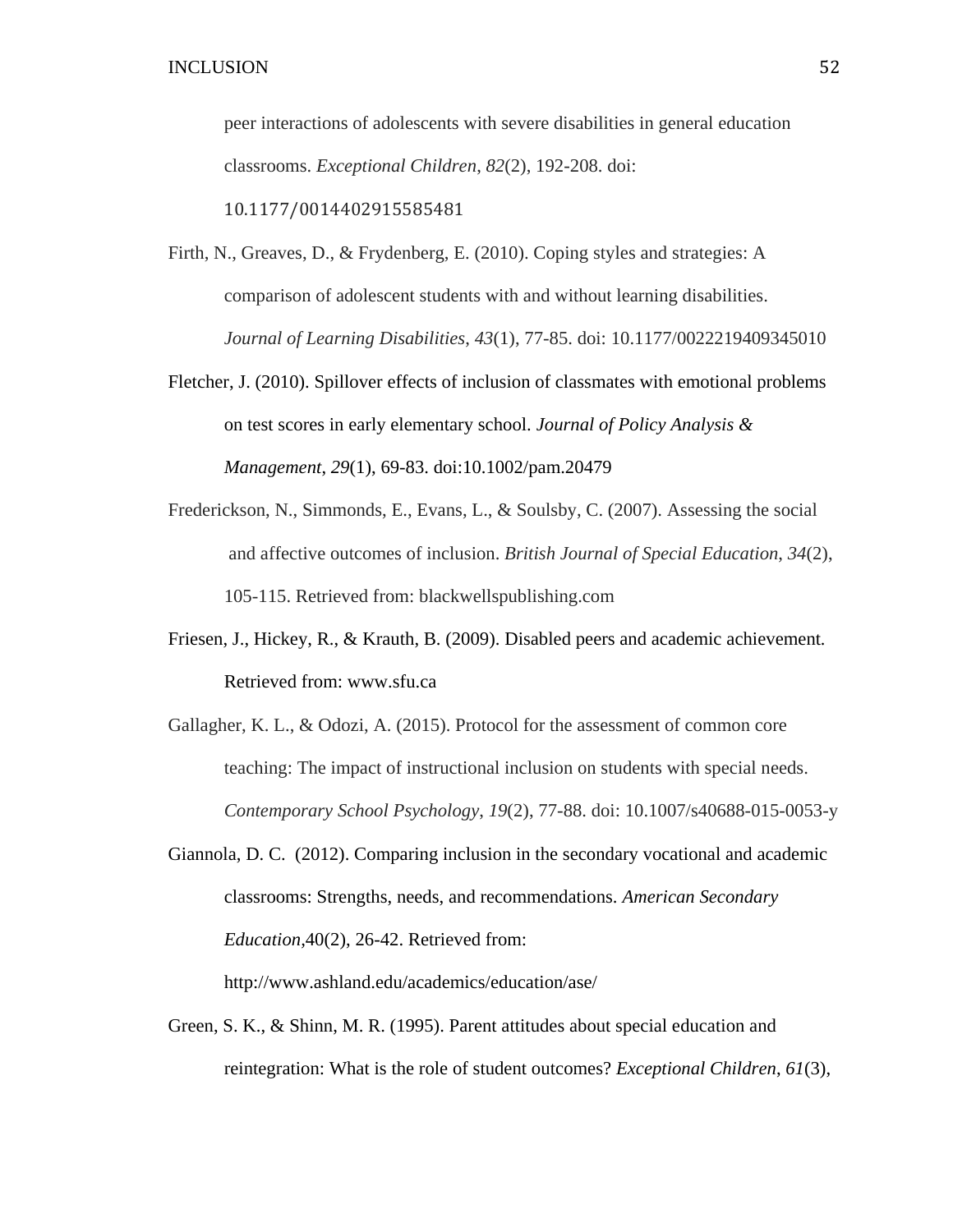peer interactions of adolescents with severe disabilities in general education classrooms. *Exceptional Children, 82*(2), 192-208. doi: 10.1177/0014402915585481

Firth, N., Greaves, D., & Frydenberg, E. (2010). Coping styles and strategies: A comparison of adolescent students with and without learning disabilities. *Journal of Learning Disabilities*, *43*(1), 77-85. doi: 10.1177/0022219409345010

Fletcher, J. (2010). Spillover effects of inclusion of classmates with emotional problems on test scores in early elementary school. *Journal of Policy Analysis & Management*, *29*(1), 69-83. doi:10.1002/pam.20479

Frederickson, N., Simmonds, E., Evans, L., & Soulsby, C. (2007). Assessing the social and affective outcomes of inclusion. *British Journal of Special Education, 34*(2), 105-115. Retrieved from: blackwellspublishing.com

Friesen, J., Hickey, R., & Krauth, B. (2009). Disabled peers and academic achievement. Retrieved from: www.sfu.ca

Gallagher, K. L., & Odozi, A. (2015). Protocol for the assessment of common core teaching: The impact of instructional inclusion on students with special needs. *Contemporary School Psychology*, *19*(2), 77-88. doi: 10.1007/s40688-015-0053-y

Giannola, D. C. (2012). Comparing inclusion in the secondary vocational and academic classrooms: Strengths, needs, and recommendations. *American Secondary Education*,40(2), 26-42. Retrieved from: http://www.ashland.edu/academics/education/ase/

Green, S. K., & Shinn, M. R. (1995). Parent attitudes about special education and reintegration: What is the role of student outcomes? *Exceptional Children*, *61*(3),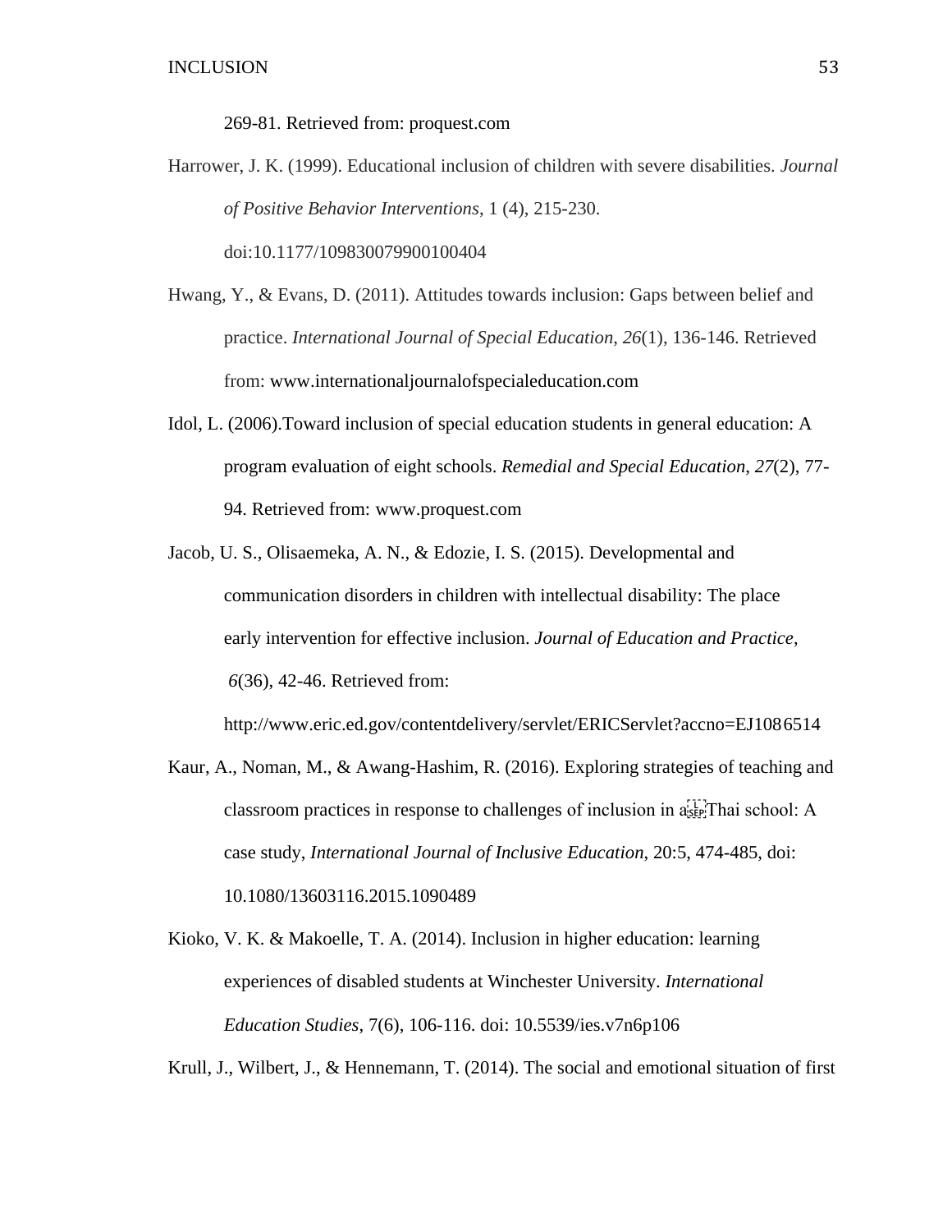269-81. Retrieved from: proquest.com

Harrower, J. K. (1999). Educational inclusion of children with severe disabilities. *Journal of Positive Behavior Interventions*, 1 (4), 215-230. doi:10.1177/109830079900100404

Hwang, Y., & Evans, D. (2011). Attitudes towards inclusion: Gaps between belief and practice. *International Journal of Special Education*, *26*(1), 136-146. Retrieved from: www.internationaljournalofspecialeducation.com

Idol, L. (2006).Toward inclusion of special education students in general education: A program evaluation of eight schools. *Remedial and Special Education, 27*(2), 77-94. Retrieved from: www.proquest.com

Jacob, U. S., Olisaemeka, A. N., & Edozie, I. S. (2015). Developmental and communication disorders in children with intellectual disability: The place early intervention for effective inclusion. *Journal of Education and Practice*, *6*(36), 42-46. Retrieved from: http://www.eric.ed.gov/contentdelivery/servlet/ERICServlet?accno=EJ1086514

Kaur, A., Noman, M., & Awang-Hashim, R. (2016). Exploring strategies of teaching and classroom practices in response to challenges of inclusion in a Thai school: A case study, *International Journal of Inclusive Education*, 20:5, 474-485, doi: 10.1080/13603116.2015.1090489

Kioko, V. K. & Makoelle, T. A. (2014). Inclusion in higher education: learning experiences of disabled students at Winchester University. *International Education Studies*, 7(6), 106-116. doi: 10.5539/ies.v7n6p106

Krull, J., Wilbert, J., & Hennemann, T. (2014). The social and emotional situation of first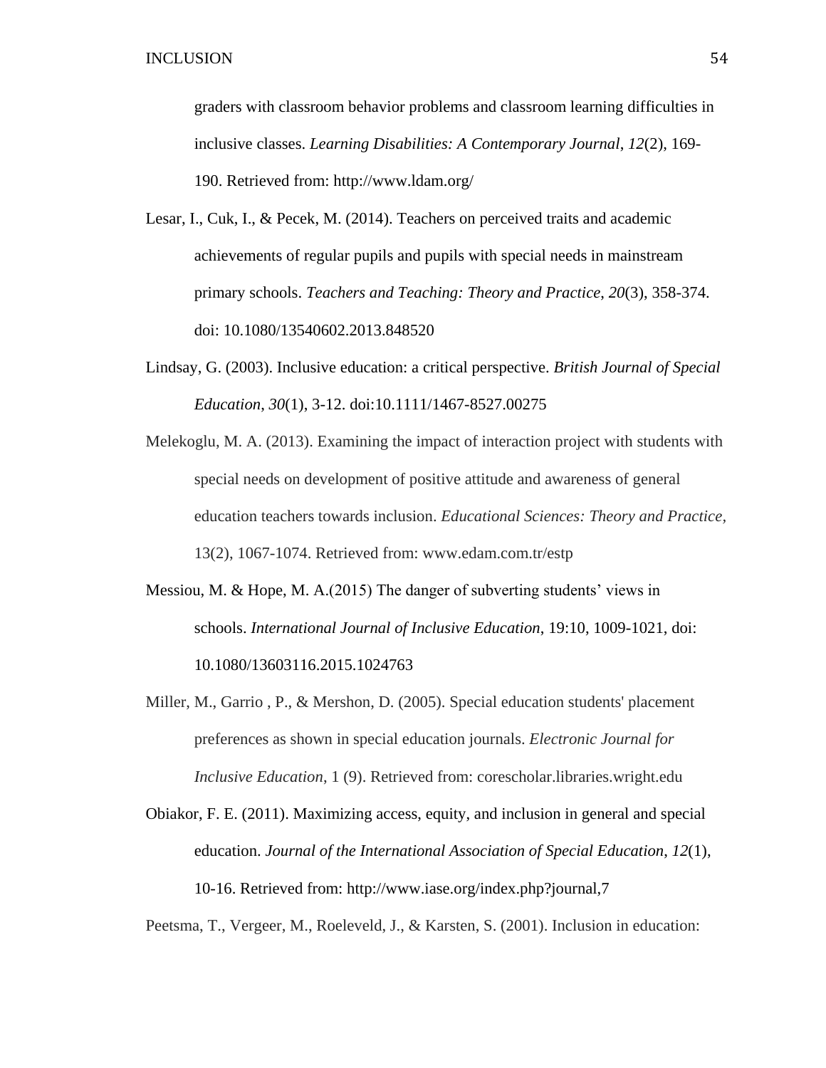graders with classroom behavior problems and classroom learning difficulties in inclusive classes. *Learning Disabilities: A Contemporary Journal*, *12*(2), 169-190. Retrieved from: http://www.ldam.org/

Lesar, I., Cuk, I., & Pecek, M. (2014). Teachers on perceived traits and academic achievements of regular pupils and pupils with special needs in mainstream primary schools. *Teachers and Teaching: Theory and Practice*, *20*(3), 358-374. doi: 10.1080/13540602.2013.848520

Lindsay, G. (2003). Inclusive education: a critical perspective. *British Journal of Special Education*, *30*(1), 3-12. doi:10.1111/1467-8527.00275

Melekoglu, M. A. (2013). Examining the impact of interaction project with students with special needs on development of positive attitude and awareness of general education teachers towards inclusion. *Educational Sciences: Theory and Practice,* 13(2), 1067-1074. Retrieved from: www.edam.com.tr/estp

Messiou, M. & Hope, M. A.(2015) The danger of subverting students' views in schools. *International Journal of Inclusive Education*, 19:10, 1009-1021, doi: 10.1080/13603116.2015.1024763

Miller, M., Garrio , P., & Mershon, D. (2005). Special education students' placement preferences as shown in special education journals. *Electronic Journal for Inclusive Education*, 1 (9). Retrieved from: corescholar.libraries.wright.edu

Obiakor, F. E. (2011). Maximizing access, equity, and inclusion in general and special education. *Journal of the International Association of Special Education*, *12*(1), 10-16. Retrieved from: http://www.iase.org/index.php?journal,7

Peetsma, T., Vergeer, M., Roeleveld, J., & Karsten, S. (2001). Inclusion in education: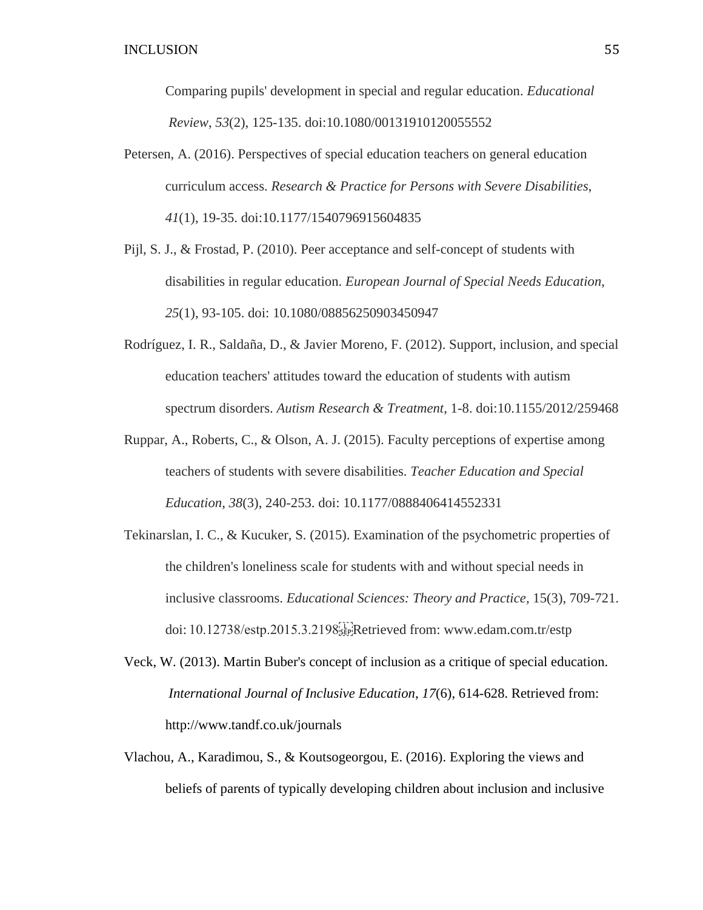Comparing pupils' development in special and regular education. *Educational Review*, *53*(2), 125-135. doi:10.1080/00131910120055552

Petersen, A. (2016). Perspectives of special education teachers on general education curriculum access. *Research & Practice for Persons with Severe Disabilities*, *41*(1), 19-35. doi:10.1177/1540796915604835

Pijl, S. J., & Frostad, P. (2010). Peer acceptance and self-concept of students with disabilities in regular education. *European Journal of Special Needs Education*, *25*(1), 93-105. doi: 10.1080/08856250903450947

Rodríguez, I. R., Saldaña, D., & Javier Moreno, F. (2012). Support, inclusion, and special education teachers' attitudes toward the education of students with autism spectrum disorders. *Autism Research & Treatment*, 1-8. doi:10.1155/2012/259468

Ruppar, A., Roberts, C., & Olson, A. J. (2015). Faculty perceptions of expertise among teachers of students with severe disabilities. *Teacher Education and Special Education*, *38*(3), 240-253. doi: 10.1177/0888406414552331

Tekinarslan, I. C., & Kucuker, S. (2015). Examination of the psychometric properties of the children's loneliness scale for students with and without special needs in inclusive classrooms. *Educational Sciences: Theory and Practice*, 15(3), 709-721. doi: 10.12738/estp.2015.3.2198 Retrieved from: www.edam.com.tr/estp

Veck, W. (2013). Martin Buber's concept of inclusion as a critique of special education. *International Journal of Inclusive Education*, *17*(6), 614-628. Retrieved from: http://www.tandf.co.uk/journals

Vlachou, A., Karadimou, S., & Koutsogeorgou, E. (2016). Exploring the views and beliefs of parents of typically developing children about inclusion and inclusive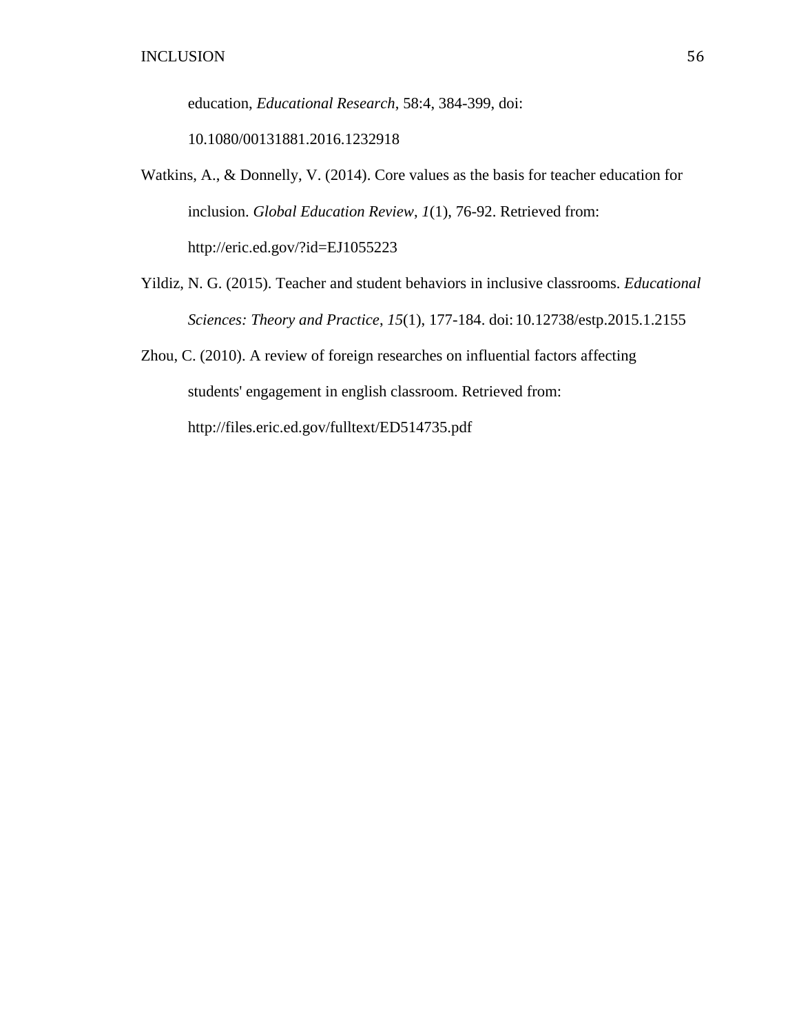education, *Educational Research*, 58:4, 384-399, doi: 10.1080/00131881.2016.1232918

Watkins, A., & Donnelly, V. (2014). Core values as the basis for teacher education for inclusion. *Global Education Review, 1*(1), 76-92. Retrieved from: http://eric.ed.gov/?id=EJ1055223

Yildiz, N. G. (2015). Teacher and student behaviors in inclusive classrooms. *Educational Sciences: Theory and Practice*, *15*(1), 177-184. doi: 10.12738/estp.2015.1.2155

Zhou, C. (2010). A review of foreign researches on influential factors affecting students' engagement in english classroom. Retrieved from: http://files.eric.ed.gov/fulltext/ED514735.pdf